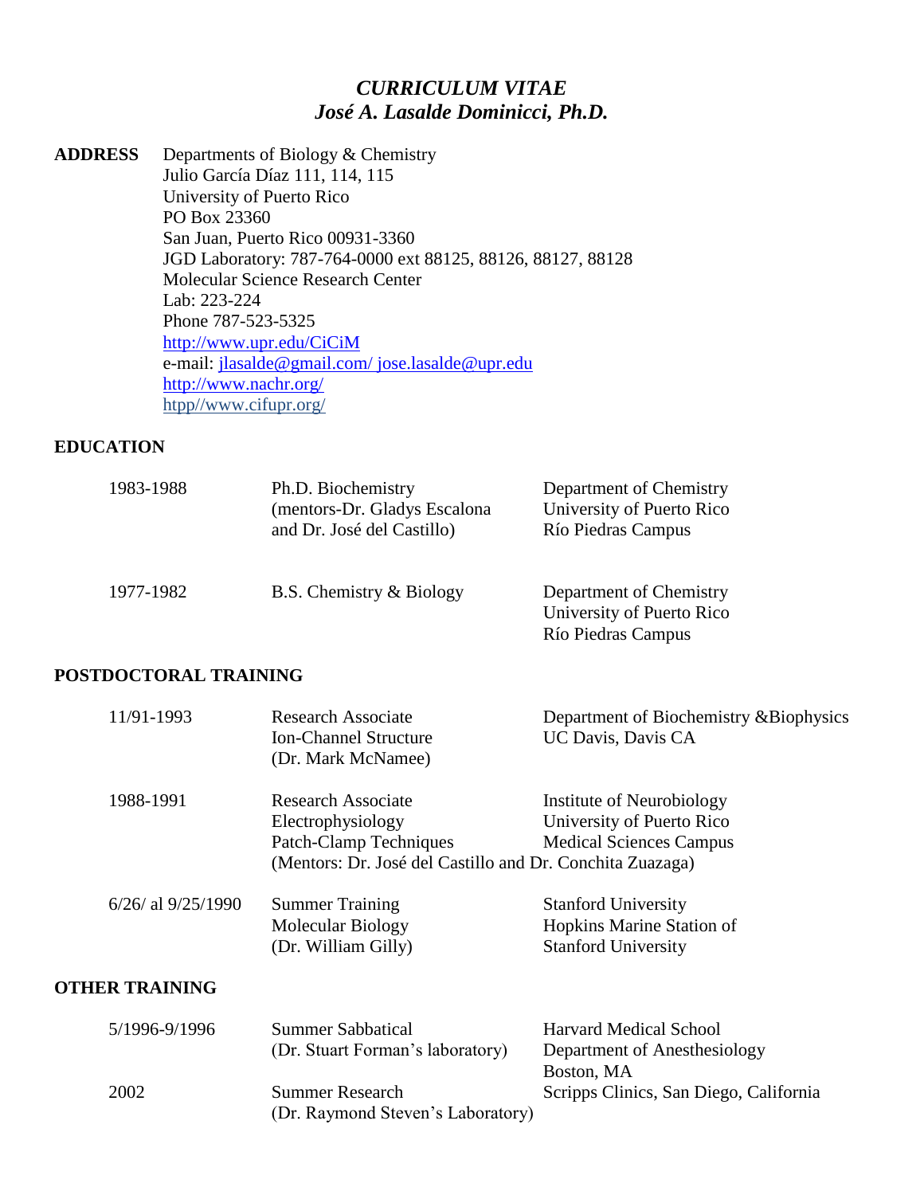# *CURRICULUM VITAE*
# *José A. Lasalde Dominicci, Ph.D.*

**ADDRESS**

Departments of Biology & Chemistry
Julio García Díaz 111, 114, 115
University of Puerto Rico
PO Box 23360
San Juan, Puerto Rico 00931-3360
JGD Laboratory: 787-764-0000 ext 88125, 88126, 88127, 88128
Molecular Science Research Center
Lab: 223-224
Phone 787-523-5325
http://www.upr.edu/CiCiM
e-mail: jlasalde@gmail.com/ jose.lasalde@upr.edu
http://www.nachr.org/
htpp//www.cifupr.org/

## EDUCATION

| | | |
|---|---|---|
| 1983-1988 | Ph.D. Biochemistry (mentors-Dr. Gladys Escalona and Dr. José del Castillo) | Department of Chemistry University of Puerto Rico Río Piedras Campus |
| 1977-1982 | B.S. Chemistry & Biology | Department of Chemistry University of Puerto Rico Río Piedras Campus |

## POSTDOCTORAL TRAINING

| | | |
|---|---|---|
| 11/91-1993 | Research Associate Ion-Channel Structure (Dr. Mark McNamee) | Department of Biochemistry &Biophysics UC Davis, Davis CA |
| 1988-1991 | Research Associate Electrophysiology Patch-Clamp Techniques (Mentors: Dr. José del Castillo and Dr. Conchita Zuazaga) | Institute of Neurobiology University of Puerto Rico Medical Sciences Campus |
| 6/26/ al 9/25/1990 | Summer Training Molecular Biology (Dr. William Gilly) | Stanford University Hopkins Marine Station of Stanford University |

## OTHER TRAINING

| | | |
|---|---|---|
| 5/1996-9/1996 | Summer Sabbatical (Dr. Stuart Forman's laboratory) | Harvard Medical School Department of Anesthesiology Boston, MA |
| 2002 | Summer Research (Dr. Raymond Steven's Laboratory) | Scripps Clinics, San Diego, California |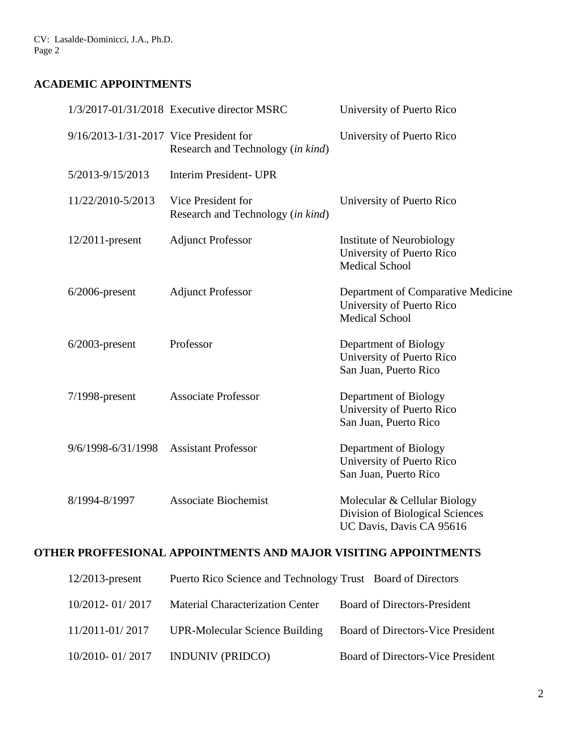## ACADEMIC APPOINTMENTS

| | | |
|---|---|---|
| 1/3/2017-01/31/2018 | Executive director MSRC | University of Puerto Rico |
| 9/16/2013-1/31-2017 | Vice President for Research and Technology (*in kind*) | University of Puerto Rico |
| 5/2013-9/15/2013 | Interim President- UPR | |
| 11/22/2010-5/2013 | Vice President for Research and Technology (*in kind*) | University of Puerto Rico |
| 12/2011-present | Adjunct Professor | Institute of Neurobiology University of Puerto Rico Medical School |
| 6/2006-present | Adjunct Professor | Department of Comparative Medicine University of Puerto Rico Medical School |
| 6/2003-present | Professor | Department of Biology University of Puerto Rico San Juan, Puerto Rico |
| 7/1998-present | Associate Professor | Department of Biology University of Puerto Rico San Juan, Puerto Rico |
| 9/6/1998-6/31/1998 | Assistant Professor | Department of Biology University of Puerto Rico San Juan, Puerto Rico |
| 8/1994-8/1997 | Associate Biochemist | Molecular & Cellular Biology Division of Biological Sciences UC Davis, Davis CA 95616 |

## OTHER PROFFESIONAL APPOINTMENTS AND MAJOR VISITING APPOINTMENTS

| | | |
|---|---|---|
| 12/2013-present | Puerto Rico Science and Technology Trust | Board of Directors |
| 10/2012- 01/ 2017 | Material Characterization Center | Board of Directors-President |
| 11/2011-01/ 2017 | UPR-Molecular Science Building | Board of Directors-Vice President |
| 10/2010- 01/ 2017 | INDUNIV (PRIDCO) | Board of Directors-Vice President |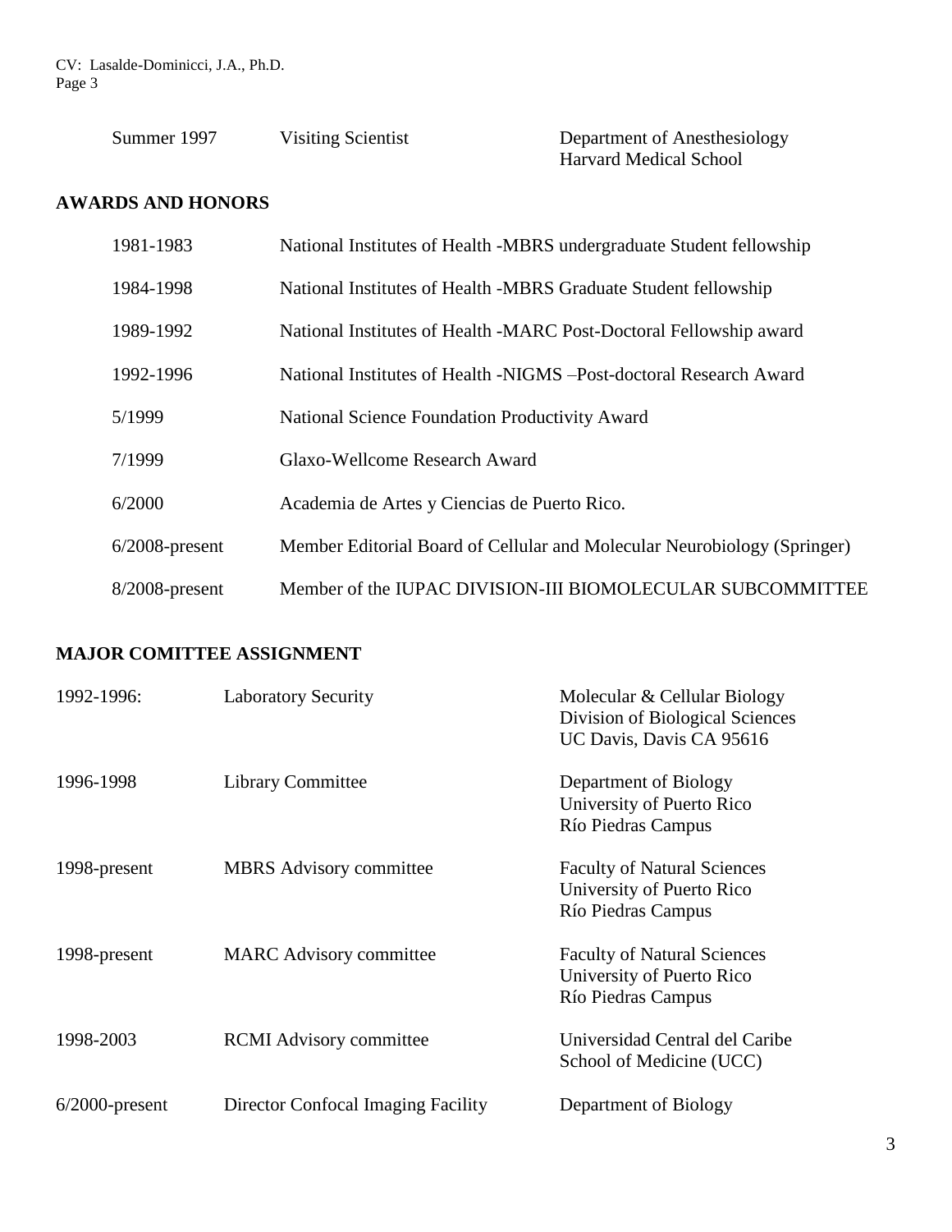| | | |
|---|---|---|
| Summer 1997 | Visiting Scientist | Department of Anesthesiology<br>Harvard Medical School |

## AWARDS AND HONORS

| | |
|---|---|
| 1981-1983 | National Institutes of Health -MBRS undergraduate Student fellowship |
| 1984-1998 | National Institutes of Health -MBRS Graduate Student fellowship |
| 1989-1992 | National Institutes of Health -MARC Post-Doctoral Fellowship award |
| 1992-1996 | National Institutes of Health -NIGMS –Post-doctoral Research Award |
| 5/1999 | National Science Foundation Productivity Award |
| 7/1999 | Glaxo-Wellcome Research Award |
| 6/2000 | Academia de Artes y Ciencias de Puerto Rico. |
| 6/2008-present | Member Editorial Board of Cellular and Molecular Neurobiology (Springer) |
| 8/2008-present | Member of the IUPAC DIVISION-III BIOMOLECULAR SUBCOMMITTEE |

## MAJOR COMITTEE ASSIGNMENT

| | | |
|---|---|---|
| 1992-1996: | Laboratory Security | Molecular & Cellular Biology<br>Division of Biological Sciences<br>UC Davis, Davis CA 95616 |
| 1996-1998 | Library Committee | Department of Biology<br>University of Puerto Rico<br>Río Piedras Campus |
| 1998-present | MBRS Advisory committee | Faculty of Natural Sciences<br>University of Puerto Rico<br>Río Piedras Campus |
| 1998-present | MARC Advisory committee | Faculty of Natural Sciences<br>University of Puerto Rico<br>Río Piedras Campus |
| 1998-2003 | RCMI Advisory committee | Universidad Central del Caribe<br>School of Medicine (UCC) |
| 6/2000-present | Director Confocal Imaging Facility | Department of Biology |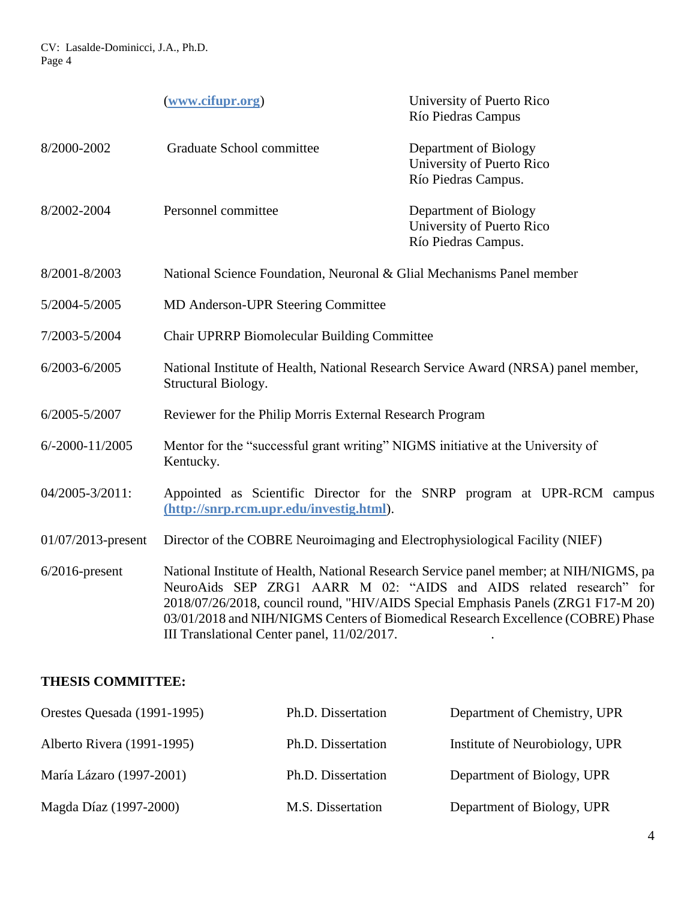| | | |
|---|---|---|
| | ([www.cifupr.org](http://www.cifupr.org)) | University of Puerto Rico<br>Río Piedras Campus |
| 8/2000-2002 | Graduate School committee | Department of Biology<br>University of Puerto Rico<br>Río Piedras Campus. |
| 8/2002-2004 | Personnel committee | Department of Biology<br>University of Puerto Rico<br>Río Piedras Campus. |
| 8/2001-8/2003 | National Science Foundation, Neuronal & Glial Mechanisms Panel member | |
| 5/2004-5/2005 | MD Anderson-UPR Steering Committee | |
| 7/2003-5/2004 | Chair UPRRP Biomolecular Building Committee | |
| 6/2003-6/2005 | National Institute of Health, National Research Service Award (NRSA) panel member, Structural Biology. | |
| 6/2005-5/2007 | Reviewer for the Philip Morris External Research Program | |
| 6/-2000-11/2005 | Mentor for the "successful grant writing" NIGMS initiative at the University of Kentucky. | |
| 04/2005-3/2011: | Appointed as Scientific Director for the SNRP program at UPR-RCM campus ([http://snrp.rcm.upr.edu/investig.html](http://snrp.rcm.upr.edu/investig.html)). | |
| 01/07/2013-present | Director of the COBRE Neuroimaging and Electrophysiological Facility (NIEF) | |
| 6/2016-present | National Institute of Health, National Research Service panel member; at NIH/NIGMS, pa NeuroAids SEP ZRG1 AARR M 02: "AIDS and AIDS related research" for 2018/07/26/2018, council round, "HIV/AIDS Special Emphasis Panels (ZRG1 F17-M 20) 03/01/2018 and NIH/NIGMS Centers of Biomedical Research Excellence (COBRE) Phase III Translational Center panel, 11/02/2017. . | |

**THESIS COMMITTEE:**

| | | |
|---|---|---|
| Orestes Quesada (1991-1995) | Ph.D. Dissertation | Department of Chemistry, UPR |
| Alberto Rivera (1991-1995) | Ph.D. Dissertation | Institute of Neurobiology, UPR |
| María Lázaro (1997-2001) | Ph.D. Dissertation | Department of Biology, UPR |
| Magda Díaz (1997-2000) | M.S. Dissertation | Department of Biology, UPR |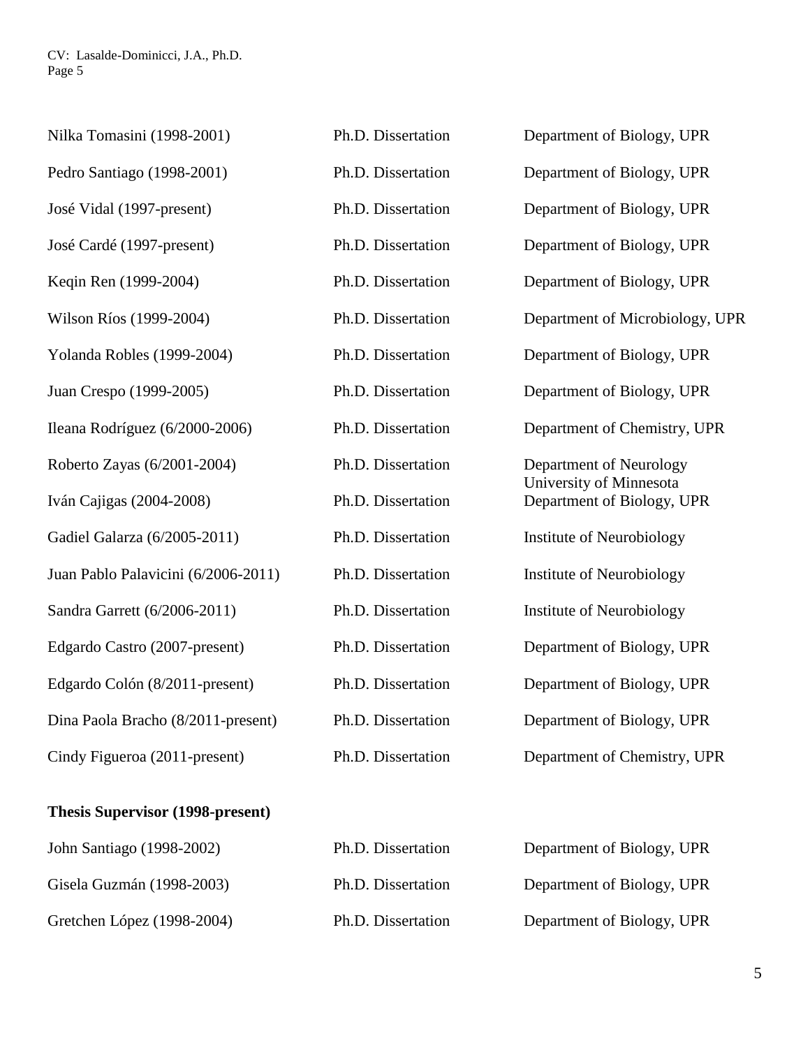| | | |
|---|---|---|
| Nilka Tomasini (1998-2001) | Ph.D. Dissertation | Department of Biology, UPR |
| Pedro Santiago (1998-2001) | Ph.D. Dissertation | Department of Biology, UPR |
| José Vidal (1997-present) | Ph.D. Dissertation | Department of Biology, UPR |
| José Cardé (1997-present) | Ph.D. Dissertation | Department of Biology, UPR |
| Keqin Ren (1999-2004) | Ph.D. Dissertation | Department of Biology, UPR |
| Wilson Ríos (1999-2004) | Ph.D. Dissertation | Department of Microbiology, UPR |
| Yolanda Robles (1999-2004) | Ph.D. Dissertation | Department of Biology, UPR |
| Juan Crespo (1999-2005) | Ph.D. Dissertation | Department of Biology, UPR |
| Ileana Rodríguez (6/2000-2006) | Ph.D. Dissertation | Department of Chemistry, UPR |
| Roberto Zayas (6/2001-2004) | Ph.D. Dissertation | Department of Neurology University of Minnesota |
| Iván Cajigas (2004-2008) | Ph.D. Dissertation | Department of Biology, UPR |
| Gadiel Galarza (6/2005-2011) | Ph.D. Dissertation | Institute of Neurobiology |
| Juan Pablo Palavicini (6/2006-2011) | Ph.D. Dissertation | Institute of Neurobiology |
| Sandra Garrett (6/2006-2011) | Ph.D. Dissertation | Institute of Neurobiology |
| Edgardo Castro (2007-present) | Ph.D. Dissertation | Department of Biology, UPR |
| Edgardo Colón (8/2011-present) | Ph.D. Dissertation | Department of Biology, UPR |
| Dina Paola Bracho (8/2011-present) | Ph.D. Dissertation | Department of Biology, UPR |
| Cindy Figueroa (2011-present) | Ph.D. Dissertation | Department of Chemistry, UPR |

**Thesis Supervisor (1998-present)**

| | | |
|---|---|---|
| John Santiago (1998-2002) | Ph.D. Dissertation | Department of Biology, UPR |
| Gisela Guzmán (1998-2003) | Ph.D. Dissertation | Department of Biology, UPR |
| Gretchen López (1998-2004) | Ph.D. Dissertation | Department of Biology, UPR |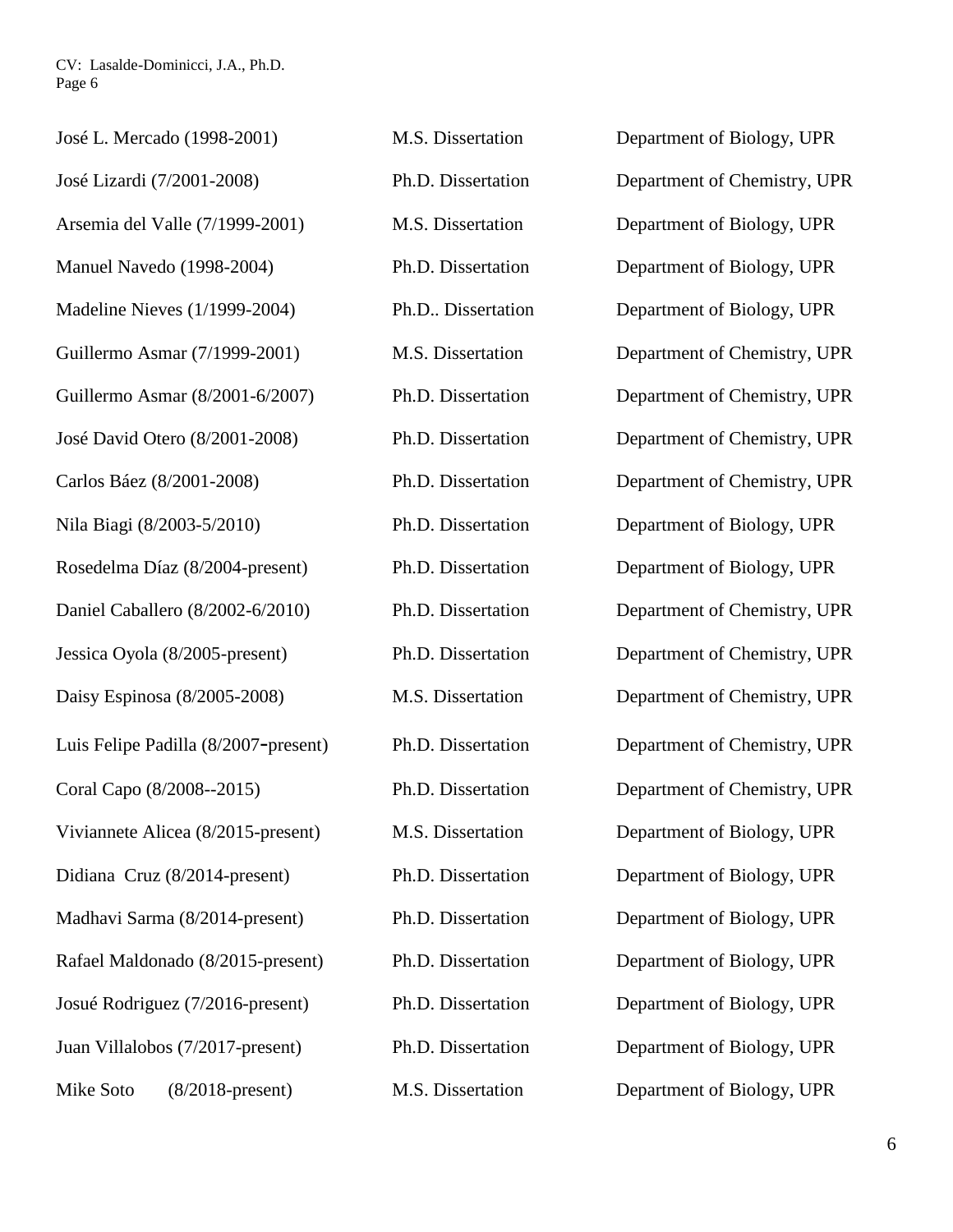| | | |
|---|---|---|
| José L. Mercado (1998-2001) | M.S. Dissertation | Department of Biology, UPR |
| José Lizardi (7/2001-2008) | Ph.D. Dissertation | Department of Chemistry, UPR |
| Arsemia del Valle (7/1999-2001) | M.S. Dissertation | Department of Biology, UPR |
| Manuel Navedo (1998-2004) | Ph.D. Dissertation | Department of Biology, UPR |
| Madeline Nieves (1/1999-2004) | Ph.D.. Dissertation | Department of Biology, UPR |
| Guillermo Asmar (7/1999-2001) | M.S. Dissertation | Department of Chemistry, UPR |
| Guillermo Asmar (8/2001-6/2007) | Ph.D. Dissertation | Department of Chemistry, UPR |
| José David Otero (8/2001-2008) | Ph.D. Dissertation | Department of Chemistry, UPR |
| Carlos Báez (8/2001-2008) | Ph.D. Dissertation | Department of Chemistry, UPR |
| Nila Biagi (8/2003-5/2010) | Ph.D. Dissertation | Department of Biology, UPR |
| Rosedelma Díaz (8/2004-present) | Ph.D. Dissertation | Department of Biology, UPR |
| Daniel Caballero (8/2002-6/2010) | Ph.D. Dissertation | Department of Chemistry, UPR |
| Jessica Oyola (8/2005-present) | Ph.D. Dissertation | Department of Chemistry, UPR |
| Daisy Espinosa (8/2005-2008) | M.S. Dissertation | Department of Chemistry, UPR |
| Luis Felipe Padilla (8/2007-present) | Ph.D. Dissertation | Department of Chemistry, UPR |
| Coral Capo (8/2008--2015) | Ph.D. Dissertation | Department of Chemistry, UPR |
| Viviannete Alicea (8/2015-present) | M.S. Dissertation | Department of Biology, UPR |
| Didiana Cruz (8/2014-present) | Ph.D. Dissertation | Department of Biology, UPR |
| Madhavi Sarma (8/2014-present) | Ph.D. Dissertation | Department of Biology, UPR |
| Rafael Maldonado (8/2015-present) | Ph.D. Dissertation | Department of Biology, UPR |
| Josué Rodriguez (7/2016-present) | Ph.D. Dissertation | Department of Biology, UPR |
| Juan Villalobos (7/2017-present) | Ph.D. Dissertation | Department of Biology, UPR |
| Mike Soto (8/2018-present) | M.S. Dissertation | Department of Biology, UPR |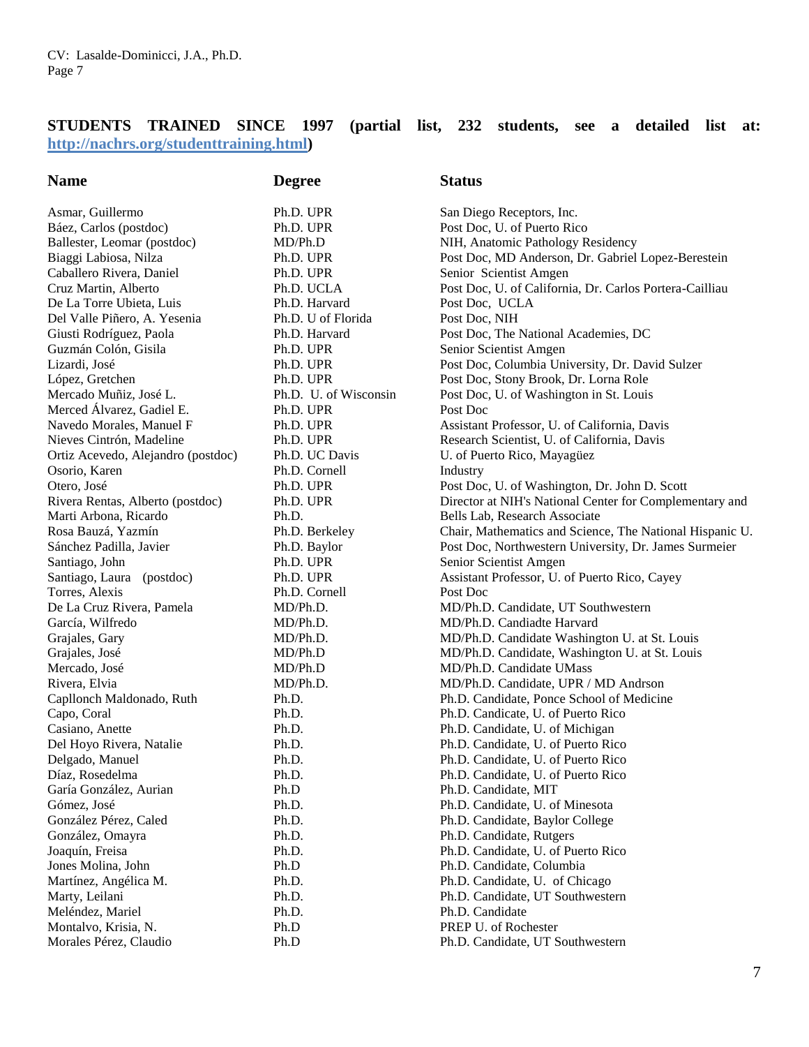**STUDENTS TRAINED SINCE 1997 (partial list, 232 students, see a detailed list at: http://nachrs.org/studenttraining.html)**

| Name | Degree | Status |
|---|---|---|
| Asmar, Guillermo | Ph.D. UPR | San Diego Receptors, Inc. |
| Báez, Carlos (postdoc) | Ph.D. UPR | Post Doc, U. of Puerto Rico |
| Ballester, Leomar (postdoc) | MD/Ph.D | NIH, Anatomic Pathology Residency |
| Biaggi Labiosa, Nilza | Ph.D. UPR | Post Doc, MD Anderson, Dr. Gabriel Lopez-Berestein |
| Caballero Rivera, Daniel | Ph.D. UPR | Senior Scientist Amgen |
| Cruz Martin, Alberto | Ph.D. UCLA | Post Doc, U. of California, Dr. Carlos Portera-Cailliau |
| De La Torre Ubieta, Luis | Ph.D. Harvard | Post Doc, UCLA |
| Del Valle Piñero, A. Yesenia | Ph.D. U of Florida | Post Doc, NIH |
| Giusti Rodríguez, Paola | Ph.D. Harvard | Post Doc, The National Academies, DC |
| Guzmán Colón, Gisila | Ph.D. UPR | Senior Scientist Amgen |
| Lizardi, José | Ph.D. UPR | Post Doc, Columbia University, Dr. David Sulzer |
| López, Gretchen | Ph.D. UPR | Post Doc, Stony Brook, Dr. Lorna Role |
| Mercado Muñiz, José L. | Ph.D. U. of Wisconsin | Post Doc, U. of Washington in St. Louis |
| Merced Álvarez, Gadiel E. | Ph.D. UPR | Post Doc |
| Navedo Morales, Manuel F | Ph.D. UPR | Assistant Professor, U. of California, Davis |
| Nieves Cintrón, Madeline | Ph.D. UPR | Research Scientist, U. of California, Davis |
| Ortiz Acevedo, Alejandro (postdoc) | Ph.D. UC Davis | U. of Puerto Rico, Mayagüez |
| Osorio, Karen | Ph.D. Cornell | Industry |
| Otero, José | Ph.D. UPR | Post Doc, U. of Washington, Dr. John D. Scott |
| Rivera Rentas, Alberto (postdoc) | Ph.D. UPR | Director at NIH's National Center for Complementary and |
| Marti Arbona, Ricardo | Ph.D. | Bells Lab, Research Associate |
| Rosa Bauzá, Yazmín | Ph.D. Berkeley | Chair, Mathematics and Science, The National Hispanic U. |
| Sánchez Padilla, Javier | Ph.D. Baylor | Post Doc, Northwestern University, Dr. James Surmeier |
| Santiago, John | Ph.D. UPR | Senior Scientist Amgen |
| Santiago, Laura (postdoc) | Ph.D. UPR | Assistant Professor, U. of Puerto Rico, Cayey |
| Torres, Alexis | Ph.D. Cornell | Post Doc |
| De La Cruz Rivera, Pamela | MD/Ph.D. | MD/Ph.D. Candidate, UT Southwestern |
| García, Wilfredo | MD/Ph.D. | MD/Ph.D. Candiadte Harvard |
| Grajales, Gary | MD/Ph.D. | MD/Ph.D. Candidate Washington U. at St. Louis |
| Grajales, José | MD/Ph.D | MD/Ph.D. Candidate, Washington U. at St. Louis |
| Mercado, José | MD/Ph.D | MD/Ph.D. Candidate UMass |
| Rivera, Elvia | MD/Ph.D. | MD/Ph.D. Candidate, UPR / MD Andrson |
| Capllonch Maldonado, Ruth | Ph.D. | Ph.D. Candidate, Ponce School of Medicine |
| Capo, Coral | Ph.D. | Ph.D. Candicate, U. of Puerto Rico |
| Casiano, Anette | Ph.D. | Ph.D. Candidate, U. of Michigan |
| Del Hoyo Rivera, Natalie | Ph.D. | Ph.D. Candidate, U. of Puerto Rico |
| Delgado, Manuel | Ph.D. | Ph.D. Candidate, U. of Puerto Rico |
| Díaz, Rosedelma | Ph.D. | Ph.D. Candidate, U. of Puerto Rico |
| Garía González, Aurian | Ph.D | Ph.D. Candidate, MIT |
| Gómez, José | Ph.D. | Ph.D. Candidate, U. of Minesota |
| González Pérez, Caled | Ph.D. | Ph.D. Candidate, Baylor College |
| González, Omayra | Ph.D. | Ph.D. Candidate, Rutgers |
| Joaquín, Freisa | Ph.D. | Ph.D. Candidate, U. of Puerto Rico |
| Jones Molina, John | Ph.D | Ph.D. Candidate, Columbia |
| Martínez, Angélica M. | Ph.D. | Ph.D. Candidate, U. of Chicago |
| Marty, Leilani | Ph.D. | Ph.D. Candidate, UT Southwestern |
| Meléndez, Mariel | Ph.D. | Ph.D. Candidate |
| Montalvo, Krisia, N. | Ph.D | PREP U. of Rochester |
| Morales Pérez, Claudio | Ph.D | Ph.D. Candidate, UT Southwestern |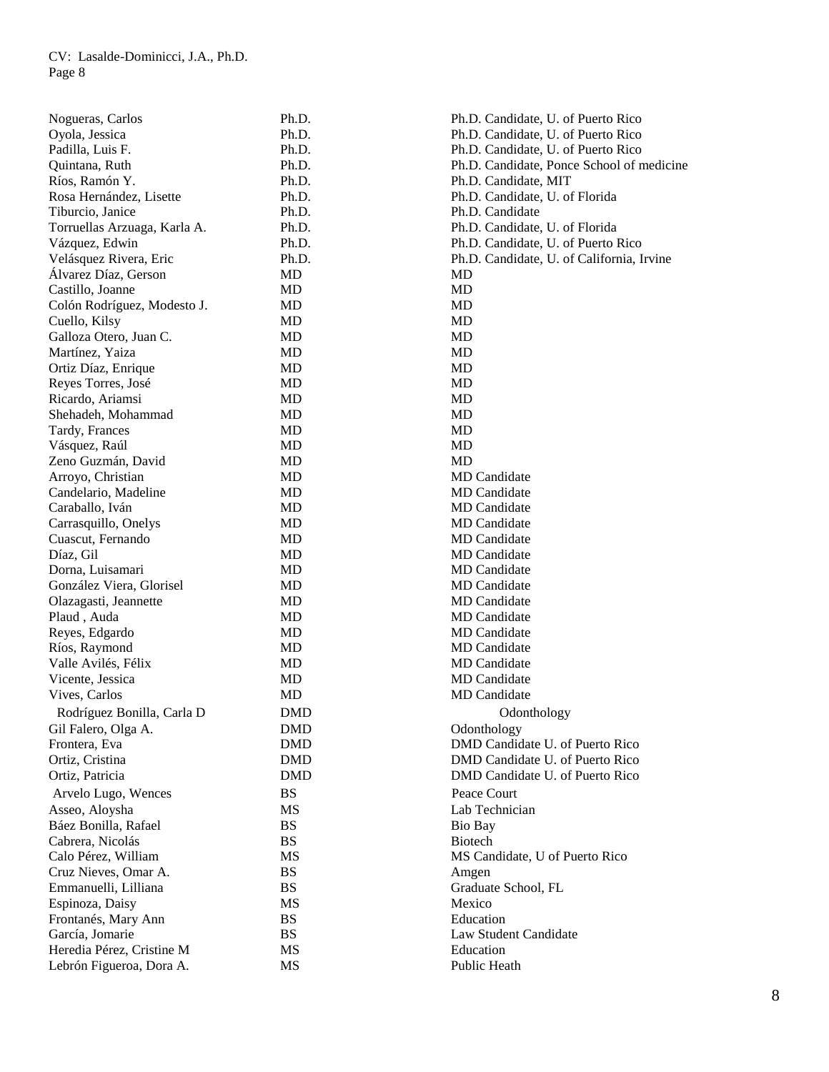| | | |
|---|---|---|
| Nogueras, Carlos | Ph.D. | Ph.D. Candidate, U. of Puerto Rico |
| Oyola, Jessica | Ph.D. | Ph.D. Candidate, U. of Puerto Rico |
| Padilla, Luis F. | Ph.D. | Ph.D. Candidate, U. of Puerto Rico |
| Quintana, Ruth | Ph.D. | Ph.D. Candidate, Ponce School of medicine |
| Ríos, Ramón Y. | Ph.D. | Ph.D. Candidate, MIT |
| Rosa Hernández, Lisette | Ph.D. | Ph.D. Candidate, U. of Florida |
| Tiburcio, Janice | Ph.D. | Ph.D. Candidate |
| Torruellas Arzuaga, Karla A. | Ph.D. | Ph.D. Candidate, U. of Florida |
| Vázquez, Edwin | Ph.D. | Ph.D. Candidate, U. of Puerto Rico |
| Velásquez Rivera, Eric | Ph.D. | Ph.D. Candidate, U. of California, Irvine |
| Álvarez Díaz, Gerson | MD | MD |
| Castillo, Joanne | MD | MD |
| Colón Rodríguez, Modesto J. | MD | MD |
| Cuello, Kilsy | MD | MD |
| Galloza Otero, Juan C. | MD | MD |
| Martínez, Yaiza | MD | MD |
| Ortiz Díaz, Enrique | MD | MD |
| Reyes Torres, José | MD | MD |
| Ricardo, Ariamsi | MD | MD |
| Shehadeh, Mohammad | MD | MD |
| Tardy, Frances | MD | MD |
| Vásquez, Raúl | MD | MD |
| Zeno Guzmán, David | MD | MD |
| Arroyo, Christian | MD | MD Candidate |
| Candelario, Madeline | MD | MD Candidate |
| Caraballo, Iván | MD | MD Candidate |
| Carrasquillo, Onelys | MD | MD Candidate |
| Cuascut, Fernando | MD | MD Candidate |
| Díaz, Gil | MD | MD Candidate |
| Dorna, Luisamari | MD | MD Candidate |
| González Viera, Glorisel | MD | MD Candidate |
| Olazagasti, Jeannette | MD | MD Candidate |
| Plaud , Auda | MD | MD Candidate |
| Reyes, Edgardo | MD | MD Candidate |
| Ríos, Raymond | MD | MD Candidate |
| Valle Avilés, Félix | MD | MD Candidate |
| Vicente, Jessica | MD | MD Candidate |
| Vives, Carlos | MD | MD Candidate |
| Rodríguez Bonilla, Carla D | DMD | Odonthology |
| Gil Falero, Olga A. | DMD | Odonthology |
| Frontera, Eva | DMD | DMD Candidate U. of Puerto Rico |
| Ortiz, Cristina | DMD | DMD Candidate U. of Puerto Rico |
| Ortiz, Patricia | DMD | DMD Candidate U. of Puerto Rico |
| Arvelo Lugo, Wences | BS | Peace Court |
| Asseo, Aloysha | MS | Lab Technician |
| Báez Bonilla, Rafael | BS | Bio Bay |
| Cabrera, Nicolás | BS | Biotech |
| Calo Pérez, William | MS | MS Candidate, U of Puerto Rico |
| Cruz Nieves, Omar A. | BS | Amgen |
| Emmanuelli, Lilliana | BS | Graduate School, FL |
| Espinoza, Daisy | MS | Mexico |
| Frontanés, Mary Ann | BS | Education |
| García, Jomarie | BS | Law Student Candidate |
| Heredia Pérez, Cristine M | MS | Education |
| Lebrón Figueroa, Dora A. | MS | Public Heath |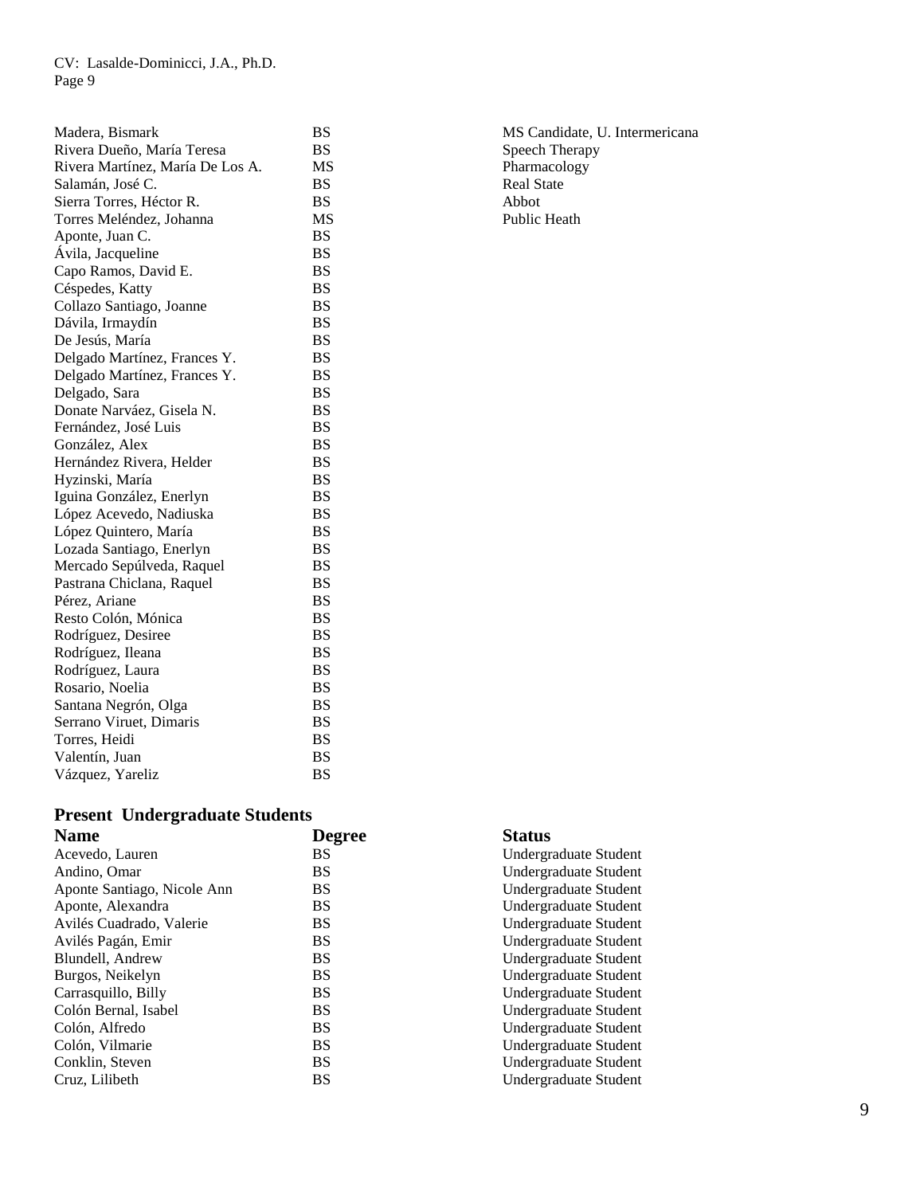| | | |
|---|---|---|
| Madera, Bismark | BS | MS Candidate, U. Intermericana |
| Rivera Dueño, María Teresa | BS | Speech Therapy |
| Rivera Martínez, María De Los A. | MS | Pharmacology |
| Salamán, José C. | BS | Real State |
| Sierra Torres, Héctor R. | BS | Abbot |
| Torres Meléndez, Johanna | MS | Public Heath |
| Aponte, Juan C. | BS | |
| Ávila, Jacqueline | BS | |
| Capo Ramos, David E. | BS | |
| Céspedes, Katty | BS | |
| Collazo Santiago, Joanne | BS | |
| Dávila, Irmaydín | BS | |
| De Jesús, María | BS | |
| Delgado Martínez, Frances Y. | BS | |
| Delgado Martínez, Frances Y. | BS | |
| Delgado, Sara | BS | |
| Donate Narváez, Gisela N. | BS | |
| Fernández, José Luis | BS | |
| González, Alex | BS | |
| Hernández Rivera, Helder | BS | |
| Hyzinski, María | BS | |
| Iguina González, Enerlyn | BS | |
| López Acevedo, Nadiuska | BS | |
| López Quintero, María | BS | |
| Lozada Santiago, Enerlyn | BS | |
| Mercado Sepúlveda, Raquel | BS | |
| Pastrana Chiclana, Raquel | BS | |
| Pérez, Ariane | BS | |
| Resto Colón, Mónica | BS | |
| Rodríguez, Desiree | BS | |
| Rodríguez, Ileana | BS | |
| Rodríguez, Laura | BS | |
| Rosario, Noelia | BS | |
| Santana Negrón, Olga | BS | |
| Serrano Viruet, Dimaris | BS | |
| Torres, Heidi | BS | |
| Valentín, Juan | BS | |
| Vázquez, Yareliz | BS | |

## Present Undergraduate Students

| Name | Degree | Status |
|---|---|---|
| Acevedo, Lauren | BS | Undergraduate Student |
| Andino, Omar | BS | Undergraduate Student |
| Aponte Santiago, Nicole Ann | BS | Undergraduate Student |
| Aponte, Alexandra | BS | Undergraduate Student |
| Avilés Cuadrado, Valerie | BS | Undergraduate Student |
| Avilés Pagán, Emir | BS | Undergraduate Student |
| Blundell, Andrew | BS | Undergraduate Student |
| Burgos, Neikelyn | BS | Undergraduate Student |
| Carrasquillo, Billy | BS | Undergraduate Student |
| Colón Bernal, Isabel | BS | Undergraduate Student |
| Colón, Alfredo | BS | Undergraduate Student |
| Colón, Vilmarie | BS | Undergraduate Student |
| Conklin, Steven | BS | Undergraduate Student |
| Cruz, Lilibeth | BS | Undergraduate Student |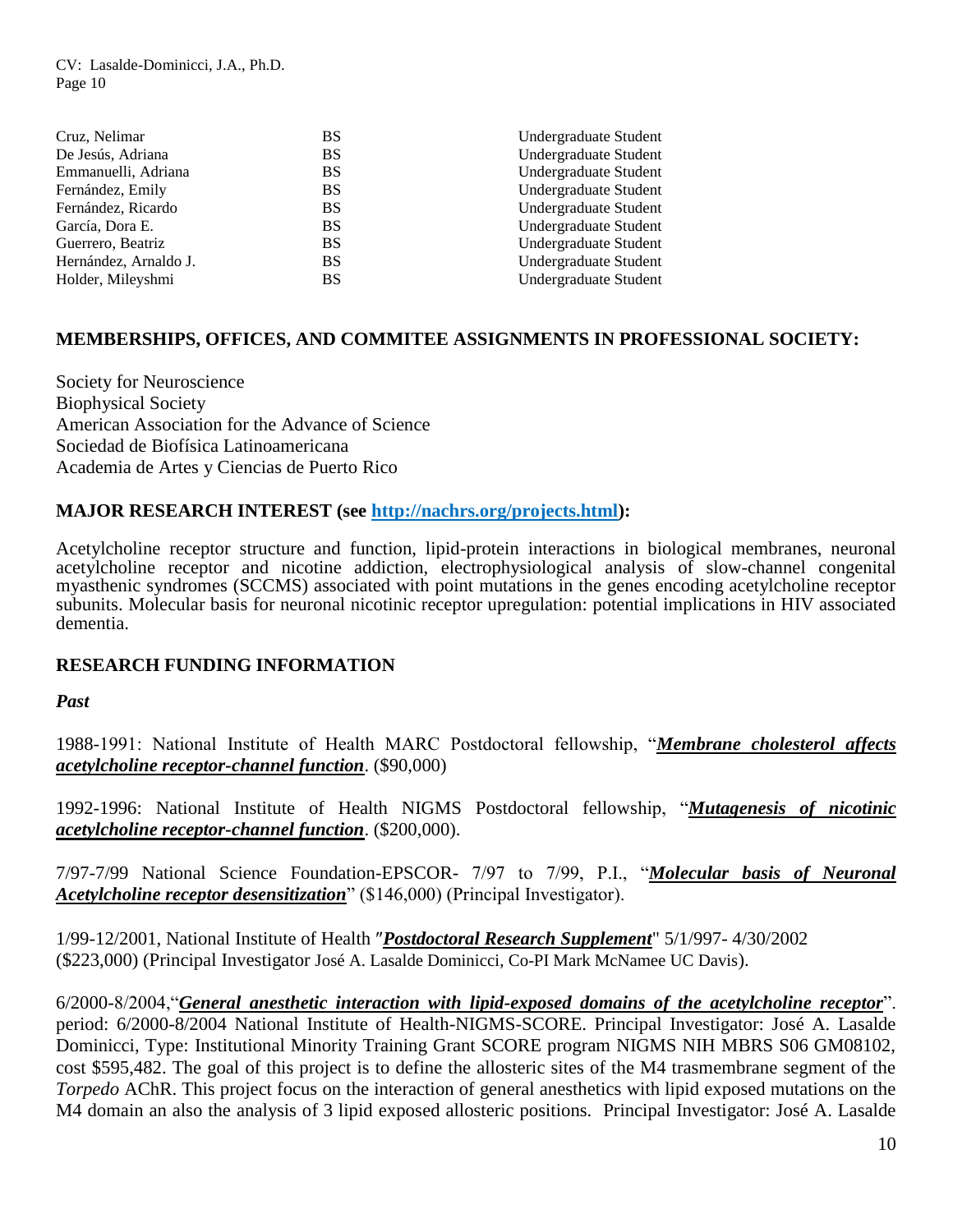| | | |
|---|---|---|
| Cruz, Nelimar | BS | Undergraduate Student |
| De Jesús, Adriana | BS | Undergraduate Student |
| Emmanuelli, Adriana | BS | Undergraduate Student |
| Fernández, Emily | BS | Undergraduate Student |
| Fernández, Ricardo | BS | Undergraduate Student |
| García, Dora E. | BS | Undergraduate Student |
| Guerrero, Beatriz | BS | Undergraduate Student |
| Hernández, Arnaldo J. | BS | Undergraduate Student |
| Holder, Mileyshmi | BS | Undergraduate Student |

## MEMBERSHIPS, OFFICES, AND COMMITEE ASSIGNMENTS IN PROFESSIONAL SOCIETY:

Society for Neuroscience
Biophysical Society
American Association for the Advance of Science
Sociedad de Biofísica Latinoamericana
Academia de Artes y Ciencias de Puerto Rico

## MAJOR RESEARCH INTEREST (see http://nachrs.org/projects.html):

Acetylcholine receptor structure and function, lipid-protein interactions in biological membranes, neuronal acetylcholine receptor and nicotine addiction, electrophysiological analysis of slow-channel congenital myasthenic syndromes (SCCMS) associated with point mutations in the genes encoding acetylcholine receptor subunits. Molecular basis for neuronal nicotinic receptor upregulation: potential implications in HIV associated dementia.

## RESEARCH FUNDING INFORMATION

***Past***

1988-1991: National Institute of Health MARC Postdoctoral fellowship, "***Membrane cholesterol affects acetylcholine receptor-channel function***. ($90,000)

1992-1996: National Institute of Health NIGMS Postdoctoral fellowship, "***Mutagenesis of nicotinic acetylcholine receptor-channel function***. ($200,000).

7/97-7/99 National Science Foundation-EPSCOR- 7/97 to 7/99, P.I., "***Molecular basis of Neuronal Acetylcholine receptor desensitization***" ($146,000) (Principal Investigator).

1/99-12/2001, National Institute of Health "***Postdoctoral Research Supplement***" 5/1/997- 4/30/2002 ($223,000) (Principal Investigator José A. Lasalde Dominicci, Co-PI Mark McNamee UC Davis).

6/2000-8/2004,"***General anesthetic interaction with lipid-exposed domains of the acetylcholine receptor***". period: 6/2000-8/2004 National Institute of Health-NIGMS-SCORE. Principal Investigator: José A. Lasalde Dominicci, Type: Institutional Minority Training Grant SCORE program NIGMS NIH MBRS S06 GM08102, cost $595,482. The goal of this project is to define the allosteric sites of the M4 trasmembrane segment of the *Torpedo* AChR. This project focus on the interaction of general anesthetics with lipid exposed mutations on the M4 domain an also the analysis of 3 lipid exposed allosteric positions. Principal Investigator: José A. Lasalde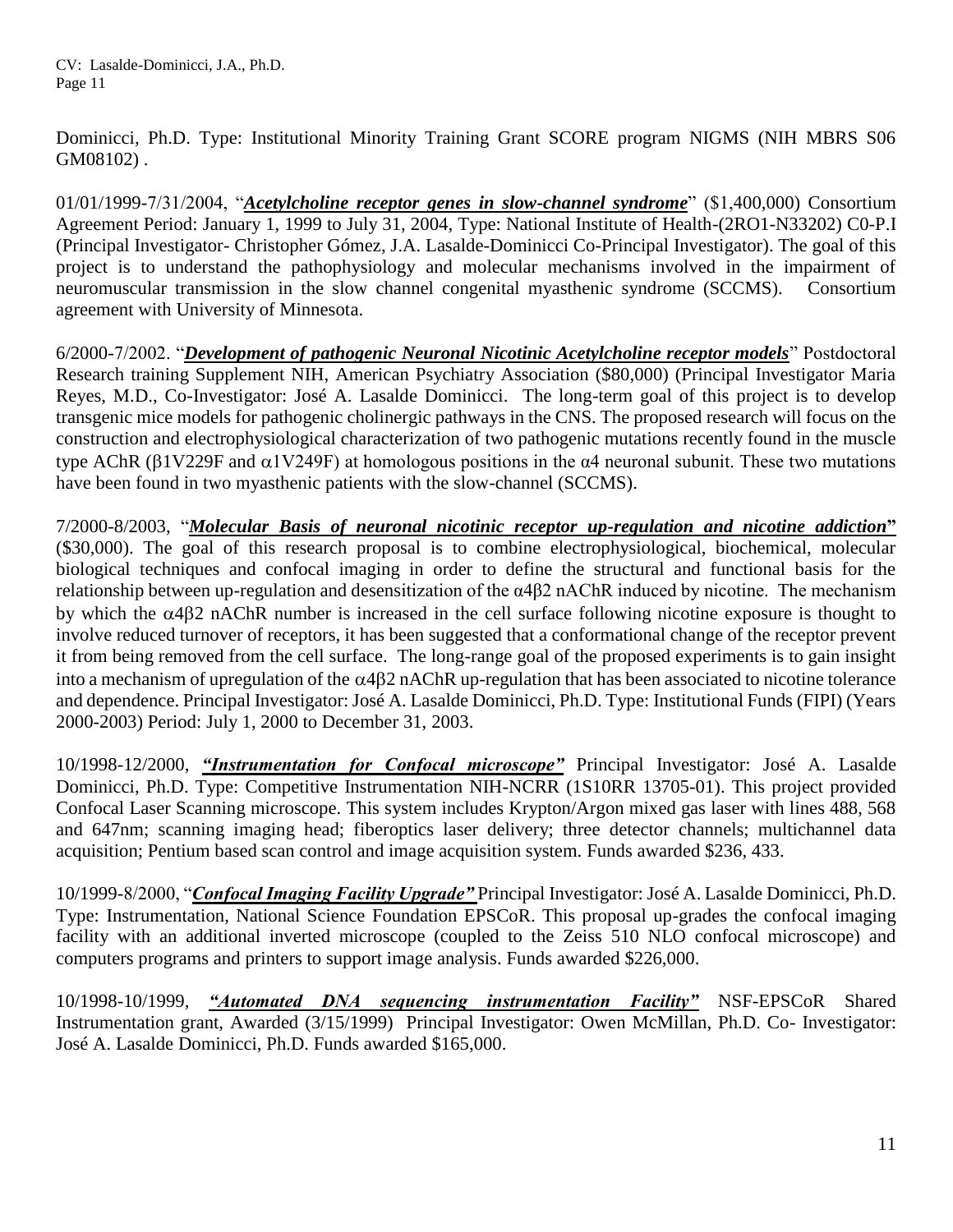Dominicci, Ph.D. Type: Institutional Minority Training Grant SCORE program NIGMS (NIH MBRS S06 GM08102) .

01/01/1999-7/31/2004, "***Acetylcholine receptor genes in slow-channel syndrome***" ($1,400,000) Consortium Agreement Period: January 1, 1999 to July 31, 2004, Type: National Institute of Health-(2RO1-N33202) C0-P.I (Principal Investigator- Christopher Gómez, J.A. Lasalde-Dominicci Co-Principal Investigator). The goal of this project is to understand the pathophysiology and molecular mechanisms involved in the impairment of neuromuscular transmission in the slow channel congenital myasthenic syndrome (SCCMS). Consortium agreement with University of Minnesota.

6/2000-7/2002. "***Development of pathogenic Neuronal Nicotinic Acetylcholine receptor models***" Postdoctoral Research training Supplement NIH, American Psychiatry Association ($80,000) (Principal Investigator Maria Reyes, M.D., Co-Investigator: José A. Lasalde Dominicci. The long-term goal of this project is to develop transgenic mice models for pathogenic cholinergic pathways in the CNS. The proposed research will focus on the construction and electrophysiological characterization of two pathogenic mutations recently found in the muscle type AChR (β1V229F and α1V249F) at homologous positions in the α4 neuronal subunit. These two mutations have been found in two myasthenic patients with the slow-channel (SCCMS).

7/2000-8/2003, "***Molecular Basis of neuronal nicotinic receptor up-regulation and nicotine addiction***" ($30,000). The goal of this research proposal is to combine electrophysiological, biochemical, molecular biological techniques and confocal imaging in order to define the structural and functional basis for the relationship between up-regulation and desensitization of the α4β2 nAChR induced by nicotine. The mechanism by which the α4β2 nAChR number is increased in the cell surface following nicotine exposure is thought to involve reduced turnover of receptors, it has been suggested that a conformational change of the receptor prevent it from being removed from the cell surface. The long-range goal of the proposed experiments is to gain insight into a mechanism of upregulation of the α4β2 nAChR up-regulation that has been associated to nicotine tolerance and dependence. Principal Investigator: José A. Lasalde Dominicci, Ph.D. Type: Institutional Funds (FIPI) (Years 2000-2003) Period: July 1, 2000 to December 31, 2003.

10/1998-12/2000, ***"Instrumentation for Confocal microscope"*** Principal Investigator: José A. Lasalde Dominicci, Ph.D. Type: Competitive Instrumentation NIH-NCRR (1S10RR 13705-01). This project provided Confocal Laser Scanning microscope. This system includes Krypton/Argon mixed gas laser with lines 488, 568 and 647nm; scanning imaging head; fiberoptics laser delivery; three detector channels; multichannel data acquisition; Pentium based scan control and image acquisition system. Funds awarded $236, 433.

10/1999-8/2000, "***Confocal Imaging Facility Upgrade"*** Principal Investigator: José A. Lasalde Dominicci, Ph.D. Type: Instrumentation, National Science Foundation EPSCoR. This proposal up-grades the confocal imaging facility with an additional inverted microscope (coupled to the Zeiss 510 NLO confocal microscope) and computers programs and printers to support image analysis. Funds awarded $226,000.

10/1998-10/1999, ***"Automated DNA sequencing instrumentation Facility"*** NSF-EPSCoR Shared Instrumentation grant, Awarded (3/15/1999) Principal Investigator: Owen McMillan, Ph.D. Co- Investigator: José A. Lasalde Dominicci, Ph.D. Funds awarded $165,000.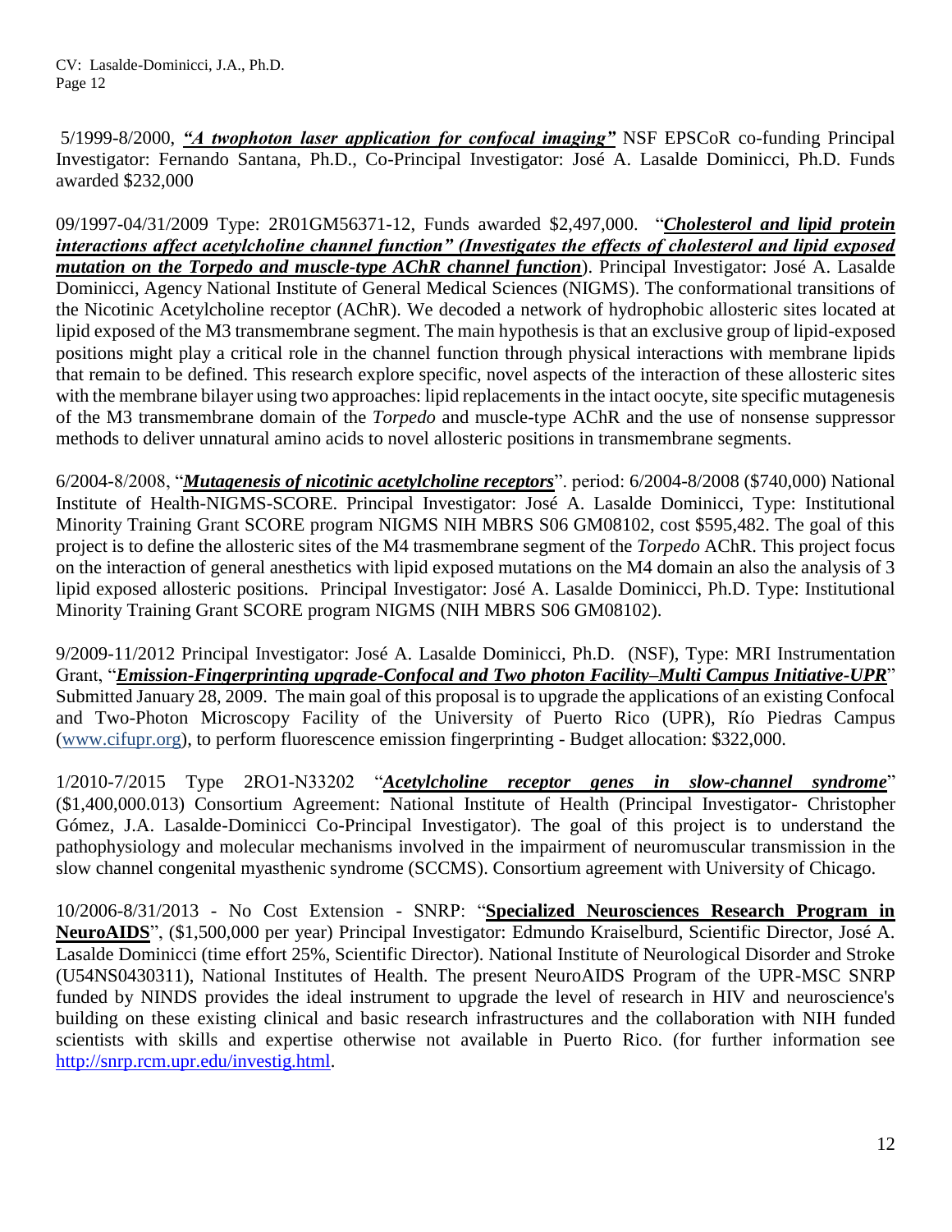5/1999-8/2000, ***"A twophoton laser application for confocal imaging"*** NSF EPSCoR co-funding Principal Investigator: Fernando Santana, Ph.D., Co-Principal Investigator: José A. Lasalde Dominicci, Ph.D. Funds awarded $232,000

09/1997-04/31/2009 Type: 2R01GM56371-12, Funds awarded $2,497,000. "***Cholesterol and lipid protein interactions affect acetylcholine channel function" (Investigates the effects of cholesterol and lipid exposed mutation on the Torpedo and muscle-type AChR channel function***). Principal Investigator: José A. Lasalde Dominicci, Agency National Institute of General Medical Sciences (NIGMS). The conformational transitions of the Nicotinic Acetylcholine receptor (AChR). We decoded a network of hydrophobic allosteric sites located at lipid exposed of the M3 transmembrane segment. The main hypothesis is that an exclusive group of lipid-exposed positions might play a critical role in the channel function through physical interactions with membrane lipids that remain to be defined. This research explore specific, novel aspects of the interaction of these allosteric sites with the membrane bilayer using two approaches: lipid replacements in the intact oocyte, site specific mutagenesis of the M3 transmembrane domain of the *Torpedo* and muscle-type AChR and the use of nonsense suppressor methods to deliver unnatural amino acids to novel allosteric positions in transmembrane segments.

6/2004-8/2008, "***Mutagenesis of nicotinic acetylcholine receptors***". period: 6/2004-8/2008 ($740,000) National Institute of Health-NIGMS-SCORE. Principal Investigator: José A. Lasalde Dominicci, Type: Institutional Minority Training Grant SCORE program NIGMS NIH MBRS S06 GM08102, cost $595,482. The goal of this project is to define the allosteric sites of the M4 trasmembrane segment of the *Torpedo* AChR. This project focus on the interaction of general anesthetics with lipid exposed mutations on the M4 domain an also the analysis of 3 lipid exposed allosteric positions. Principal Investigator: José A. Lasalde Dominicci, Ph.D. Type: Institutional Minority Training Grant SCORE program NIGMS (NIH MBRS S06 GM08102).

9/2009-11/2012 Principal Investigator: José A. Lasalde Dominicci, Ph.D. (NSF), Type: MRI Instrumentation Grant, "***Emission-Fingerprinting upgrade-Confocal and Two photon Facility–Multi Campus Initiative-UPR***" Submitted January 28, 2009. The main goal of this proposal is to upgrade the applications of an existing Confocal and Two-Photon Microscopy Facility of the University of Puerto Rico (UPR), Río Piedras Campus (www.cifupr.org), to perform fluorescence emission fingerprinting - Budget allocation: $322,000.

1/2010-7/2015 Type 2RO1-N33202 "***Acetylcholine receptor genes in slow-channel syndrome***" ($1,400,000.013) Consortium Agreement: National Institute of Health (Principal Investigator- Christopher Gómez, J.A. Lasalde-Dominicci Co-Principal Investigator). The goal of this project is to understand the pathophysiology and molecular mechanisms involved in the impairment of neuromuscular transmission in the slow channel congenital myasthenic syndrome (SCCMS). Consortium agreement with University of Chicago.

10/2006-8/31/2013 - No Cost Extension - SNRP: "**Specialized Neurosciences Research Program in NeuroAIDS**", ($1,500,000 per year) Principal Investigator: Edmundo Kraiselburd, Scientific Director, José A. Lasalde Dominicci (time effort 25%, Scientific Director). National Institute of Neurological Disorder and Stroke (U54NS0430311), National Institutes of Health. The present NeuroAIDS Program of the UPR-MSC SNRP funded by NINDS provides the ideal instrument to upgrade the level of research in HIV and neuroscience's building on these existing clinical and basic research infrastructures and the collaboration with NIH funded scientists with skills and expertise otherwise not available in Puerto Rico. (for further information see http://snrp.rcm.upr.edu/investig.html.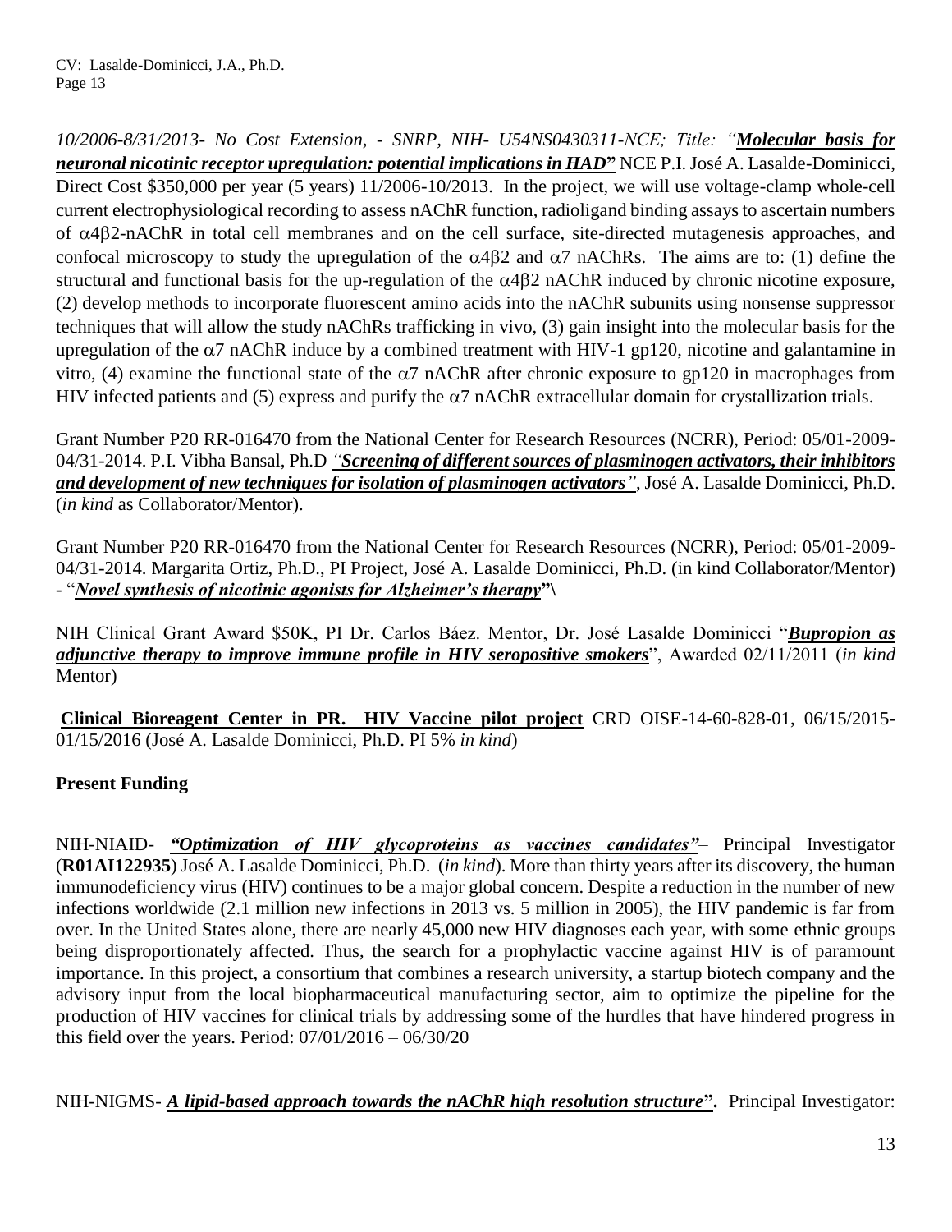*10/2006-8/31/2013- No Cost Extension, - SNRP, NIH- U54NS0430311-NCE; Title: "**Molecular basis for neuronal nicotinic receptor upregulation: potential implications in HAD**"* NCE P.I. José A. Lasalde-Dominicci, Direct Cost $350,000 per year (5 years) 11/2006-10/2013. In the project, we will use voltage-clamp whole-cell current electrophysiological recording to assess nAChR function, radioligand binding assays to ascertain numbers of $\alpha 4\beta 2$-nAChR in total cell membranes and on the cell surface, site-directed mutagenesis approaches, and confocal microscopy to study the upregulation of the $\alpha 4\beta 2$ and $\alpha 7$ nAChRs. The aims are to: (1) define the structural and functional basis for the up-regulation of the $\alpha 4\beta 2$ nAChR induced by chronic nicotine exposure, (2) develop methods to incorporate fluorescent amino acids into the nAChR subunits using nonsense suppressor techniques that will allow the study nAChRs trafficking in vivo, (3) gain insight into the molecular basis for the upregulation of the $\alpha 7$ nAChR induce by a combined treatment with HIV-1 gp120, nicotine and galantamine in vitro, (4) examine the functional state of the $\alpha 7$ nAChR after chronic exposure to gp120 in macrophages from HIV infected patients and (5) express and purify the $\alpha 7$ nAChR extracellular domain for crystallization trials.

Grant Number P20 RR-016470 from the National Center for Research Resources (NCRR), Period: 05/01-2009-04/31-2014. P.I. Vibha Bansal, Ph.D *"**Screening of different sources of plasminogen activators, their inhibitors and development of new techniques for isolation of plasminogen activators**"*, José A. Lasalde Dominicci, Ph.D. (*in kind* as Collaborator/Mentor).

Grant Number P20 RR-016470 from the National Center for Research Resources (NCRR), Period: 05/01-2009-04/31-2014. Margarita Ortiz, Ph.D., PI Project, José A. Lasalde Dominicci, Ph.D. (in kind Collaborator/Mentor) - "***Novel synthesis of nicotinic agonists for Alzheimer's therapy***"\

NIH Clinical Grant Award $50K, PI Dr. Carlos Báez. Mentor, Dr. José Lasalde Dominicci "***Bupropion as adjunctive therapy to improve immune profile in HIV seropositive smokers***", Awarded 02/11/2011 (*in kind* Mentor)

**Clinical Bioreagent Center in PR. HIV Vaccine pilot project** CRD OISE-14-60-828-01, 06/15/2015-01/15/2016 (José A. Lasalde Dominicci, Ph.D. PI 5% *in kind*)

## Present Funding

NIH-NIAID- ***"Optimization of HIV glycoproteins as vaccines candidates"***– Principal Investigator (**R01AI122935**) José A. Lasalde Dominicci, Ph.D. (*in kind*). More than thirty years after its discovery, the human immunodeficiency virus (HIV) continues to be a major global concern. Despite a reduction in the number of new infections worldwide (2.1 million new infections in 2013 vs. 5 million in 2005), the HIV pandemic is far from over. In the United States alone, there are nearly 45,000 new HIV diagnoses each year, with some ethnic groups being disproportionately affected. Thus, the search for a prophylactic vaccine against HIV is of paramount importance. In this project, a consortium that combines a research university, a startup biotech company and the advisory input from the local biopharmaceutical manufacturing sector, aim to optimize the pipeline for the production of HIV vaccines for clinical trials by addressing some of the hurdles that have hindered progress in this field over the years. Period: 07/01/2016 – 06/30/20

NIH-NIGMS- ***A lipid-based approach towards the nAChR high resolution structure*****".** Principal Investigator: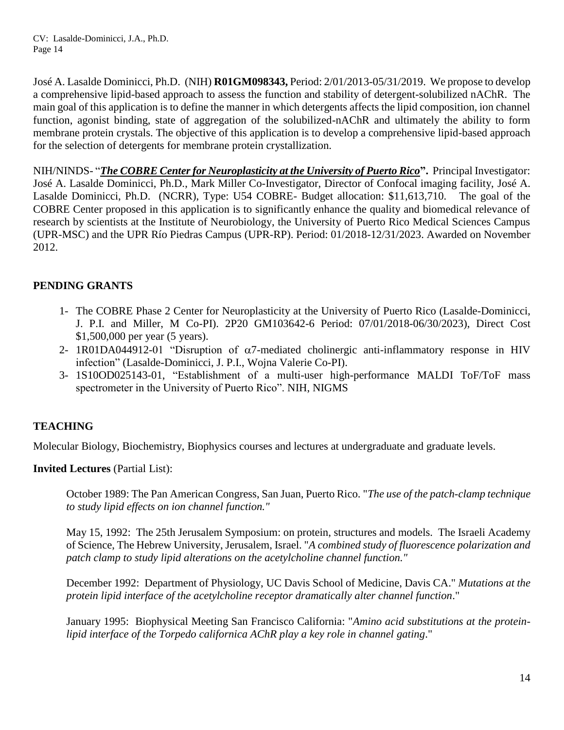José A. Lasalde Dominicci, Ph.D. (NIH) **R01GM098343,** Period: 2/01/2013-05/31/2019. We propose to develop a comprehensive lipid-based approach to assess the function and stability of detergent-solubilized nAChR. The main goal of this application is to define the manner in which detergents affects the lipid composition, ion channel function, agonist binding, state of aggregation of the solubilized-nAChR and ultimately the ability to form membrane protein crystals. The objective of this application is to develop a comprehensive lipid-based approach for the selection of detergents for membrane protein crystallization.

NIH/NINDS- "***The COBRE Center for Neuroplasticity at the University of Puerto Rico***"**.** Principal Investigator: José A. Lasalde Dominicci, Ph.D., Mark Miller Co-Investigator, Director of Confocal imaging facility, José A. Lasalde Dominicci, Ph.D. (NCRR), Type: U54 COBRE- Budget allocation: $11,613,710. The goal of the COBRE Center proposed in this application is to significantly enhance the quality and biomedical relevance of research by scientists at the Institute of Neurobiology, the University of Puerto Rico Medical Sciences Campus (UPR-MSC) and the UPR Río Piedras Campus (UPR-RP). Period: 01/2018-12/31/2023. Awarded on November 2012.

## PENDING GRANTS

1- The COBRE Phase 2 Center for Neuroplasticity at the University of Puerto Rico (Lasalde-Dominicci, J. P.I. and Miller, M Co-PI). 2P20 GM103642-6 Period: 07/01/2018-06/30/2023), Direct Cost $1,500,000 per year (5 years).
2- 1R01DA044912-01 "Disruption of $\alpha$7-mediated cholinergic anti-inflammatory response in HIV infection" (Lasalde-Dominicci, J. P.I., Wojna Valerie Co-PI).
3- 1S10OD025143-01, "Establishment of a multi-user high-performance MALDI ToF/ToF mass spectrometer in the University of Puerto Rico". NIH, NIGMS

## TEACHING

Molecular Biology, Biochemistry, Biophysics courses and lectures at undergraduate and graduate levels.

**Invited Lectures** (Partial List):

October 1989: The Pan American Congress, San Juan, Puerto Rico. "*The use of the patch-clamp technique to study lipid effects on ion channel function."*

May 15, 1992: The 25th Jerusalem Symposium: on protein, structures and models. The Israeli Academy of Science, The Hebrew University, Jerusalem, Israel. "*A combined study of fluorescence polarization and patch clamp to study lipid alterations on the acetylcholine channel function."*

December 1992: Department of Physiology, UC Davis School of Medicine, Davis CA." *Mutations at the protein lipid interface of the acetylcholine receptor dramatically alter channel function*."

January 1995: Biophysical Meeting San Francisco California: "*Amino acid substitutions at the protein-lipid interface of the Torpedo californica AChR play a key role in channel gating*."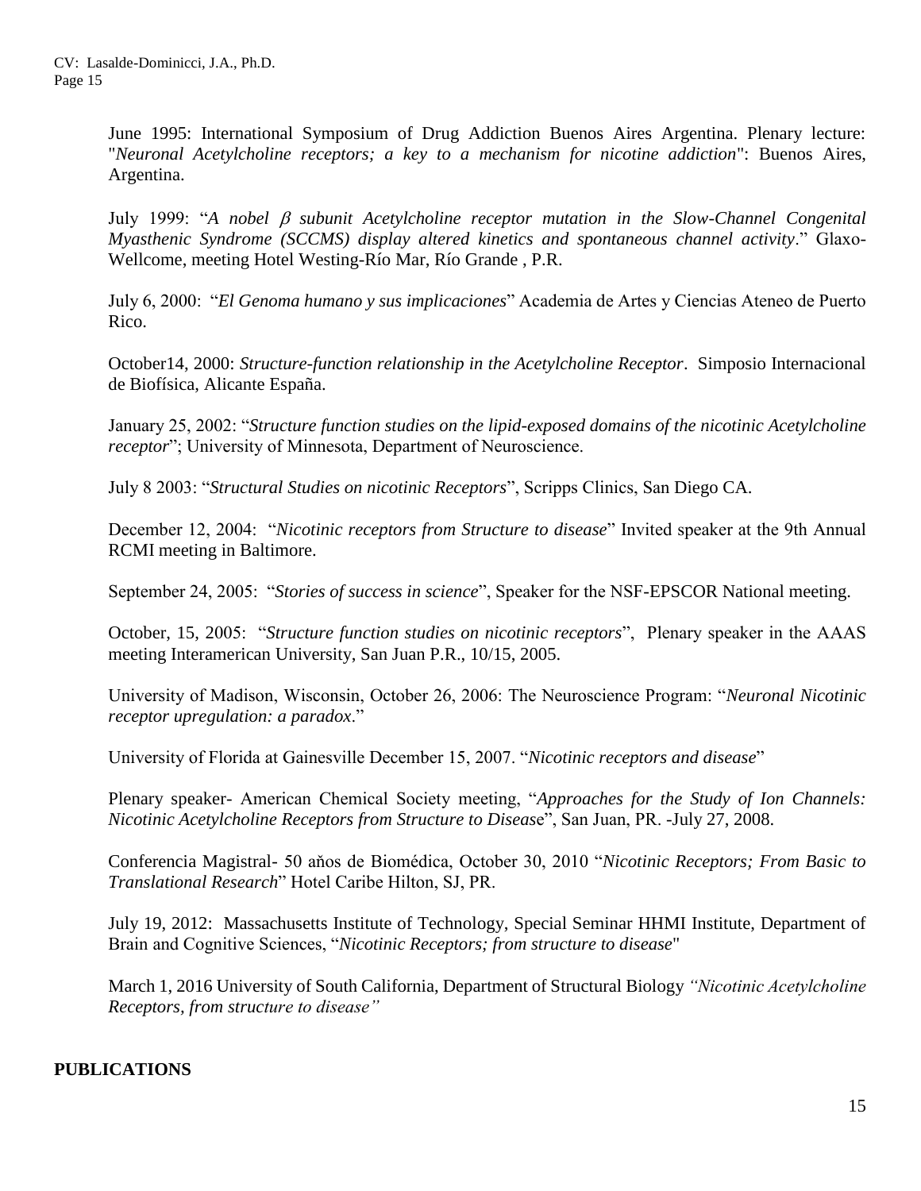June 1995: International Symposium of Drug Addiction Buenos Aires Argentina. Plenary lecture: "*Neuronal Acetylcholine receptors; a key to a mechanism for nicotine addiction*": Buenos Aires, Argentina.

July 1999: "*A nobel $\beta$ subunit Acetylcholine receptor mutation in the Slow-Channel Congenital Myasthenic Syndrome (SCCMS) display altered kinetics and spontaneous channel activity*." Glaxo-Wellcome, meeting Hotel Westing-Río Mar, Río Grande , P.R.

July 6, 2000: "*El Genoma humano y sus implicaciones*" Academia de Artes y Ciencias Ateneo de Puerto Rico.

October14, 2000: *Structure-function relationship in the Acetylcholine Receptor*. Simposio Internacional de Biofísica, Alicante España.

January 25, 2002: "*Structure function studies on the lipid-exposed domains of the nicotinic Acetylcholine receptor*"; University of Minnesota, Department of Neuroscience.

July 8 2003: "*Structural Studies on nicotinic Receptors*", Scripps Clinics, San Diego CA.

December 12, 2004: "*Nicotinic receptors from Structure to disease*" Invited speaker at the 9th Annual RCMI meeting in Baltimore.

September 24, 2005: "*Stories of success in science*", Speaker for the NSF-EPSCOR National meeting.

October, 15, 2005: "*Structure function studies on nicotinic receptors*", Plenary speaker in the AAAS meeting Interamerican University, San Juan P.R., 10/15, 2005.

University of Madison, Wisconsin, October 26, 2006: The Neuroscience Program: "*Neuronal Nicotinic receptor upregulation: a paradox*."

University of Florida at Gainesville December 15, 2007. "*Nicotinic receptors and disease*"

Plenary speaker- American Chemical Society meeting, "*Approaches for the Study of Ion Channels: Nicotinic Acetylcholine Receptors from Structure to Disease*", San Juan, PR. -July 27, 2008.

Conferencia Magistral- 50 aňos de Biomédica, October 30, 2010 "*Nicotinic Receptors; From Basic to Translational Research*" Hotel Caribe Hilton, SJ, PR.

July 19, 2012: Massachusetts Institute of Technology, Special Seminar HHMI Institute, Department of Brain and Cognitive Sciences, "*Nicotinic Receptors; from structure to disease*"

March 1, 2016 University of South California, Department of Structural Biology *"Nicotinic Acetylcholine Receptors, from structure to disease"*

## PUBLICATIONS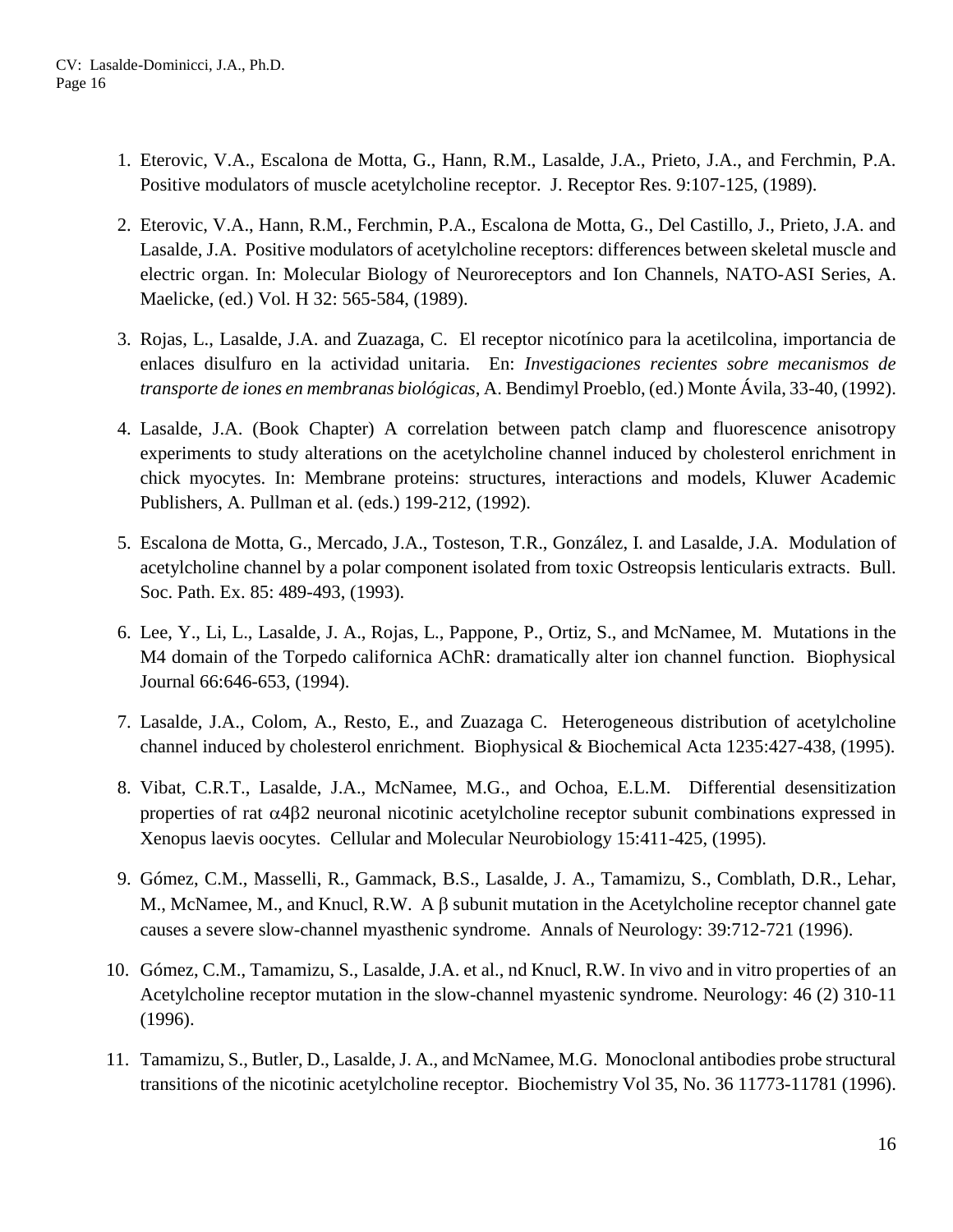1. Eterovic, V.A., Escalona de Motta, G., Hann, R.M., Lasalde, J.A., Prieto, J.A., and Ferchmin, P.A. Positive modulators of muscle acetylcholine receptor. J. Receptor Res. 9:107-125, (1989).

2. Eterovic, V.A., Hann, R.M., Ferchmin, P.A., Escalona de Motta, G., Del Castillo, J., Prieto, J.A. and Lasalde, J.A. Positive modulators of acetylcholine receptors: differences between skeletal muscle and electric organ. In: Molecular Biology of Neuroreceptors and Ion Channels, NATO-ASI Series, A. Maelicke, (ed.) Vol. H 32: 565-584, (1989).

3. Rojas, L., Lasalde, J.A. and Zuazaga, C. El receptor nicotínico para la acetilcolina, importancia de enlaces disulfuro en la actividad unitaria. En: *Investigaciones recientes sobre mecanismos de transporte de iones en membranas biológicas*, A. Bendimyl Proeblo, (ed.) Monte Ávila, 33-40, (1992).

4. Lasalde, J.A. (Book Chapter) A correlation between patch clamp and fluorescence anisotropy experiments to study alterations on the acetylcholine channel induced by cholesterol enrichment in chick myocytes. In: Membrane proteins: structures, interactions and models, Kluwer Academic Publishers, A. Pullman et al. (eds.) 199-212, (1992).

5. Escalona de Motta, G., Mercado, J.A., Tosteson, T.R., González, I. and Lasalde, J.A. Modulation of acetylcholine channel by a polar component isolated from toxic Ostreopsis lenticularis extracts. Bull. Soc. Path. Ex. 85: 489-493, (1993).

6. Lee, Y., Li, L., Lasalde, J. A., Rojas, L., Pappone, P., Ortiz, S., and McNamee, M. Mutations in the M4 domain of the Torpedo californica AChR: dramatically alter ion channel function. Biophysical Journal 66:646-653, (1994).

7. Lasalde, J.A., Colom, A., Resto, E., and Zuazaga C. Heterogeneous distribution of acetylcholine channel induced by cholesterol enrichment. Biophysical & Biochemical Acta 1235:427-438, (1995).

8. Vibat, C.R.T., Lasalde, J.A., McNamee, M.G., and Ochoa, E.L.M. Differential desensitization properties of rat $\alpha 4\beta 2$ neuronal nicotinic acetylcholine receptor subunit combinations expressed in Xenopus laevis oocytes. Cellular and Molecular Neurobiology 15:411-425, (1995).

9. Gómez, C.M., Masselli, R., Gammack, B.S., Lasalde, J. A., Tamamizu, S., Comblath, D.R., Lehar, M., McNamee, M., and Knucl, R.W. A $\beta$ subunit mutation in the Acetylcholine receptor channel gate causes a severe slow-channel myasthenic syndrome. Annals of Neurology: 39:712-721 (1996).

10. Gómez, C.M., Tamamizu, S., Lasalde, J.A. et al., nd Knucl, R.W. In vivo and in vitro properties of an Acetylcholine receptor mutation in the slow-channel myastenic syndrome. Neurology: 46 (2) 310-11 (1996).

11. Tamamizu, S., Butler, D., Lasalde, J. A., and McNamee, M.G. Monoclonal antibodies probe structural transitions of the nicotinic acetylcholine receptor. Biochemistry Vol 35, No. 36 11773-11781 (1996).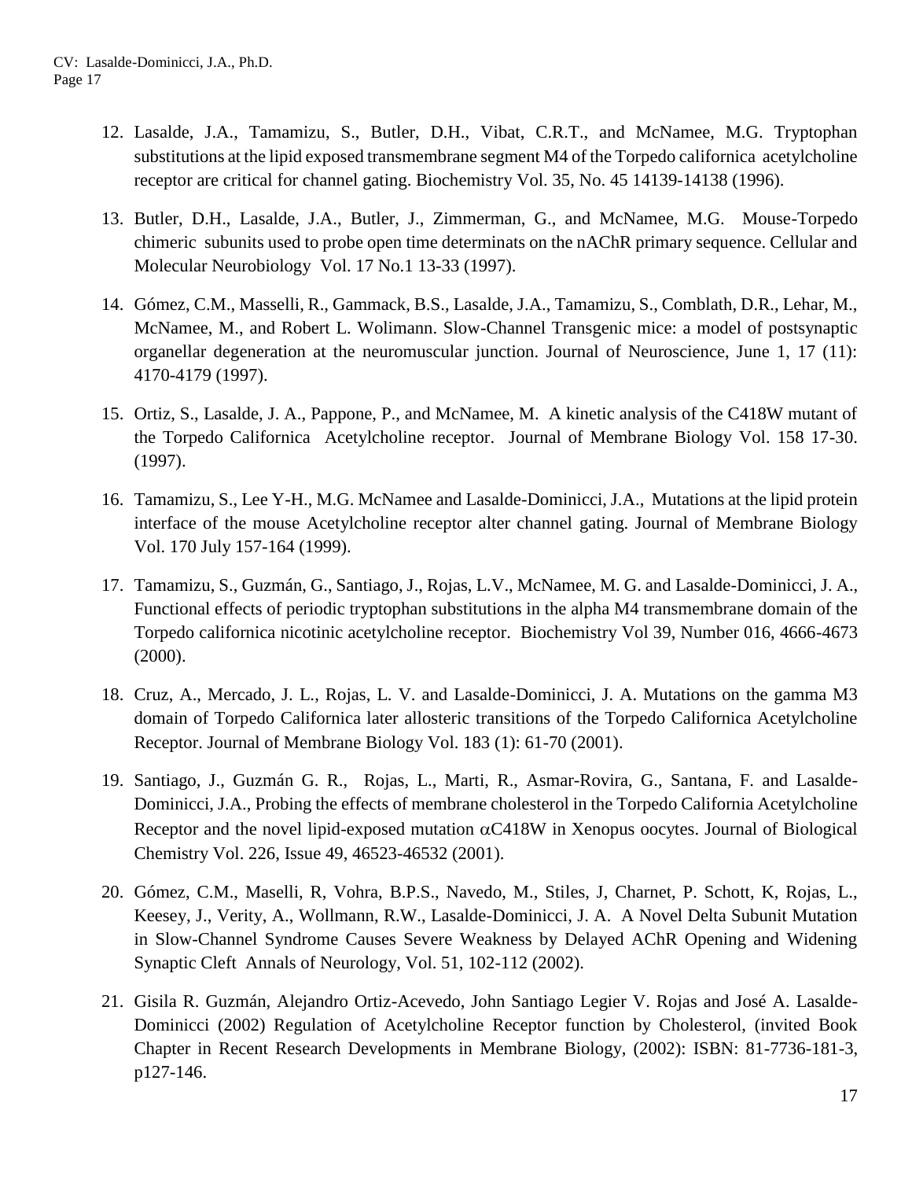12. Lasalde, J.A., Tamamizu, S., Butler, D.H., Vibat, C.R.T., and McNamee, M.G. Tryptophan substitutions at the lipid exposed transmembrane segment M4 of the Torpedo californica acetylcholine receptor are critical for channel gating. Biochemistry Vol. 35, No. 45 14139-14138 (1996).

13. Butler, D.H., Lasalde, J.A., Butler, J., Zimmerman, G., and McNamee, M.G. Mouse-Torpedo chimeric subunits used to probe open time determinats on the nAChR primary sequence. Cellular and Molecular Neurobiology Vol. 17 No.1 13-33 (1997).

14. Gómez, C.M., Masselli, R., Gammack, B.S., Lasalde, J.A., Tamamizu, S., Comblath, D.R., Lehar, M., McNamee, M., and Robert L. Wolimann. Slow-Channel Transgenic mice: a model of postsynaptic organellar degeneration at the neuromuscular junction. Journal of Neuroscience, June 1, 17 (11): 4170-4179 (1997).

15. Ortiz, S., Lasalde, J. A., Pappone, P., and McNamee, M. A kinetic analysis of the C418W mutant of the Torpedo Californica Acetylcholine receptor. Journal of Membrane Biology Vol. 158 17-30. (1997).

16. Tamamizu, S., Lee Y-H., M.G. McNamee and Lasalde-Dominicci, J.A., Mutations at the lipid protein interface of the mouse Acetylcholine receptor alter channel gating. Journal of Membrane Biology Vol. 170 July 157-164 (1999).

17. Tamamizu, S., Guzmán, G., Santiago, J., Rojas, L.V., McNamee, M. G. and Lasalde-Dominicci, J. A., Functional effects of periodic tryptophan substitutions in the alpha M4 transmembrane domain of the Torpedo californica nicotinic acetylcholine receptor. Biochemistry Vol 39, Number 016, 4666-4673 (2000).

18. Cruz, A., Mercado, J. L., Rojas, L. V. and Lasalde-Dominicci, J. A. Mutations on the gamma M3 domain of Torpedo Californica later allosteric transitions of the Torpedo Californica Acetylcholine Receptor. Journal of Membrane Biology Vol. 183 (1): 61-70 (2001).

19. Santiago, J., Guzmán G. R., Rojas, L., Marti, R., Asmar-Rovira, G., Santana, F. and Lasalde-Dominicci, J.A., Probing the effects of membrane cholesterol in the Torpedo California Acetylcholine Receptor and the novel lipid-exposed mutation $\alpha$C418W in Xenopus oocytes. Journal of Biological Chemistry Vol. 226, Issue 49, 46523-46532 (2001).

20. Gómez, C.M., Maselli, R, Vohra, B.P.S., Navedo, M., Stiles, J, Charnet, P. Schott, K, Rojas, L., Keesey, J., Verity, A., Wollmann, R.W., Lasalde-Dominicci, J. A. A Novel Delta Subunit Mutation in Slow-Channel Syndrome Causes Severe Weakness by Delayed AChR Opening and Widening Synaptic Cleft Annals of Neurology, Vol. 51, 102-112 (2002).

21. Gisila R. Guzmán, Alejandro Ortiz-Acevedo, John Santiago Legier V. Rojas and José A. Lasalde-Dominicci (2002) Regulation of Acetylcholine Receptor function by Cholesterol, (invited Book Chapter in Recent Research Developments in Membrane Biology, (2002): ISBN: 81-7736-181-3, p127-146.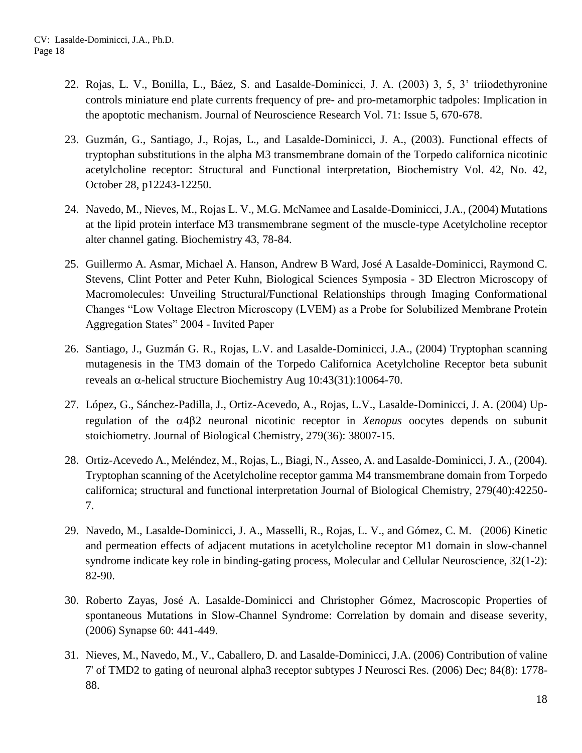22. Rojas, L. V., Bonilla, L., Báez, S. and Lasalde-Dominicci, J. A. (2003) 3, 5, 3' triiodethyronine controls miniature end plate currents frequency of pre- and pro-metamorphic tadpoles: Implication in the apoptotic mechanism. Journal of Neuroscience Research Vol. 71: Issue 5, 670-678.

23. Guzmán, G., Santiago, J., Rojas, L., and Lasalde-Dominicci, J. A., (2003). Functional effects of tryptophan substitutions in the alpha M3 transmembrane domain of the Torpedo californica nicotinic acetylcholine receptor: Structural and Functional interpretation, Biochemistry Vol. 42, No. 42, October 28, p12243-12250.

24. Navedo, M., Nieves, M., Rojas L. V., M.G. McNamee and Lasalde-Dominicci, J.A., (2004) Mutations at the lipid protein interface M3 transmembrane segment of the muscle-type Acetylcholine receptor alter channel gating. Biochemistry 43, 78-84.

25. Guillermo A. Asmar, Michael A. Hanson, Andrew B Ward, José A Lasalde-Dominicci, Raymond C. Stevens, Clint Potter and Peter Kuhn, Biological Sciences Symposia - 3D Electron Microscopy of Macromolecules: Unveiling Structural/Functional Relationships through Imaging Conformational Changes "Low Voltage Electron Microscopy (LVEM) as a Probe for Solubilized Membrane Protein Aggregation States" 2004 - Invited Paper

26. Santiago, J., Guzmán G. R., Rojas, L.V. and Lasalde-Dominicci, J.A., (2004) Tryptophan scanning mutagenesis in the TM3 domain of the Torpedo Californica Acetylcholine Receptor beta subunit reveals an $\alpha$-helical structure Biochemistry Aug 10:43(31):10064-70.

27. López, G., Sánchez-Padilla, J., Ortiz-Acevedo, A., Rojas, L.V., Lasalde-Dominicci, J. A. (2004) Up-regulation of the $\alpha 4\beta 2$ neuronal nicotinic receptor in *Xenopus* oocytes depends on subunit stoichiometry. Journal of Biological Chemistry, 279(36): 38007-15.

28. Ortiz-Acevedo A., Meléndez, M., Rojas, L., Biagi, N., Asseo, A. and Lasalde-Dominicci, J. A., (2004). Tryptophan scanning of the Acetylcholine receptor gamma M4 transmembrane domain from Torpedo californica; structural and functional interpretation Journal of Biological Chemistry, 279(40):42250-7.

29. Navedo, M., Lasalde-Dominicci, J. A., Masselli, R., Rojas, L. V., and Gómez, C. M. (2006) Kinetic and permeation effects of adjacent mutations in acetylcholine receptor M1 domain in slow-channel syndrome indicate key role in binding-gating process, Molecular and Cellular Neuroscience, 32(1-2): 82-90.

30. Roberto Zayas, José A. Lasalde-Dominicci and Christopher Gómez, Macroscopic Properties of spontaneous Mutations in Slow-Channel Syndrome: Correlation by domain and disease severity, (2006) Synapse 60: 441-449.

31. Nieves, M., Navedo, M., V., Caballero, D. and Lasalde-Dominicci, J.A. (2006) Contribution of valine 7' of TMD2 to gating of neuronal alpha3 receptor subtypes J Neurosci Res. (2006) Dec; 84(8): 1778-88.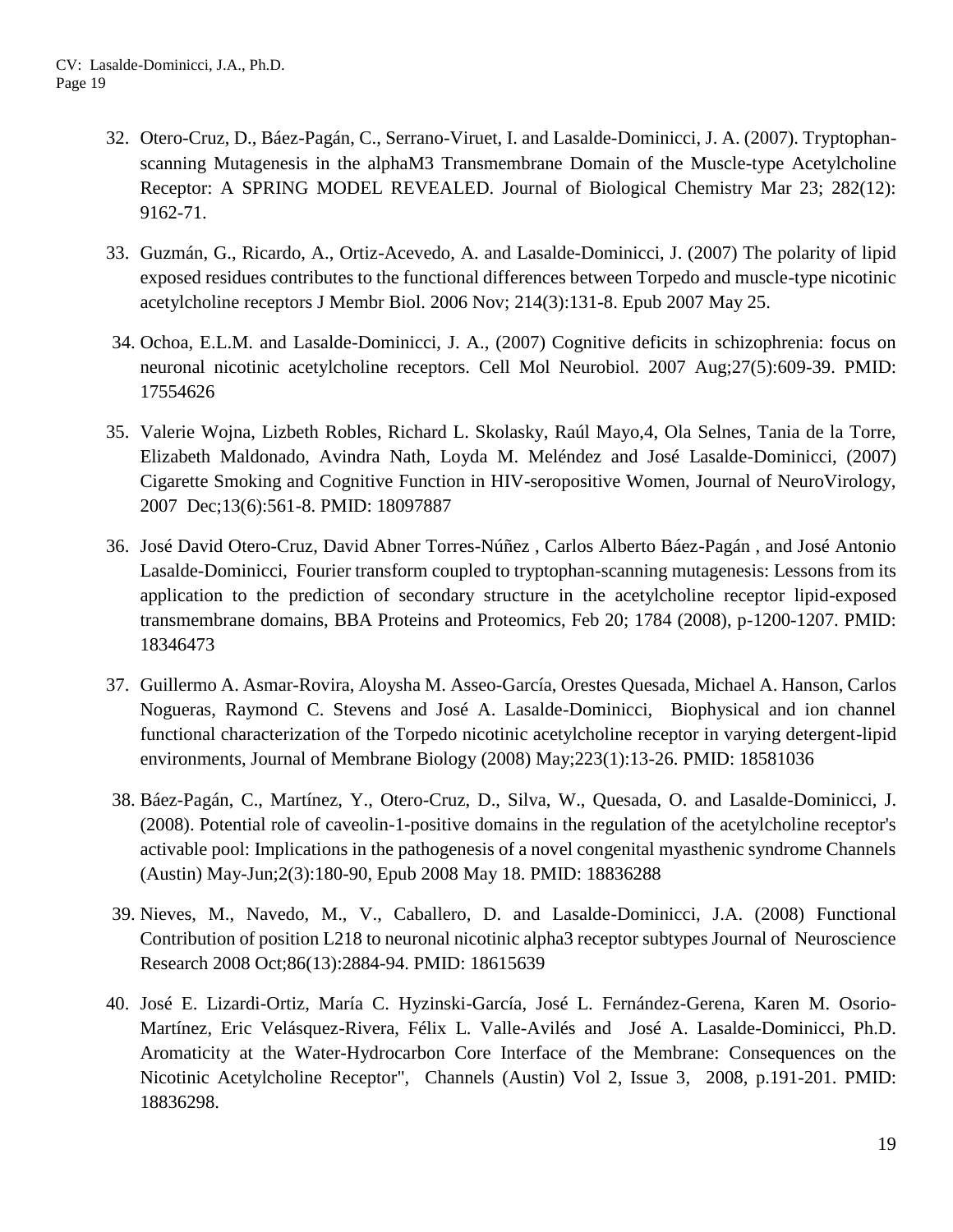32. Otero-Cruz, D., Báez-Pagán, C., Serrano-Viruet, I. and Lasalde-Dominicci, J. A. (2007). Tryptophan-scanning Mutagenesis in the alphaM3 Transmembrane Domain of the Muscle-type Acetylcholine Receptor: A SPRING MODEL REVEALED. Journal of Biological Chemistry Mar 23; 282(12): 9162-71.

33. Guzmán, G., Ricardo, A., Ortiz-Acevedo, A. and Lasalde-Dominicci, J. (2007) The polarity of lipid exposed residues contributes to the functional differences between Torpedo and muscle-type nicotinic acetylcholine receptors J Membr Biol. 2006 Nov; 214(3):131-8. Epub 2007 May 25.

34. Ochoa, E.L.M. and Lasalde-Dominicci, J. A., (2007) Cognitive deficits in schizophrenia: focus on neuronal nicotinic acetylcholine receptors. Cell Mol Neurobiol. 2007 Aug;27(5):609-39. PMID: 17554626

35. Valerie Wojna, Lizbeth Robles, Richard L. Skolasky, Raúl Mayo,4, Ola Selnes, Tania de la Torre, Elizabeth Maldonado, Avindra Nath, Loyda M. Meléndez and José Lasalde-Dominicci, (2007) Cigarette Smoking and Cognitive Function in HIV-seropositive Women, Journal of NeuroVirology, 2007 Dec;13(6):561-8. PMID: 18097887

36. José David Otero-Cruz, David Abner Torres-Núñez , Carlos Alberto Báez-Pagán , and José Antonio Lasalde-Dominicci, Fourier transform coupled to tryptophan-scanning mutagenesis: Lessons from its application to the prediction of secondary structure in the acetylcholine receptor lipid-exposed transmembrane domains, BBA Proteins and Proteomics, Feb 20; 1784 (2008), p-1200-1207. PMID: 18346473

37. Guillermo A. Asmar-Rovira, Aloysha M. Asseo-García, Orestes Quesada, Michael A. Hanson, Carlos Nogueras, Raymond C. Stevens and José A. Lasalde-Dominicci, Biophysical and ion channel functional characterization of the Torpedo nicotinic acetylcholine receptor in varying detergent-lipid environments, Journal of Membrane Biology (2008) May;223(1):13-26. PMID: 18581036

38. Báez-Pagán, C., Martínez, Y., Otero-Cruz, D., Silva, W., Quesada, O. and Lasalde-Dominicci, J. (2008). Potential role of caveolin-1-positive domains in the regulation of the acetylcholine receptor's activable pool: Implications in the pathogenesis of a novel congenital myasthenic syndrome Channels (Austin) May-Jun;2(3):180-90, Epub 2008 May 18. PMID: 18836288

39. Nieves, M., Navedo, M., V., Caballero, D. and Lasalde-Dominicci, J.A. (2008) Functional Contribution of position L218 to neuronal nicotinic alpha3 receptor subtypes Journal of Neuroscience Research 2008 Oct;86(13):2884-94. PMID: 18615639

40. José E. Lizardi-Ortiz, María C. Hyzinski-García, José L. Fernández-Gerena, Karen M. Osorio-Martínez, Eric Velásquez-Rivera, Félix L. Valle-Avilés and José A. Lasalde-Dominicci, Ph.D. Aromaticity at the Water-Hydrocarbon Core Interface of the Membrane: Consequences on the Nicotinic Acetylcholine Receptor", Channels (Austin) Vol 2, Issue 3, 2008, p.191-201. PMID: 18836298.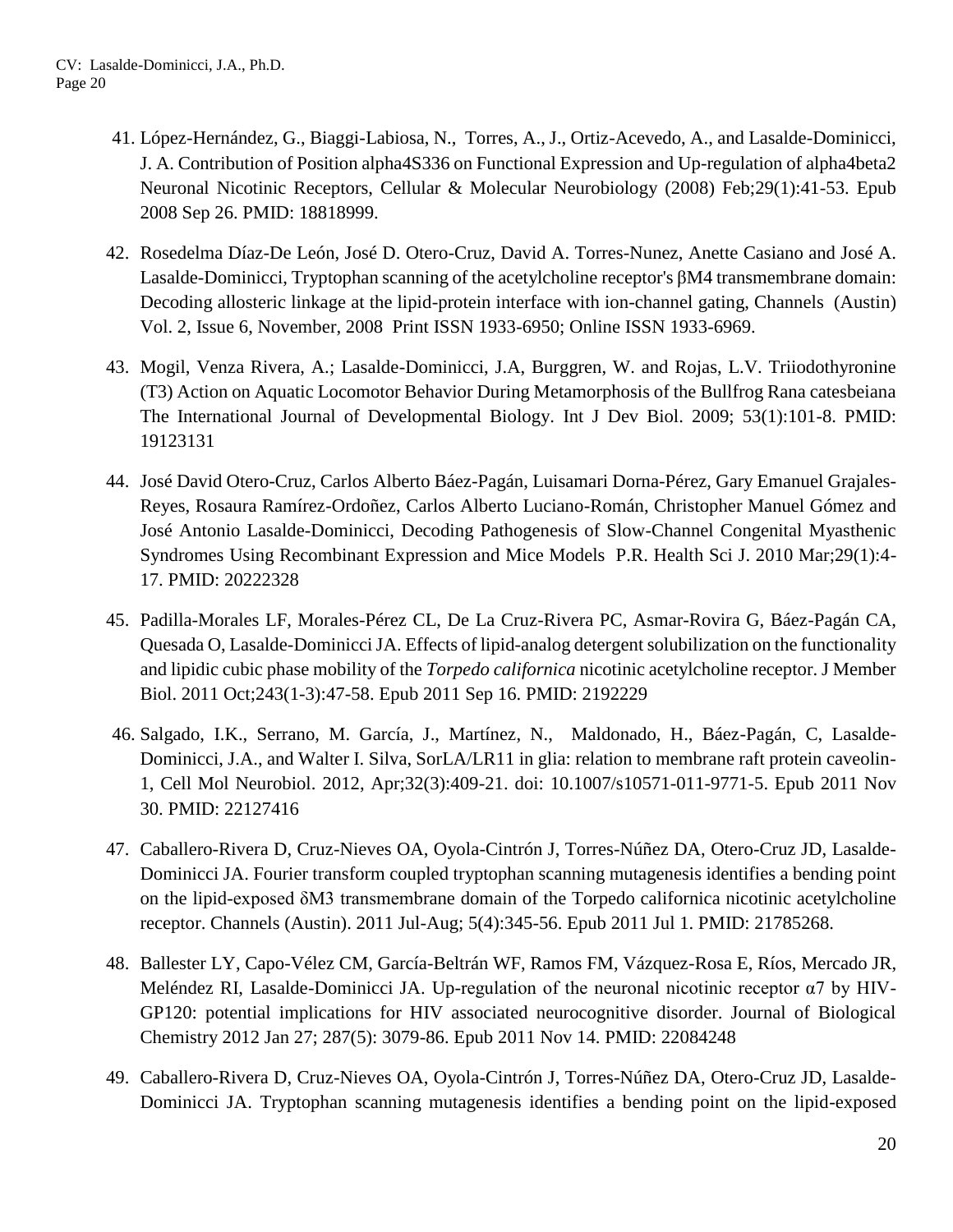41. López-Hernández, G., Biaggi-Labiosa, N., Torres, A., J., Ortiz-Acevedo, A., and Lasalde-Dominicci, J. A. Contribution of Position alpha4S336 on Functional Expression and Up-regulation of alpha4beta2 Neuronal Nicotinic Receptors, Cellular & Molecular Neurobiology (2008) Feb;29(1):41-53. Epub 2008 Sep 26. PMID: 18818999.

42. Rosedelma Díaz-De León, José D. Otero-Cruz, David A. Torres-Nunez, Anette Casiano and José A. Lasalde-Dominicci, Tryptophan scanning of the acetylcholine receptor's βM4 transmembrane domain: Decoding allosteric linkage at the lipid-protein interface with ion-channel gating, Channels (Austin) Vol. 2, Issue 6, November, 2008 Print ISSN 1933-6950; Online ISSN 1933-6969.

43. Mogil, Venza Rivera, A.; Lasalde-Dominicci, J.A, Burggren, W. and Rojas, L.V. Triiodothyronine (T3) Action on Aquatic Locomotor Behavior During Metamorphosis of the Bullfrog Rana catesbeiana The International Journal of Developmental Biology. Int J Dev Biol. 2009; 53(1):101-8. PMID: 19123131

44. José David Otero-Cruz, Carlos Alberto Báez-Pagán, Luisamari Dorna-Pérez, Gary Emanuel Grajales-Reyes, Rosaura Ramírez-Ordoñez, Carlos Alberto Luciano-Román, Christopher Manuel Gómez and José Antonio Lasalde-Dominicci, Decoding Pathogenesis of Slow-Channel Congenital Myasthenic Syndromes Using Recombinant Expression and Mice Models P.R. Health Sci J. 2010 Mar;29(1):4-17. PMID: 20222328

45. Padilla-Morales LF, Morales-Pérez CL, De La Cruz-Rivera PC, Asmar-Rovira G, Báez-Pagán CA, Quesada O, Lasalde-Dominicci JA. Effects of lipid-analog detergent solubilization on the functionality and lipidic cubic phase mobility of the *Torpedo californica* nicotinic acetylcholine receptor. J Member Biol. 2011 Oct;243(1-3):47-58. Epub 2011 Sep 16. PMID: 2192229

46. Salgado, I.K., Serrano, M. García, J., Martínez, N., Maldonado, H., Báez-Pagán, C, Lasalde-Dominicci, J.A., and Walter I. Silva, SorLA/LR11 in glia: relation to membrane raft protein caveolin-1, Cell Mol Neurobiol. 2012, Apr;32(3):409-21. doi: 10.1007/s10571-011-9771-5. Epub 2011 Nov 30. PMID: 22127416

47. Caballero-Rivera D, Cruz-Nieves OA, Oyola-Cintrón J, Torres-Núñez DA, Otero-Cruz JD, Lasalde-Dominicci JA. Fourier transform coupled tryptophan scanning mutagenesis identifies a bending point on the lipid-exposed δM3 transmembrane domain of the Torpedo californica nicotinic acetylcholine receptor. Channels (Austin). 2011 Jul-Aug; 5(4):345-56. Epub 2011 Jul 1. PMID: 21785268.

48. Ballester LY, Capo-Vélez CM, García-Beltrán WF, Ramos FM, Vázquez-Rosa E, Ríos, Mercado JR, Meléndez RI, Lasalde-Dominicci JA. Up-regulation of the neuronal nicotinic receptor α7 by HIV-GP120: potential implications for HIV associated neurocognitive disorder. Journal of Biological Chemistry 2012 Jan 27; 287(5): 3079-86. Epub 2011 Nov 14. PMID: 22084248

49. Caballero-Rivera D, Cruz-Nieves OA, Oyola-Cintrón J, Torres-Núñez DA, Otero-Cruz JD, Lasalde-Dominicci JA. Tryptophan scanning mutagenesis identifies a bending point on the lipid-exposed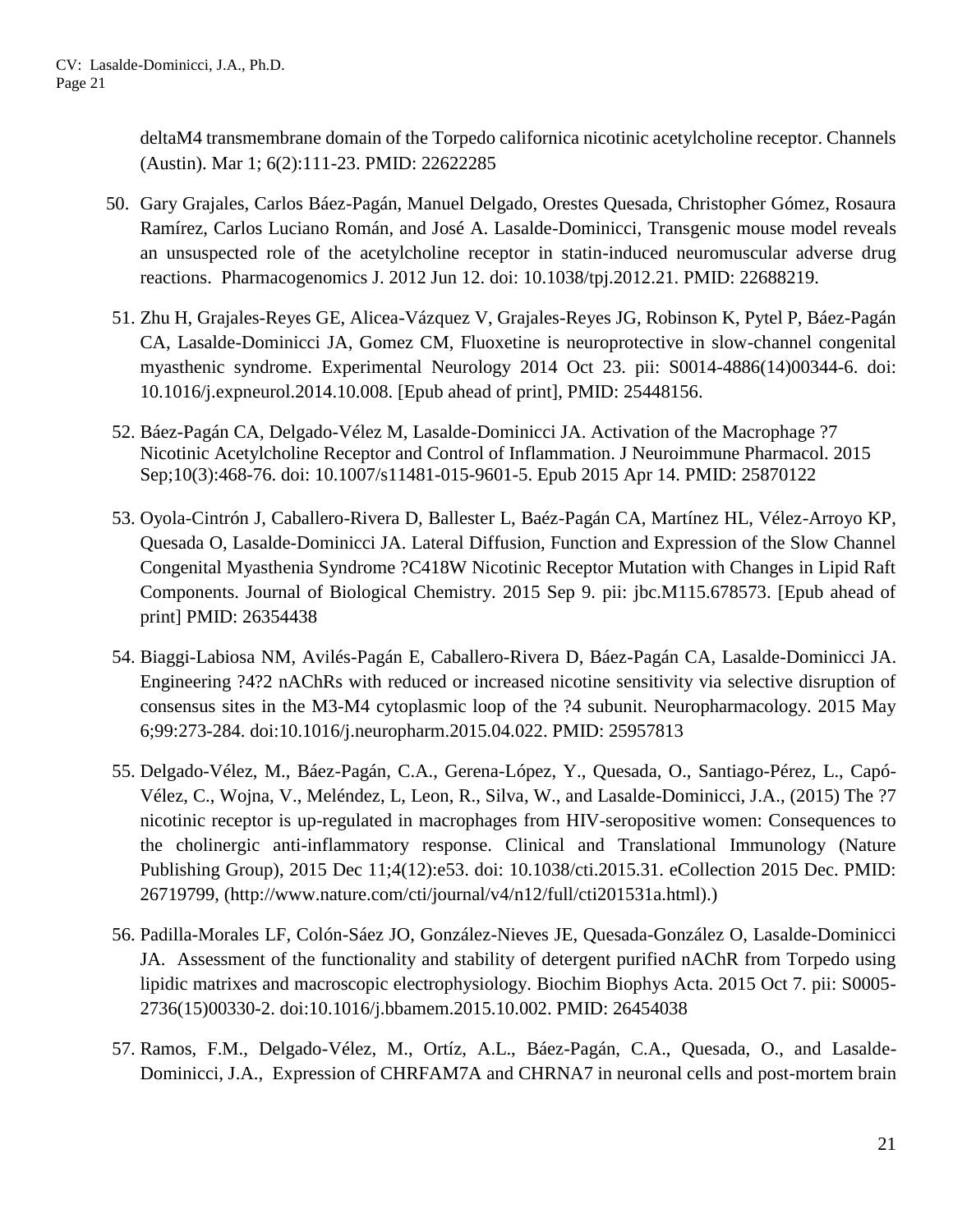deltaM4 transmembrane domain of the Torpedo californica nicotinic acetylcholine receptor. Channels (Austin). Mar 1; 6(2):111-23. PMID: 22622285

50. Gary Grajales, Carlos Báez-Pagán, Manuel Delgado, Orestes Quesada, Christopher Gómez, Rosaura Ramírez, Carlos Luciano Román, and José A. Lasalde-Dominicci, Transgenic mouse model reveals an unsuspected role of the acetylcholine receptor in statin-induced neuromuscular adverse drug reactions. Pharmacogenomics J. 2012 Jun 12. doi: 10.1038/tpj.2012.21. PMID: 22688219.

51. Zhu H, Grajales-Reyes GE, Alicea-Vázquez V, Grajales-Reyes JG, Robinson K, Pytel P, Báez-Pagán CA, Lasalde-Dominicci JA, Gomez CM, Fluoxetine is neuroprotective in slow-channel congenital myasthenic syndrome. Experimental Neurology 2014 Oct 23. pii: S0014-4886(14)00344-6. doi: 10.1016/j.expneurol.2014.10.008. [Epub ahead of print], PMID: 25448156.

52. Báez-Pagán CA, Delgado-Vélez M, Lasalde-Dominicci JA. Activation of the Macrophage ?7 Nicotinic Acetylcholine Receptor and Control of Inflammation. J Neuroimmune Pharmacol. 2015 Sep;10(3):468-76. doi: 10.1007/s11481-015-9601-5. Epub 2015 Apr 14. PMID: 25870122

53. Oyola-Cintrón J, Caballero-Rivera D, Ballester L, Baéz-Pagán CA, Martínez HL, Vélez-Arroyo KP, Quesada O, Lasalde-Dominicci JA. Lateral Diffusion, Function and Expression of the Slow Channel Congenital Myasthenia Syndrome ?C418W Nicotinic Receptor Mutation with Changes in Lipid Raft Components. Journal of Biological Chemistry. 2015 Sep 9. pii: jbc.M115.678573. [Epub ahead of print] PMID: 26354438

54. Biaggi-Labiosa NM, Avilés-Pagán E, Caballero-Rivera D, Báez-Pagán CA, Lasalde-Dominicci JA. Engineering ?4?2 nAChRs with reduced or increased nicotine sensitivity via selective disruption of consensus sites in the M3-M4 cytoplasmic loop of the ?4 subunit. Neuropharmacology. 2015 May 6;99:273-284. doi:10.1016/j.neuropharm.2015.04.022. PMID: 25957813

55. Delgado-Vélez, M., Báez-Pagán, C.A., Gerena-López, Y., Quesada, O., Santiago-Pérez, L., Capó-Vélez, C., Wojna, V., Meléndez, L, Leon, R., Silva, W., and Lasalde-Dominicci, J.A., (2015) The ?7 nicotinic receptor is up-regulated in macrophages from HIV-seropositive women: Consequences to the cholinergic anti-inflammatory response. Clinical and Translational Immunology (Nature Publishing Group), 2015 Dec 11;4(12):e53. doi: 10.1038/cti.2015.31. eCollection 2015 Dec. PMID: 26719799, (http://www.nature.com/cti/journal/v4/n12/full/cti201531a.html).)

56. Padilla-Morales LF, Colón-Sáez JO, González-Nieves JE, Quesada-González O, Lasalde-Dominicci JA. Assessment of the functionality and stability of detergent purified nAChR from Torpedo using lipidic matrixes and macroscopic electrophysiology. Biochim Biophys Acta. 2015 Oct 7. pii: S0005-2736(15)00330-2. doi:10.1016/j.bbamem.2015.10.002. PMID: 26454038

57. Ramos, F.M., Delgado-Vélez, M., Ortíz, A.L., Báez-Pagán, C.A., Quesada, O., and Lasalde-Dominicci, J.A., Expression of CHRFAM7A and CHRNA7 in neuronal cells and post-mortem brain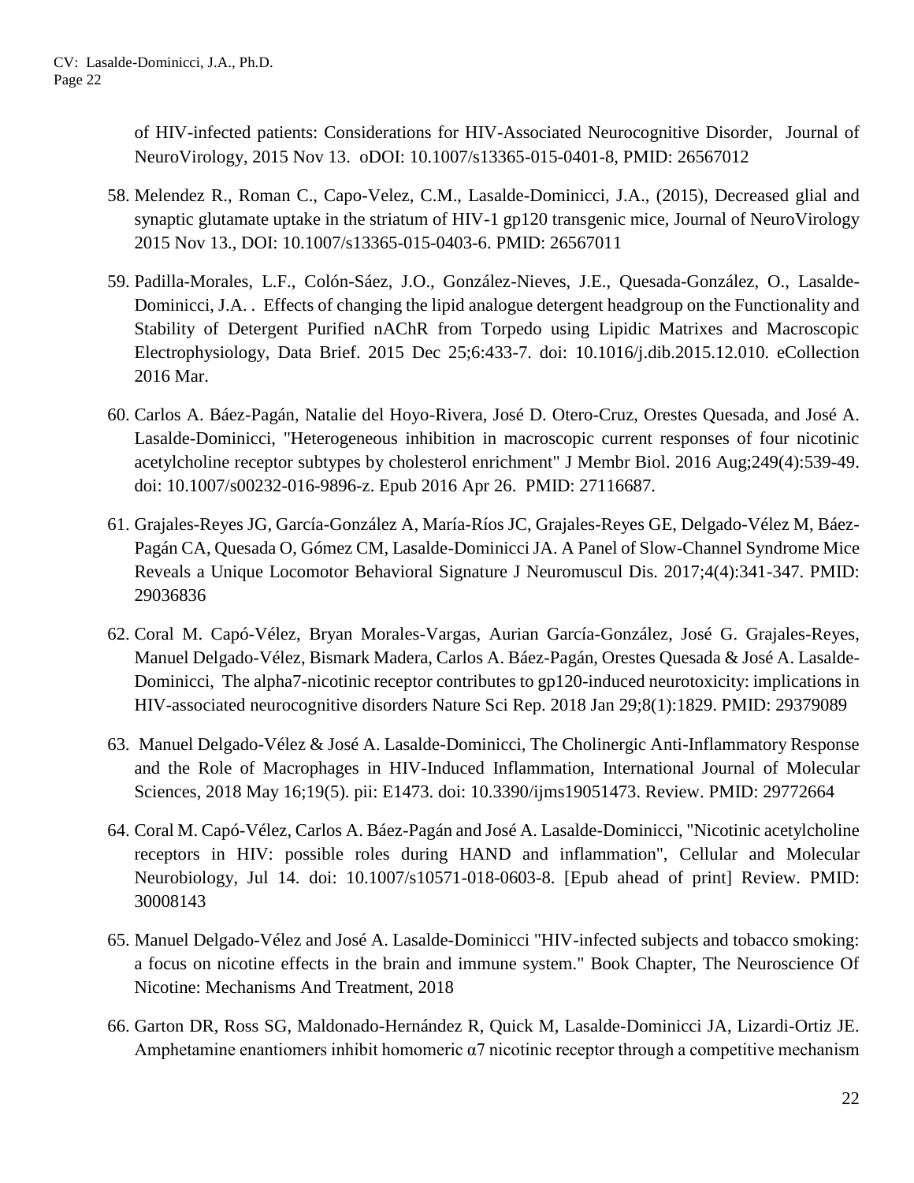of HIV-infected patients: Considerations for HIV-Associated Neurocognitive Disorder, Journal of NeuroVirology, 2015 Nov 13. oDOI: 10.1007/s13365-015-0401-8, PMID: 26567012

58. Melendez R., Roman C., Capo-Velez, C.M., Lasalde-Dominicci, J.A., (2015), Decreased glial and synaptic glutamate uptake in the striatum of HIV-1 gp120 transgenic mice, Journal of NeuroVirology 2015 Nov 13., DOI: 10.1007/s13365-015-0403-6. PMID: 26567011

59. Padilla-Morales, L.F., Colón-Sáez, J.O., González-Nieves, J.E., Quesada-González, O., Lasalde-Dominicci, J.A. . Effects of changing the lipid analogue detergent headgroup on the Functionality and Stability of Detergent Purified nAChR from Torpedo using Lipidic Matrixes and Macroscopic Electrophysiology, Data Brief. 2015 Dec 25;6:433-7. doi: 10.1016/j.dib.2015.12.010. eCollection 2016 Mar.

60. Carlos A. Báez-Pagán, Natalie del Hoyo-Rivera, José D. Otero-Cruz, Orestes Quesada, and José A. Lasalde-Dominicci, "Heterogeneous inhibition in macroscopic current responses of four nicotinic acetylcholine receptor subtypes by cholesterol enrichment" J Membr Biol. 2016 Aug;249(4):539-49. doi: 10.1007/s00232-016-9896-z. Epub 2016 Apr 26. PMID: 27116687.

61. Grajales-Reyes JG, García-González A, María-Ríos JC, Grajales-Reyes GE, Delgado-Vélez M, Báez-Pagán CA, Quesada O, Gómez CM, Lasalde-Dominicci JA. A Panel of Slow-Channel Syndrome Mice Reveals a Unique Locomotor Behavioral Signature J Neuromuscul Dis. 2017;4(4):341-347. PMID: 29036836

62. Coral M. Capó-Vélez, Bryan Morales-Vargas, Aurian García-González, José G. Grajales-Reyes, Manuel Delgado-Vélez, Bismark Madera, Carlos A. Báez-Pagán, Orestes Quesada & José A. Lasalde-Dominicci, The alpha7-nicotinic receptor contributes to gp120-induced neurotoxicity: implications in HIV-associated neurocognitive disorders Nature Sci Rep. 2018 Jan 29;8(1):1829. PMID: 29379089

63. Manuel Delgado-Vélez & José A. Lasalde-Dominicci, The Cholinergic Anti-Inflammatory Response and the Role of Macrophages in HIV-Induced Inflammation, International Journal of Molecular Sciences, 2018 May 16;19(5). pii: E1473. doi: 10.3390/ijms19051473. Review. PMID: 29772664

64. Coral M. Capó-Vélez, Carlos A. Báez-Pagán and José A. Lasalde-Dominicci, "Nicotinic acetylcholine receptors in HIV: possible roles during HAND and inflammation", Cellular and Molecular Neurobiology, Jul 14. doi: 10.1007/s10571-018-0603-8. [Epub ahead of print] Review. PMID: 30008143

65. Manuel Delgado-Vélez and José A. Lasalde-Dominicci "HIV-infected subjects and tobacco smoking: a focus on nicotine effects in the brain and immune system." Book Chapter, The Neuroscience Of Nicotine: Mechanisms And Treatment, 2018

66. Garton DR, Ross SG, Maldonado-Hernández R, Quick M, Lasalde-Dominicci JA, Lizardi-Ortiz JE. Amphetamine enantiomers inhibit homomeric α7 nicotinic receptor through a competitive mechanism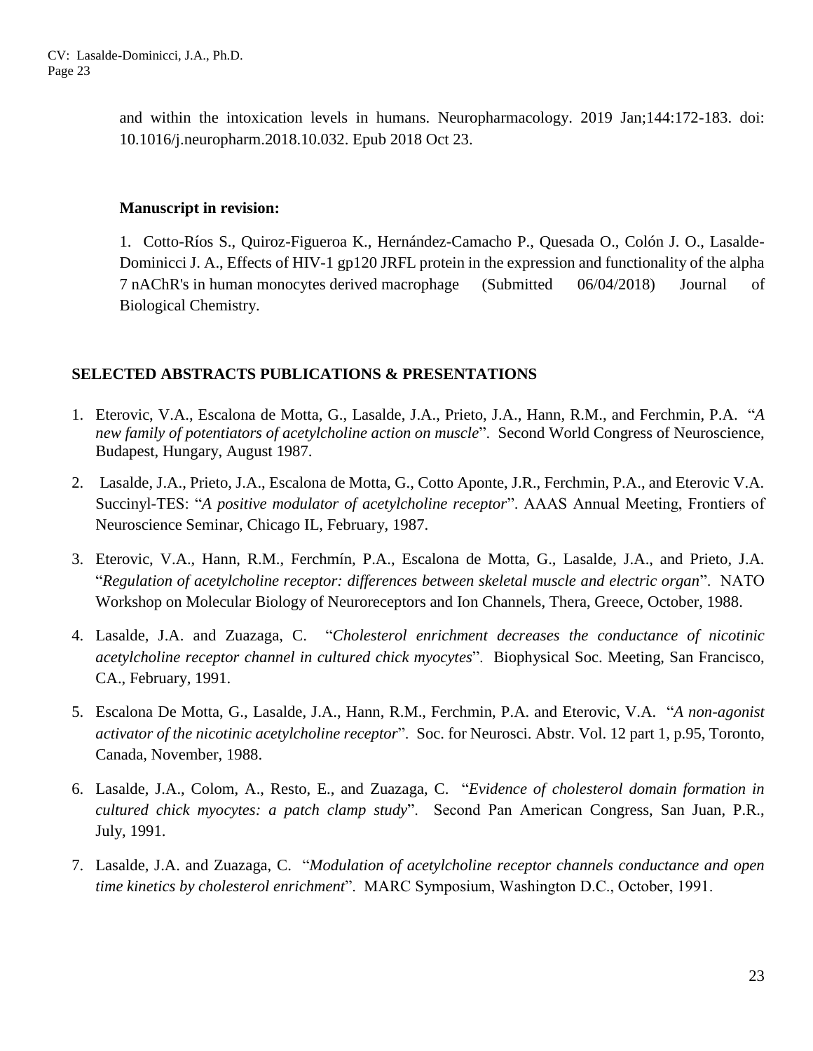and within the intoxication levels in humans. Neuropharmacology. 2019 Jan;144:172-183. doi: 10.1016/j.neuropharm.2018.10.032. Epub 2018 Oct 23.

**Manuscript in revision:**

1. Cotto-Ríos S., Quiroz-Figueroa K., Hernández-Camacho P., Quesada O., Colón J. O., Lasalde-Dominicci J. A., Effects of HIV-1 gp120 JRFL protein in the expression and functionality of the alpha 7 nAChR's in human monocytes derived macrophage (Submitted 06/04/2018) Journal of Biological Chemistry.

## SELECTED ABSTRACTS PUBLICATIONS & PRESENTATIONS

1. Eterovic, V.A., Escalona de Motta, G., Lasalde, J.A., Prieto, J.A., Hann, R.M., and Ferchmin, P.A. "*A new family of potentiators of acetylcholine action on muscle*". Second World Congress of Neuroscience, Budapest, Hungary, August 1987.
2. Lasalde, J.A., Prieto, J.A., Escalona de Motta, G., Cotto Aponte, J.R., Ferchmin, P.A., and Eterovic V.A. Succinyl-TES: "*A positive modulator of acetylcholine receptor*". AAAS Annual Meeting, Frontiers of Neuroscience Seminar, Chicago IL, February, 1987.
3. Eterovic, V.A., Hann, R.M., Ferchmín, P.A., Escalona de Motta, G., Lasalde, J.A., and Prieto, J.A. "*Regulation of acetylcholine receptor: differences between skeletal muscle and electric organ*". NATO Workshop on Molecular Biology of Neuroreceptors and Ion Channels, Thera, Greece, October, 1988.
4. Lasalde, J.A. and Zuazaga, C. "*Cholesterol enrichment decreases the conductance of nicotinic acetylcholine receptor channel in cultured chick myocytes*". Biophysical Soc. Meeting, San Francisco, CA., February, 1991.
5. Escalona De Motta, G., Lasalde, J.A., Hann, R.M., Ferchmin, P.A. and Eterovic, V.A. "*A non-agonist activator of the nicotinic acetylcholine receptor*". Soc. for Neurosci. Abstr. Vol. 12 part 1, p.95, Toronto, Canada, November, 1988.
6. Lasalde, J.A., Colom, A., Resto, E., and Zuazaga, C. "*Evidence of cholesterol domain formation in cultured chick myocytes: a patch clamp study*". Second Pan American Congress, San Juan, P.R., July, 1991.
7. Lasalde, J.A. and Zuazaga, C. "*Modulation of acetylcholine receptor channels conductance and open time kinetics by cholesterol enrichment*". MARC Symposium, Washington D.C., October, 1991.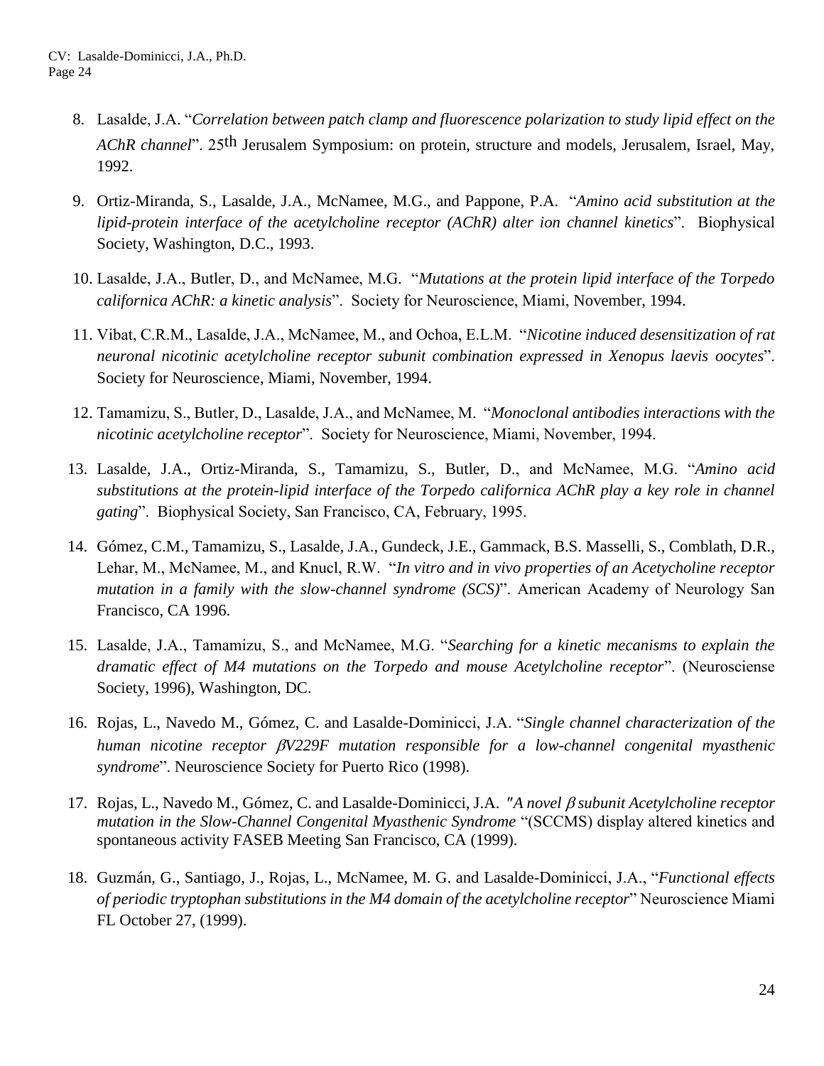8. Lasalde, J.A. "*Correlation between patch clamp and fluorescence polarization to study lipid effect on the AChR channel*". 25th Jerusalem Symposium: on protein, structure and models, Jerusalem, Israel, May, 1992.

9. Ortiz-Miranda, S., Lasalde, J.A., McNamee, M.G., and Pappone, P.A. "*Amino acid substitution at the lipid-protein interface of the acetylcholine receptor (AChR) alter ion channel kinetics*". Biophysical Society, Washington, D.C., 1993.

10. Lasalde, J.A., Butler, D., and McNamee, M.G. "*Mutations at the protein lipid interface of the Torpedo californica AChR: a kinetic analysis*". Society for Neuroscience, Miami, November, 1994.

11. Vibat, C.R.M., Lasalde, J.A., McNamee, M., and Ochoa, E.L.M. "*Nicotine induced desensitization of rat neuronal nicotinic acetylcholine receptor subunit combination expressed in Xenopus laevis oocytes*". Society for Neuroscience, Miami, November, 1994.

12. Tamamizu, S., Butler, D., Lasalde, J.A., and McNamee, M. "*Monoclonal antibodies interactions with the nicotinic acetylcholine receptor*". Society for Neuroscience, Miami, November, 1994.

13. Lasalde, J.A., Ortiz-Miranda, S., Tamamizu, S., Butler, D., and McNamee, M.G. "*Amino acid substitutions at the protein-lipid interface of the Torpedo californica AChR play a key role in channel gating*". Biophysical Society, San Francisco, CA, February, 1995.

14. Gómez, C.M., Tamamizu, S., Lasalde, J.A., Gundeck, J.E., Gammack, B.S. Masselli, S., Comblath, D.R., Lehar, M., McNamee, M., and Knucl, R.W. "*In vitro and in vivo properties of an Acetycholine receptor mutation in a family with the slow-channel syndrome (SCS)*". American Academy of Neurology San Francisco, CA 1996.

15. Lasalde, J.A., Tamamizu, S., and McNamee, M.G. "*Searching for a kinetic mecanisms to explain the dramatic effect of M4 mutations on the Torpedo and mouse Acetylcholine receptor*". (Neurosciense Society, 1996), Washington, DC.

16. Rojas, L., Navedo M., Gómez, C. and Lasalde-Dominicci, J.A. "*Single channel characterization of the human nicotine receptor βV229F mutation responsible for a low-channel congenital myasthenic syndrome*". Neuroscience Society for Puerto Rico (1998).

17. Rojas, L., Navedo M., Gómez, C. and Lasalde-Dominicci, J.A. *"A novel β subunit Acetylcholine receptor mutation in the Slow-Channel Congenital Myasthenic Syndrome* "(SCCMS) display altered kinetics and spontaneous activity FASEB Meeting San Francisco, CA (1999).

18. Guzmán, G., Santiago, J., Rojas, L., McNamee, M. G. and Lasalde-Dominicci, J.A., "*Functional effects of periodic tryptophan substitutions in the M4 domain of the acetylcholine receptor*" Neuroscience Miami FL October 27, (1999).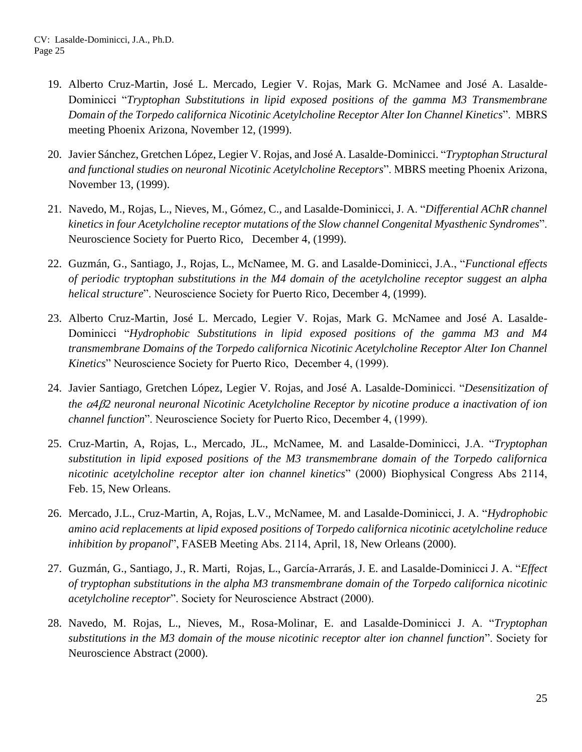19. Alberto Cruz-Martin, José L. Mercado, Legier V. Rojas, Mark G. McNamee and José A. Lasalde-Dominicci "*Tryptophan Substitutions in lipid exposed positions of the gamma M3 Transmembrane Domain of the Torpedo californica Nicotinic Acetylcholine Receptor Alter Ion Channel Kinetics*". MBRS meeting Phoenix Arizona, November 12, (1999).

20. Javier Sánchez, Gretchen López, Legier V. Rojas, and José A. Lasalde-Dominicci. "*Tryptophan Structural and functional studies on neuronal Nicotinic Acetylcholine Receptors*". MBRS meeting Phoenix Arizona, November 13, (1999).

21. Navedo, M., Rojas, L., Nieves, M., Gómez, C., and Lasalde-Dominicci, J. A. "*Differential AChR channel kinetics in four Acetylcholine receptor mutations of the Slow channel Congenital Myasthenic Syndromes*". Neuroscience Society for Puerto Rico, December 4, (1999).

22. Guzmán, G., Santiago, J., Rojas, L., McNamee, M. G. and Lasalde-Dominicci, J.A., "*Functional effects of periodic tryptophan substitutions in the M4 domain of the acetylcholine receptor suggest an alpha helical structure*". Neuroscience Society for Puerto Rico, December 4, (1999).

23. Alberto Cruz-Martin, José L. Mercado, Legier V. Rojas, Mark G. McNamee and José A. Lasalde-Dominicci "*Hydrophobic Substitutions in lipid exposed positions of the gamma M3 and M4 transmembrane Domains of the Torpedo californica Nicotinic Acetylcholine Receptor Alter Ion Channel Kinetics*" Neuroscience Society for Puerto Rico, December 4, (1999).

24. Javier Santiago, Gretchen López, Legier V. Rojas, and José A. Lasalde-Dominicci. "*Desensitization of the $\alpha 4\beta 2$ neuronal neuronal Nicotinic Acetylcholine Receptor by nicotine produce a inactivation of ion channel function*". Neuroscience Society for Puerto Rico, December 4, (1999).

25. Cruz-Martin, A, Rojas, L., Mercado, JL., McNamee, M. and Lasalde-Dominicci, J.A. "*Tryptophan substitution in lipid exposed positions of the M3 transmembrane domain of the Torpedo californica nicotinic acetylcholine receptor alter ion channel kinetics*" (2000) Biophysical Congress Abs 2114, Feb. 15, New Orleans.

26. Mercado, J.L., Cruz-Martin, A, Rojas, L.V., McNamee, M. and Lasalde-Dominicci, J. A. "*Hydrophobic amino acid replacements at lipid exposed positions of Torpedo californica nicotinic acetylcholine reduce inhibition by propanol*", FASEB Meeting Abs. 2114, April, 18, New Orleans (2000).

27. Guzmán, G., Santiago, J., R. Marti, Rojas, L., García-Arrarás, J. E. and Lasalde-Dominicci J. A. "*Effect of tryptophan substitutions in the alpha M3 transmembrane domain of the Torpedo californica nicotinic acetylcholine receptor*". Society for Neuroscience Abstract (2000).

28. Navedo, M. Rojas, L., Nieves, M., Rosa-Molinar, E. and Lasalde-Dominicci J. A. "*Tryptophan substitutions in the M3 domain of the mouse nicotinic receptor alter ion channel function*". Society for Neuroscience Abstract (2000).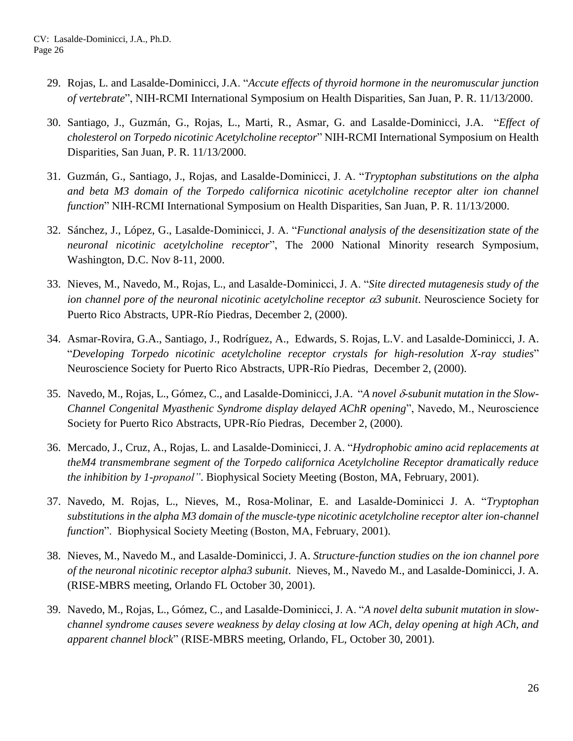29. Rojas, L. and Lasalde-Dominicci, J.A. "*Accute effects of thyroid hormone in the neuromuscular junction of vertebrate*", NIH-RCMI International Symposium on Health Disparities, San Juan, P. R. 11/13/2000.
30. Santiago, J., Guzmán, G., Rojas, L., Marti, R., Asmar, G. and Lasalde-Dominicci, J.A. "*Effect of cholesterol on Torpedo nicotinic Acetylcholine receptor*" NIH-RCMI International Symposium on Health Disparities, San Juan, P. R. 11/13/2000.
31. Guzmán, G., Santiago, J., Rojas, and Lasalde-Dominicci, J. A. "*Tryptophan substitutions on the alpha and beta M3 domain of the Torpedo californica nicotinic acetylcholine receptor alter ion channel function*" NIH-RCMI International Symposium on Health Disparities, San Juan, P. R. 11/13/2000.
32. Sánchez, J., López, G., Lasalde-Dominicci, J. A. "*Functional analysis of the desensitization state of the neuronal nicotinic acetylcholine receptor*", The 2000 National Minority research Symposium, Washington, D.C. Nov 8-11, 2000.
33. Nieves, M., Navedo, M., Rojas, L., and Lasalde-Dominicci, J. A. "*Site directed mutagenesis study of the ion channel pore of the neuronal nicotinic acetylcholine receptor* $\alpha 3$ *subunit*. Neuroscience Society for Puerto Rico Abstracts, UPR-Río Piedras, December 2, (2000).
34. Asmar-Rovira, G.A., Santiago, J., Rodríguez, A., Edwards, S. Rojas, L.V. and Lasalde-Dominicci, J. A. "*Developing Torpedo nicotinic acetylcholine receptor crystals for high-resolution X-ray studies*" Neuroscience Society for Puerto Rico Abstracts, UPR-Río Piedras, December 2, (2000).
35. Navedo, M., Rojas, L., Gómez, C., and Lasalde-Dominicci, J.A. "*A novel* $\delta$*-subunit mutation in the Slow-Channel Congenital Myasthenic Syndrome display delayed AChR opening*", Navedo, M., Neuroscience Society for Puerto Rico Abstracts, UPR-Río Piedras, December 2, (2000).
36. Mercado, J., Cruz, A., Rojas, L. and Lasalde-Dominicci, J. A. "*Hydrophobic amino acid replacements at theM4 transmembrane segment of the Torpedo californica Acetylcholine Receptor dramatically reduce the inhibition by 1-propanol"*. Biophysical Society Meeting (Boston, MA, February, 2001).
37. Navedo, M. Rojas, L., Nieves, M., Rosa-Molinar, E. and Lasalde-Dominicci J. A. "*Tryptophan substitutions in the alpha M3 domain of the muscle-type nicotinic acetylcholine receptor alter ion-channel function*". Biophysical Society Meeting (Boston, MA, February, 2001).
38. Nieves, M., Navedo M., and Lasalde-Dominicci, J. A. *Structure-function studies on the ion channel pore of the neuronal nicotinic receptor alpha3 subunit*. Nieves, M., Navedo M., and Lasalde-Dominicci, J. A. (RISE-MBRS meeting, Orlando FL October 30, 2001).
39. Navedo, M., Rojas, L., Gómez, C., and Lasalde-Dominicci, J. A. "*A novel delta subunit mutation in slow-channel syndrome causes severe weakness by delay closing at low ACh, delay opening at high ACh, and apparent channel block*" (RISE-MBRS meeting, Orlando, FL, October 30, 2001).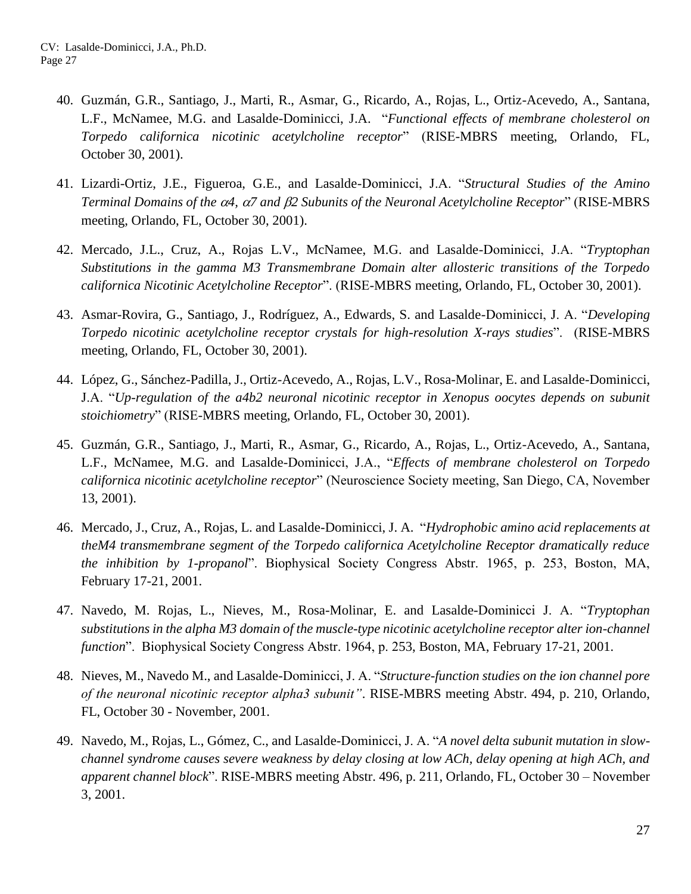40. Guzmán, G.R., Santiago, J., Marti, R., Asmar, G., Ricardo, A., Rojas, L., Ortiz-Acevedo, A., Santana, L.F., McNamee, M.G. and Lasalde-Dominicci, J.A. "*Functional effects of membrane cholesterol on Torpedo californica nicotinic acetylcholine receptor*" (RISE-MBRS meeting, Orlando, FL, October 30, 2001).

41. Lizardi-Ortiz, J.E., Figueroa, G.E., and Lasalde-Dominicci, J.A. "*Structural Studies of the Amino Terminal Domains of the $\alpha$4, $\alpha$7 and $\beta$2 Subunits of the Neuronal Acetylcholine Receptor*" (RISE-MBRS meeting, Orlando, FL, October 30, 2001).

42. Mercado, J.L., Cruz, A., Rojas L.V., McNamee, M.G. and Lasalde-Dominicci, J.A. "*Tryptophan Substitutions in the gamma M3 Transmembrane Domain alter allosteric transitions of the Torpedo californica Nicotinic Acetylcholine Receptor*". (RISE-MBRS meeting, Orlando, FL, October 30, 2001).

43. Asmar-Rovira, G., Santiago, J., Rodríguez, A., Edwards, S. and Lasalde-Dominicci, J. A. "*Developing Torpedo nicotinic acetylcholine receptor crystals for high-resolution X-rays studies*". (RISE-MBRS meeting, Orlando, FL, October 30, 2001).

44. López, G., Sánchez-Padilla, J., Ortiz-Acevedo, A., Rojas, L.V., Rosa-Molinar, E. and Lasalde-Dominicci, J.A. "*Up-regulation of the a4b2 neuronal nicotinic receptor in Xenopus oocytes depends on subunit stoichiometry*" (RISE-MBRS meeting, Orlando, FL, October 30, 2001).

45. Guzmán, G.R., Santiago, J., Marti, R., Asmar, G., Ricardo, A., Rojas, L., Ortiz-Acevedo, A., Santana, L.F., McNamee, M.G. and Lasalde-Dominicci, J.A., "*Effects of membrane cholesterol on Torpedo californica nicotinic acetylcholine receptor*" (Neuroscience Society meeting, San Diego, CA, November 13, 2001).

46. Mercado, J., Cruz, A., Rojas, L. and Lasalde-Dominicci, J. A. "*Hydrophobic amino acid replacements at theM4 transmembrane segment of the Torpedo californica Acetylcholine Receptor dramatically reduce the inhibition by 1-propanol*". Biophysical Society Congress Abstr. 1965, p. 253, Boston, MA, February 17-21, 2001.

47. Navedo, M. Rojas, L., Nieves, M., Rosa-Molinar, E. and Lasalde-Dominicci J. A. "*Tryptophan substitutions in the alpha M3 domain of the muscle-type nicotinic acetylcholine receptor alter ion-channel function*". Biophysical Society Congress Abstr. 1964, p. 253, Boston, MA, February 17-21, 2001.

48. Nieves, M., Navedo M., and Lasalde-Dominicci, J. A. "*Structure-function studies on the ion channel pore of the neuronal nicotinic receptor alpha3 subunit"*. RISE-MBRS meeting Abstr. 494, p. 210, Orlando, FL, October 30 - November, 2001.

49. Navedo, M., Rojas, L., Gómez, C., and Lasalde-Dominicci, J. A. "*A novel delta subunit mutation in slow-channel syndrome causes severe weakness by delay closing at low ACh, delay opening at high ACh, and apparent channel block*". RISE-MBRS meeting Abstr. 496, p. 211, Orlando, FL, October 30 – November 3, 2001.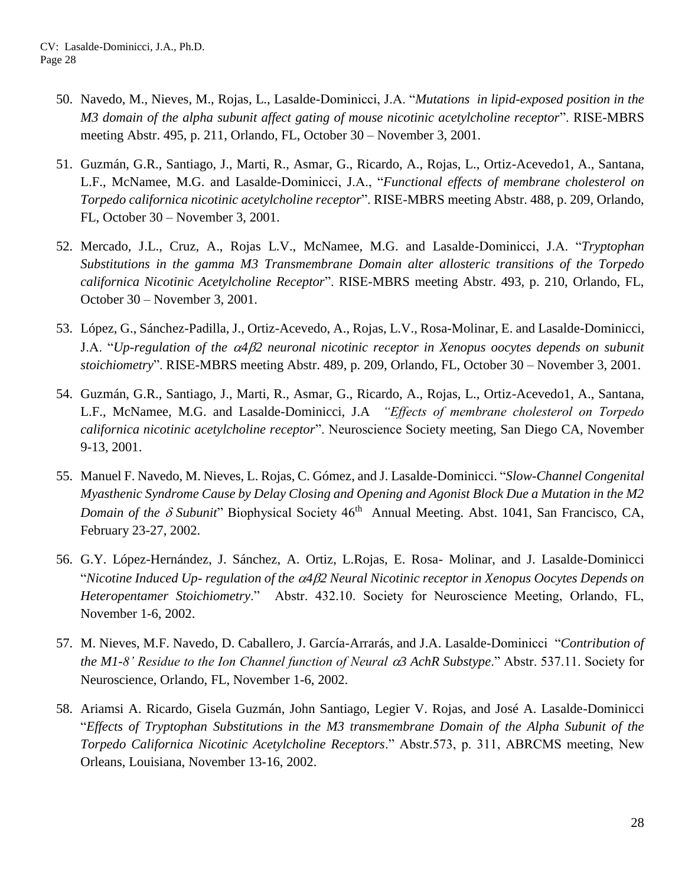50. Navedo, M., Nieves, M., Rojas, L., Lasalde-Dominicci, J.A. "*Mutations in lipid-exposed position in the M3 domain of the alpha subunit affect gating of mouse nicotinic acetylcholine receptor*". RISE-MBRS meeting Abstr. 495, p. 211, Orlando, FL, October 30 – November 3, 2001.

51. Guzmán, G.R., Santiago, J., Marti, R., Asmar, G., Ricardo, A., Rojas, L., Ortiz-Acevedo1, A., Santana, L.F., McNamee, M.G. and Lasalde-Dominicci, J.A., "*Functional effects of membrane cholesterol on Torpedo californica nicotinic acetylcholine receptor*". RISE-MBRS meeting Abstr. 488, p. 209, Orlando, FL, October 30 – November 3, 2001.

52. Mercado, J.L., Cruz, A., Rojas L.V., McNamee, M.G. and Lasalde-Dominicci, J.A. "*Tryptophan Substitutions in the gamma M3 Transmembrane Domain alter allosteric transitions of the Torpedo californica Nicotinic Acetylcholine Receptor*". RISE-MBRS meeting Abstr. 493, p. 210, Orlando, FL, October 30 – November 3, 2001.

53. López, G., Sánchez-Padilla, J., Ortiz-Acevedo, A., Rojas, L.V., Rosa-Molinar, E. and Lasalde-Dominicci, J.A. "*Up-regulation of the $\alpha4\beta2$ neuronal nicotinic receptor in Xenopus oocytes depends on subunit stoichiometry*". RISE-MBRS meeting Abstr. 489, p. 209, Orlando, FL, October 30 – November 3, 2001.

54. Guzmán, G.R., Santiago, J., Marti, R., Asmar, G., Ricardo, A., Rojas, L., Ortiz-Acevedo1, A., Santana, L.F., McNamee, M.G. and Lasalde-Dominicci, J.A *"Effects of membrane cholesterol on Torpedo californica nicotinic acetylcholine receptor*". Neuroscience Society meeting, San Diego CA, November 9-13, 2001.

55. Manuel F. Navedo, M. Nieves, L. Rojas, C. Gómez, and J. Lasalde-Dominicci. "*Slow-Channel Congenital Myasthenic Syndrome Cause by Delay Closing and Opening and Agonist Block Due a Mutation in the M2 Domain of the $\delta$ Subunit*" Biophysical Society 46$^{th}$ Annual Meeting. Abst. 1041, San Francisco, CA, February 23-27, 2002.

56. G.Y. López-Hernández, J. Sánchez, A. Ortiz, L.Rojas, E. Rosa- Molinar, and J. Lasalde-Dominicci "*Nicotine Induced Up- regulation of the $\alpha4\beta2$ Neural Nicotinic receptor in Xenopus Oocytes Depends on Heteropentamer Stoichiometry*." Abstr. 432.10. Society for Neuroscience Meeting, Orlando, FL, November 1-6, 2002.

57. M. Nieves, M.F. Navedo, D. Caballero, J. García-Arrarás, and J.A. Lasalde-Dominicci "*Contribution of the M1-8' Residue to the Ion Channel function of Neural $\alpha3$ AchR Substype*." Abstr. 537.11. Society for Neuroscience, Orlando, FL, November 1-6, 2002.

58. Ariamsi A. Ricardo, Gisela Guzmán, John Santiago, Legier V. Rojas, and José A. Lasalde-Dominicci "*Effects of Tryptophan Substitutions in the M3 transmembrane Domain of the Alpha Subunit of the Torpedo Californica Nicotinic Acetylcholine Receptors*." Abstr.573, p. 311, ABRCMS meeting, New Orleans, Louisiana, November 13-16, 2002.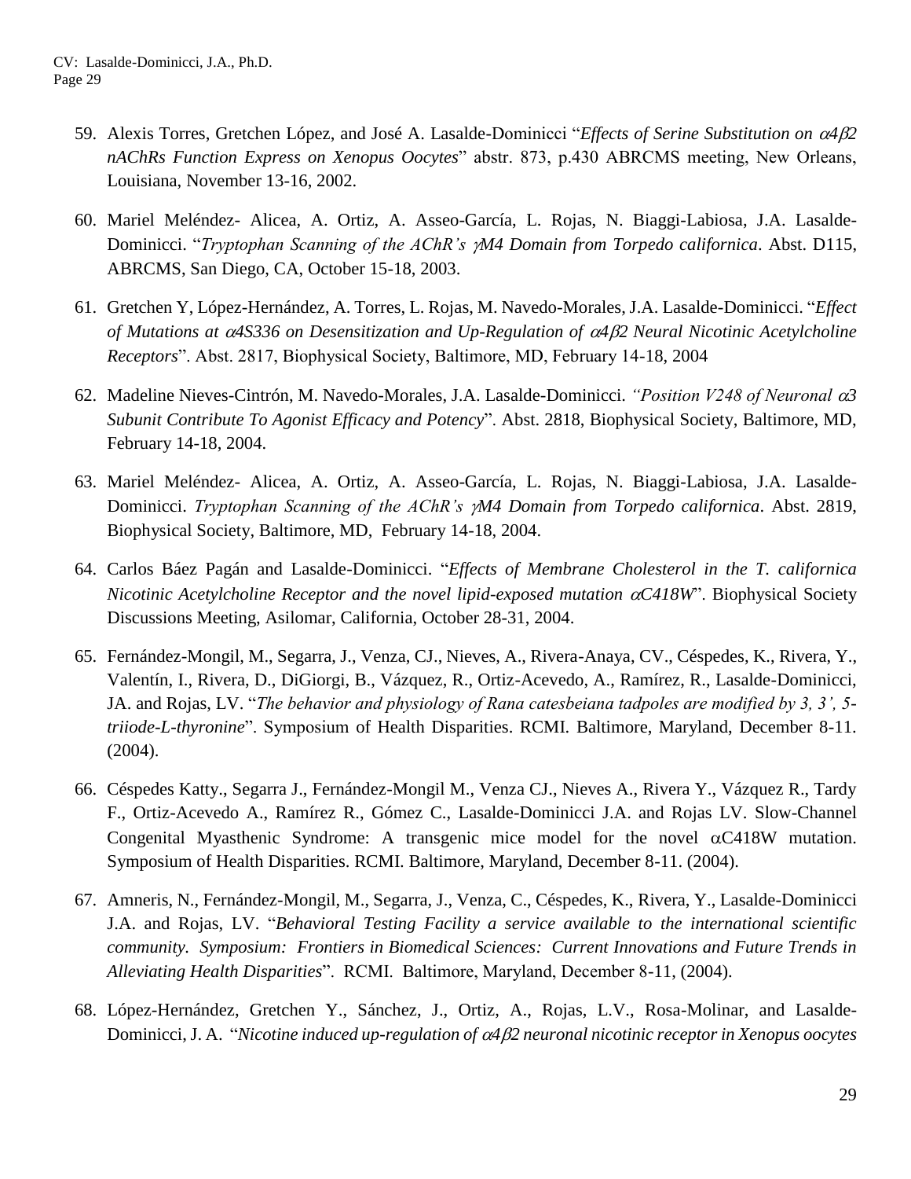59. Alexis Torres, Gretchen López, and José A. Lasalde-Dominicci "*Effects of Serine Substitution on $\alpha 4\beta 2$ nAChRs Function Express on Xenopus Oocytes*" abstr. 873, p.430 ABRCMS meeting, New Orleans, Louisiana, November 13-16, 2002.

60. Mariel Meléndez- Alicea, A. Ortiz, A. Asseo-García, L. Rojas, N. Biaggi-Labiosa, J.A. Lasalde-Dominicci. "*Tryptophan Scanning of the AChR's $\gamma$M4 Domain from Torpedo californica*. Abst. D115, ABRCMS, San Diego, CA, October 15-18, 2003.

61. Gretchen Y, López-Hernández, A. Torres, L. Rojas, M. Navedo-Morales, J.A. Lasalde-Dominicci. "*Effect of Mutations at $\alpha$4S336 on Desensitization and Up-Regulation of $\alpha 4\beta 2$ Neural Nicotinic Acetylcholine Receptors*". Abst. 2817, Biophysical Society, Baltimore, MD, February 14-18, 2004

62. Madeline Nieves-Cintrón, M. Navedo-Morales, J.A. Lasalde-Dominicci. *"Position V248 of Neuronal $\alpha$3 Subunit Contribute To Agonist Efficacy and Potency*". Abst. 2818, Biophysical Society, Baltimore, MD, February 14-18, 2004.

63. Mariel Meléndez- Alicea, A. Ortiz, A. Asseo-García, L. Rojas, N. Biaggi-Labiosa, J.A. Lasalde-Dominicci. *Tryptophan Scanning of the AChR's $\gamma$M4 Domain from Torpedo californica*. Abst. 2819, Biophysical Society, Baltimore, MD, February 14-18, 2004.

64. Carlos Báez Pagán and Lasalde-Dominicci. "*Effects of Membrane Cholesterol in the T. californica Nicotinic Acetylcholine Receptor and the novel lipid-exposed mutation $\alpha$C418W*". Biophysical Society Discussions Meeting, Asilomar, California, October 28-31, 2004.

65. Fernández-Mongil, M., Segarra, J., Venza, CJ., Nieves, A., Rivera-Anaya, CV., Céspedes, K., Rivera, Y., Valentín, I., Rivera, D., DiGiorgi, B., Vázquez, R., Ortiz-Acevedo, A., Ramírez, R., Lasalde-Dominicci, JA. and Rojas, LV. "*The behavior and physiology of Rana catesbeiana tadpoles are modified by 3, 3', 5-triiode-L-thyronine*". Symposium of Health Disparities. RCMI. Baltimore, Maryland, December 8-11. (2004).

66. Céspedes Katty., Segarra J., Fernández-Mongil M., Venza CJ., Nieves A., Rivera Y., Vázquez R., Tardy F., Ortiz-Acevedo A., Ramírez R., Gómez C., Lasalde-Dominicci J.A. and Rojas LV. Slow-Channel Congenital Myasthenic Syndrome: A transgenic mice model for the novel $\alpha$C418W mutation. Symposium of Health Disparities. RCMI. Baltimore, Maryland, December 8-11. (2004).

67. Amneris, N., Fernández-Mongil, M., Segarra, J., Venza, C., Céspedes, K., Rivera, Y., Lasalde-Dominicci J.A. and Rojas, LV. "*Behavioral Testing Facility a service available to the international scientific community. Symposium: Frontiers in Biomedical Sciences: Current Innovations and Future Trends in Alleviating Health Disparities*". RCMI. Baltimore, Maryland, December 8-11, (2004).

68. López-Hernández, Gretchen Y., Sánchez, J., Ortiz, A., Rojas, L.V., Rosa-Molinar, and Lasalde-Dominicci, J. A. "*Nicotine induced up-regulation of $\alpha 4\beta 2$ neuronal nicotinic receptor in Xenopus oocytes*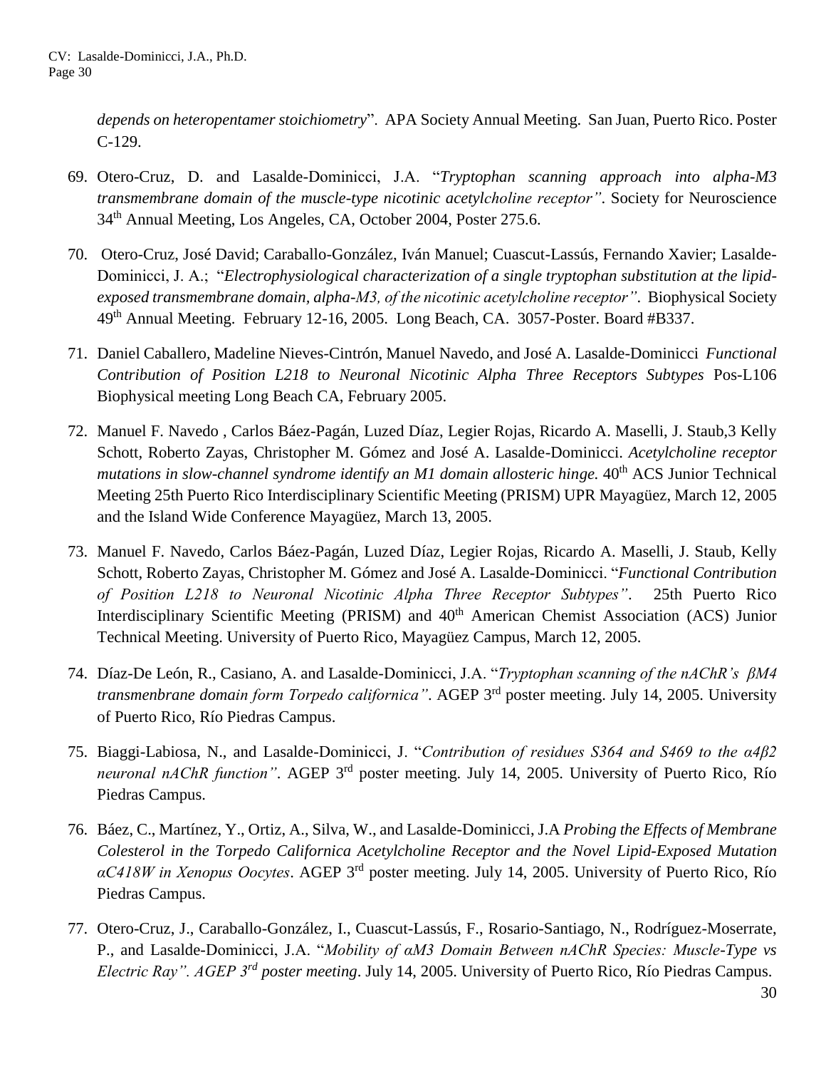*depends on heteropentamer stoichiometry*". APA Society Annual Meeting. San Juan, Puerto Rico. Poster C-129.

69. Otero-Cruz, D. and Lasalde-Dominicci, J.A. "*Tryptophan scanning approach into alpha-M3 transmembrane domain of the muscle-type nicotinic acetylcholine receptor"*. Society for Neuroscience 34th Annual Meeting, Los Angeles, CA, October 2004, Poster 275.6.

70. Otero-Cruz, José David; Caraballo-González, Iván Manuel; Cuascut-Lassús, Fernando Xavier; Lasalde-Dominicci, J. A.; "*Electrophysiological characterization of a single tryptophan substitution at the lipid-exposed transmembrane domain, alpha-M3, of the nicotinic acetylcholine receptor"*. Biophysical Society 49th Annual Meeting. February 12-16, 2005. Long Beach, CA. 3057-Poster. Board #B337.

71. Daniel Caballero, Madeline Nieves-Cintrón, Manuel Navedo, and José A. Lasalde-Dominicci *Functional Contribution of Position L218 to Neuronal Nicotinic Alpha Three Receptors Subtypes* Pos-L106 Biophysical meeting Long Beach CA, February 2005.

72. Manuel F. Navedo , Carlos Báez-Pagán, Luzed Díaz, Legier Rojas, Ricardo A. Maselli, J. Staub,3 Kelly Schott, Roberto Zayas, Christopher M. Gómez and José A. Lasalde-Dominicci. *Acetylcholine receptor mutations in slow-channel syndrome identify an M1 domain allosteric hinge.* 40th ACS Junior Technical Meeting 25th Puerto Rico Interdisciplinary Scientific Meeting (PRISM) UPR Mayagüez, March 12, 2005 and the Island Wide Conference Mayagüez, March 13, 2005.

73. Manuel F. Navedo, Carlos Báez-Pagán, Luzed Díaz, Legier Rojas, Ricardo A. Maselli, J. Staub, Kelly Schott, Roberto Zayas, Christopher M. Gómez and José A. Lasalde-Dominicci. "*Functional Contribution of Position L218 to Neuronal Nicotinic Alpha Three Receptor Subtypes"*. 25th Puerto Rico Interdisciplinary Scientific Meeting (PRISM) and 40th American Chemist Association (ACS) Junior Technical Meeting. University of Puerto Rico, Mayagüez Campus, March 12, 2005.

74. Díaz-De León, R., Casiano, A. and Lasalde-Dominicci, J.A. "*Tryptophan scanning of the nAChR's βM4 transmenbrane domain form Torpedo californica"*. AGEP 3rd poster meeting. July 14, 2005. University of Puerto Rico, Río Piedras Campus.

75. Biaggi-Labiosa, N., and Lasalde-Dominicci, J. "*Contribution of residues S364 and S469 to the α4β2 neuronal nAChR function"*. AGEP 3rd poster meeting. July 14, 2005. University of Puerto Rico, Río Piedras Campus.

76. Báez, C., Martínez, Y., Ortiz, A., Silva, W., and Lasalde-Dominicci, J.A *Probing the Effects of Membrane Colesterol in the Torpedo Californica Acetylcholine Receptor and the Novel Lipid-Exposed Mutation αC418W in Xenopus Oocytes*. AGEP 3rd poster meeting. July 14, 2005. University of Puerto Rico, Río Piedras Campus.

77. Otero-Cruz, J., Caraballo-González, I., Cuascut-Lassús, F., Rosario-Santiago, N., Rodríguez-Moserrate, P., and Lasalde-Dominicci, J.A. "*Mobility of αM3 Domain Between nAChR Species: Muscle-Type vs Electric Ray". AGEP 3rd poster meeting*. July 14, 2005. University of Puerto Rico, Río Piedras Campus.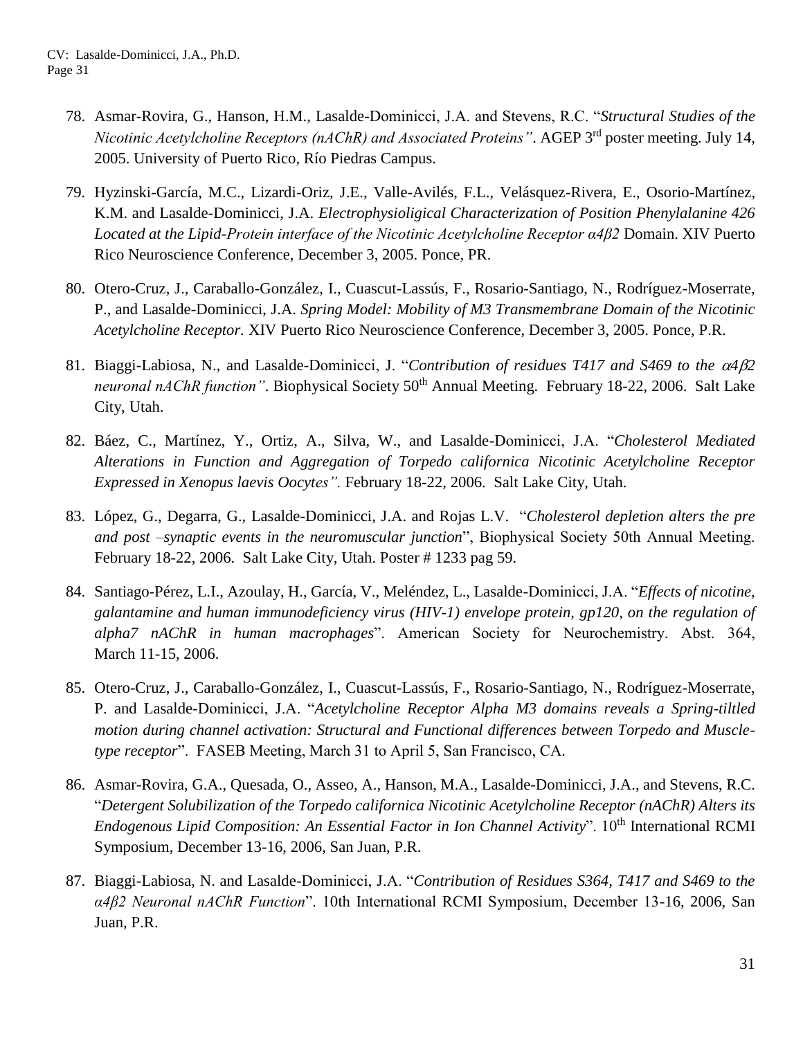78. Asmar-Rovira, G., Hanson, H.M., Lasalde-Dominicci, J.A. and Stevens, R.C. "*Structural Studies of the Nicotinic Acetylcholine Receptors (nAChR) and Associated Proteins"*. AGEP 3rd poster meeting. July 14, 2005. University of Puerto Rico, Río Piedras Campus.

79. Hyzinski-García, M.C., Lizardi-Oriz, J.E., Valle-Avilés, F.L., Velásquez-Rivera, E., Osorio-Martínez, K.M. and Lasalde-Dominicci, J.A. *Electrophysioligical Characterization of Position Phenylalanine 426 Located at the Lipid-Protein interface of the Nicotinic Acetylcholine Receptor α4β2* Domain. XIV Puerto Rico Neuroscience Conference, December 3, 2005. Ponce, PR.

80. Otero-Cruz, J., Caraballo-González, I., Cuascut-Lassús, F., Rosario-Santiago, N., Rodríguez-Moserrate, P., and Lasalde-Dominicci, J.A. *Spring Model: Mobility of M3 Transmembrane Domain of the Nicotinic Acetylcholine Receptor.* XIV Puerto Rico Neuroscience Conference, December 3, 2005. Ponce, P.R.

81. Biaggi-Labiosa, N., and Lasalde-Dominicci, J. "*Contribution of residues T417 and S469 to the α4β2 neuronal nAChR function"*. Biophysical Society 50th Annual Meeting. February 18-22, 2006. Salt Lake City, Utah.

82. Báez, C., Martínez, Y., Ortiz, A., Silva, W., and Lasalde-Dominicci, J.A. "*Cholesterol Mediated Alterations in Function and Aggregation of Torpedo californica Nicotinic Acetylcholine Receptor Expressed in Xenopus laevis Oocytes".* February 18-22, 2006. Salt Lake City, Utah.

83. López, G., Degarra, G., Lasalde-Dominicci, J.A. and Rojas L.V. "*Cholesterol depletion alters the pre and post –synaptic events in the neuromuscular junction*", Biophysical Society 50th Annual Meeting. February 18-22, 2006. Salt Lake City, Utah. Poster # 1233 pag 59.

84. Santiago-Pérez, L.I., Azoulay, H., García, V., Meléndez, L., Lasalde-Dominicci, J.A. "*Effects of nicotine, galantamine and human immunodeficiency virus (HIV-1) envelope protein, gp120, on the regulation of alpha7 nAChR in human macrophages*". American Society for Neurochemistry. Abst. 364, March 11-15, 2006.

85. Otero-Cruz, J., Caraballo-González, I., Cuascut-Lassús, F., Rosario-Santiago, N., Rodríguez-Moserrate, P. and Lasalde-Dominicci, J.A. "*Acetylcholine Receptor Alpha M3 domains reveals a Spring-tiltled motion during channel activation: Structural and Functional differences between Torpedo and Muscle-type receptor*". FASEB Meeting, March 31 to April 5, San Francisco, CA.

86. Asmar-Rovira, G.A., Quesada, O., Asseo, A., Hanson, M.A., Lasalde-Dominicci, J.A., and Stevens, R.C. "*Detergent Solubilization of the Torpedo californica Nicotinic Acetylcholine Receptor (nAChR) Alters its Endogenous Lipid Composition: An Essential Factor in Ion Channel Activity*". 10th International RCMI Symposium, December 13-16, 2006, San Juan, P.R.

87. Biaggi-Labiosa, N. and Lasalde-Dominicci, J.A. "*Contribution of Residues S364, T417 and S469 to the α4β2 Neuronal nAChR Function*". 10th International RCMI Symposium, December 13-16, 2006, San Juan, P.R.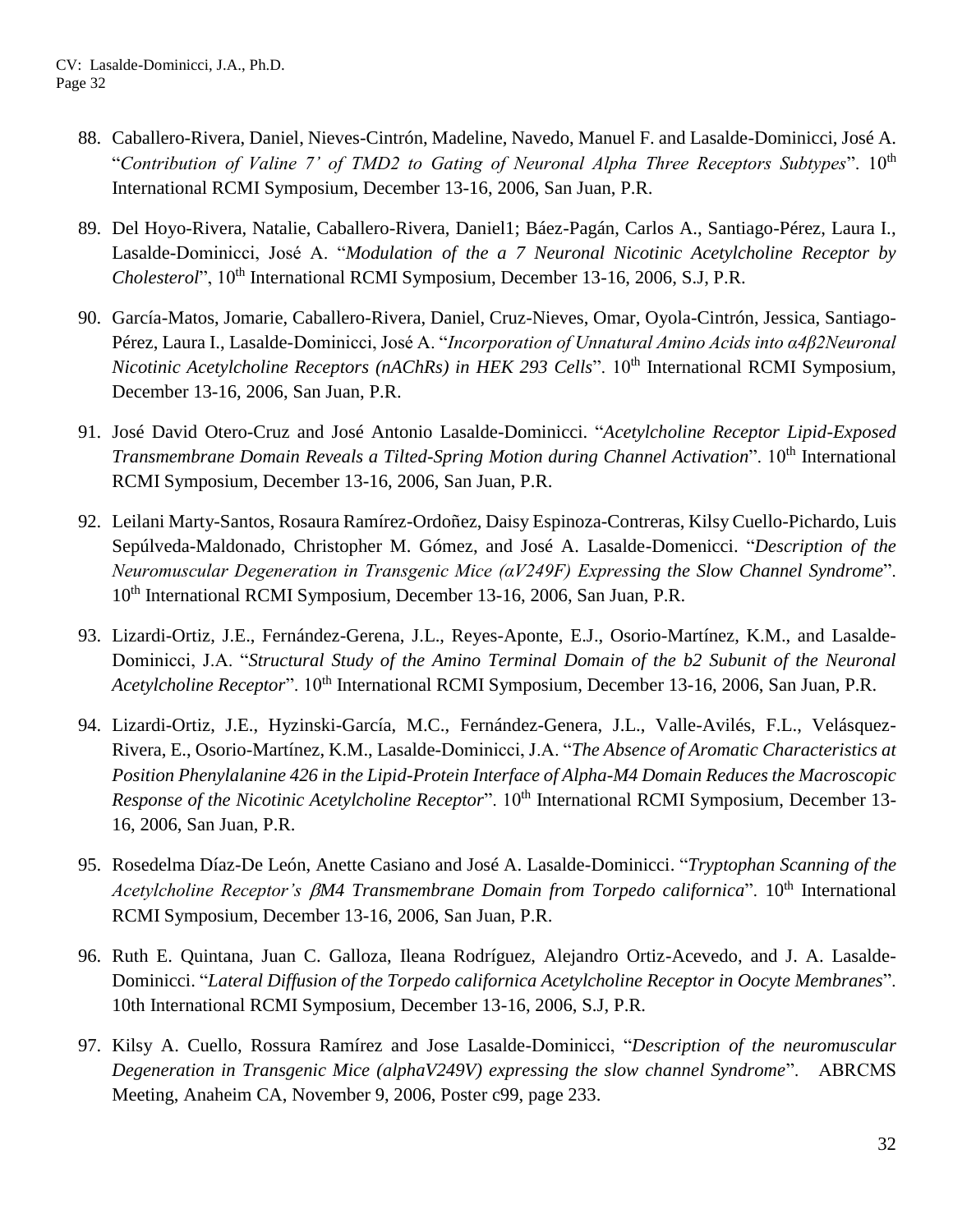88. Caballero-Rivera, Daniel, Nieves-Cintrón, Madeline, Navedo, Manuel F. and Lasalde-Dominicci, José A. "*Contribution of Valine 7' of TMD2 to Gating of Neuronal Alpha Three Receptors Subtypes*". 10th International RCMI Symposium, December 13-16, 2006, San Juan, P.R.

89. Del Hoyo-Rivera, Natalie, Caballero-Rivera, Daniel1; Báez-Pagán, Carlos A., Santiago-Pérez, Laura I., Lasalde-Dominicci, José A. "*Modulation of the a 7 Neuronal Nicotinic Acetylcholine Receptor by Cholesterol*", 10th International RCMI Symposium, December 13-16, 2006, S.J, P.R.

90. García-Matos, Jomarie, Caballero-Rivera, Daniel, Cruz-Nieves, Omar, Oyola-Cintrón, Jessica, Santiago-Pérez, Laura I., Lasalde-Dominicci, José A. "*Incorporation of Unnatural Amino Acids into α4β2Neuronal Nicotinic Acetylcholine Receptors (nAChRs) in HEK 293 Cells*". 10th International RCMI Symposium, December 13-16, 2006, San Juan, P.R.

91. José David Otero-Cruz and José Antonio Lasalde-Dominicci. "*Acetylcholine Receptor Lipid-Exposed Transmembrane Domain Reveals a Tilted-Spring Motion during Channel Activation*". 10th International RCMI Symposium, December 13-16, 2006, San Juan, P.R.

92. Leilani Marty-Santos, Rosaura Ramírez-Ordoñez, Daisy Espinoza-Contreras, Kilsy Cuello-Pichardo, Luis Sepúlveda-Maldonado, Christopher M. Gómez, and José A. Lasalde-Domenicci. "*Description of the Neuromuscular Degeneration in Transgenic Mice (αV249F) Expressing the Slow Channel Syndrome*". 10th International RCMI Symposium, December 13-16, 2006, San Juan, P.R.

93. Lizardi-Ortiz, J.E., Fernández-Gerena, J.L., Reyes-Aponte, E.J., Osorio-Martínez, K.M., and Lasalde-Dominicci, J.A. "*Structural Study of the Amino Terminal Domain of the b2 Subunit of the Neuronal Acetylcholine Receptor*". 10th International RCMI Symposium, December 13-16, 2006, San Juan, P.R.

94. Lizardi-Ortiz, J.E., Hyzinski-García, M.C., Fernández-Genera, J.L., Valle-Avilés, F.L., Velásquez-Rivera, E., Osorio-Martínez, K.M., Lasalde-Dominicci, J.A. "*The Absence of Aromatic Characteristics at Position Phenylalanine 426 in the Lipid-Protein Interface of Alpha-M4 Domain Reduces the Macroscopic Response of the Nicotinic Acetylcholine Receptor*". 10th International RCMI Symposium, December 13-16, 2006, San Juan, P.R.

95. Rosedelma Díaz-De León, Anette Casiano and José A. Lasalde-Dominicci. "*Tryptophan Scanning of the Acetylcholine Receptor's βM4 Transmembrane Domain from Torpedo californica*". 10th International RCMI Symposium, December 13-16, 2006, San Juan, P.R.

96. Ruth E. Quintana, Juan C. Galloza, Ileana Rodríguez, Alejandro Ortiz-Acevedo, and J. A. Lasalde-Dominicci. "*Lateral Diffusion of the Torpedo californica Acetylcholine Receptor in Oocyte Membranes*". 10th International RCMI Symposium, December 13-16, 2006, S.J, P.R.

97. Kilsy A. Cuello, Rossura Ramírez and Jose Lasalde-Dominicci, "*Description of the neuromuscular Degeneration in Transgenic Mice (alphaV249V) expressing the slow channel Syndrome*". ABRCMS Meeting, Anaheim CA, November 9, 2006, Poster c99, page 233.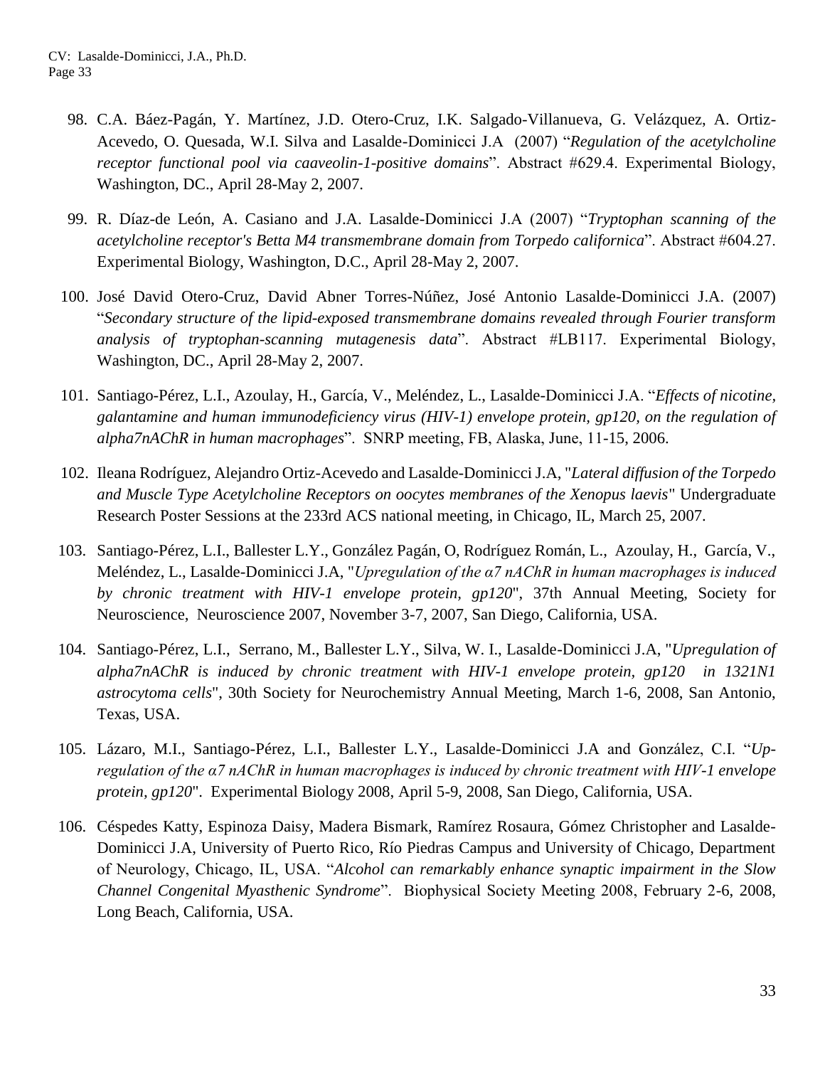98. C.A. Báez-Pagán, Y. Martínez, J.D. Otero-Cruz, I.K. Salgado-Villanueva, G. Velázquez, A. Ortiz-Acevedo, O. Quesada, W.I. Silva and Lasalde-Dominicci J.A (2007) "*Regulation of the acetylcholine receptor functional pool via caaveolin-1-positive domains*". Abstract #629.4. Experimental Biology, Washington, DC., April 28-May 2, 2007.

99. R. Díaz-de León, A. Casiano and J.A. Lasalde-Dominicci J.A (2007) "*Tryptophan scanning of the acetylcholine receptor's Betta M4 transmembrane domain from Torpedo californica*". Abstract #604.27. Experimental Biology, Washington, D.C., April 28-May 2, 2007.

100. José David Otero-Cruz, David Abner Torres-Núñez, José Antonio Lasalde-Dominicci J.A. (2007) "*Secondary structure of the lipid-exposed transmembrane domains revealed through Fourier transform analysis of tryptophan-scanning mutagenesis data*". Abstract #LB117. Experimental Biology, Washington, DC., April 28-May 2, 2007.

101. Santiago-Pérez, L.I., Azoulay, H., García, V., Meléndez, L., Lasalde-Dominicci J.A. "*Effects of nicotine, galantamine and human immunodeficiency virus (HIV-1) envelope protein, gp120, on the regulation of alpha7nAChR in human macrophages*". SNRP meeting, FB, Alaska, June, 11-15, 2006.

102. Ileana Rodríguez, Alejandro Ortiz-Acevedo and Lasalde-Dominicci J.A, "*Lateral diffusion of the Torpedo and Muscle Type Acetylcholine Receptors on oocytes membranes of the Xenopus laevis*" Undergraduate Research Poster Sessions at the 233rd ACS national meeting, in Chicago, IL, March 25, 2007.

103. Santiago-Pérez, L.I., Ballester L.Y., González Pagán, O, Rodríguez Román, L., Azoulay, H., García, V., Meléndez, L., Lasalde-Dominicci J.A, "*Upregulation of the α7 nAChR in human macrophages is induced by chronic treatment with HIV-1 envelope protein, gp120*", 37th Annual Meeting, Society for Neuroscience, Neuroscience 2007, November 3-7, 2007, San Diego, California, USA.

104. Santiago-Pérez, L.I., Serrano, M., Ballester L.Y., Silva, W. I., Lasalde-Dominicci J.A, "*Upregulation of alpha7nAChR is induced by chronic treatment with HIV-1 envelope protein, gp120 in 1321N1 astrocytoma cells*", 30th Society for Neurochemistry Annual Meeting, March 1-6, 2008, San Antonio, Texas, USA.

105. Lázaro, M.I., Santiago-Pérez, L.I., Ballester L.Y., Lasalde-Dominicci J.A and González, C.I. "*Up-regulation of the α7 nAChR in human macrophages is induced by chronic treatment with HIV-1 envelope protein, gp120*". Experimental Biology 2008, April 5-9, 2008, San Diego, California, USA.

106. Céspedes Katty, Espinoza Daisy, Madera Bismark, Ramírez Rosaura, Gómez Christopher and Lasalde-Dominicci J.A, University of Puerto Rico, Río Piedras Campus and University of Chicago, Department of Neurology, Chicago, IL, USA. "*Alcohol can remarkably enhance synaptic impairment in the Slow Channel Congenital Myasthenic Syndrome*". Biophysical Society Meeting 2008, February 2-6, 2008, Long Beach, California, USA.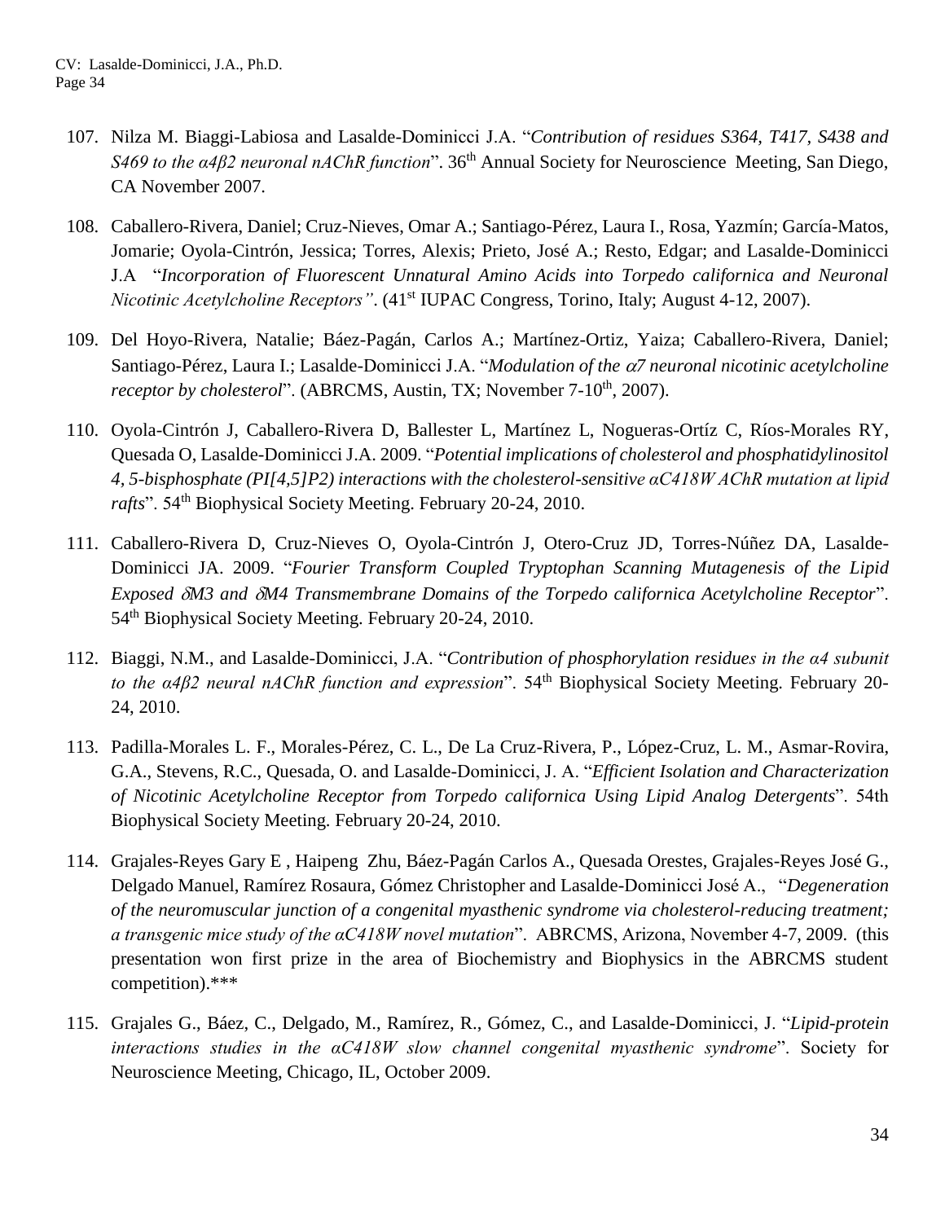107. Nilza M. Biaggi-Labiosa and Lasalde-Dominicci J.A. "*Contribution of residues S364, T417, S438 and S469 to the α4β2 neuronal nAChR function*". 36th Annual Society for Neuroscience Meeting, San Diego, CA November 2007.

108. Caballero-Rivera, Daniel; Cruz-Nieves, Omar A.; Santiago-Pérez, Laura I., Rosa, Yazmín; García-Matos, Jomarie; Oyola-Cintrón, Jessica; Torres, Alexis; Prieto, José A.; Resto, Edgar; and Lasalde-Dominicci J.A "*Incorporation of Fluorescent Unnatural Amino Acids into Torpedo californica and Neuronal Nicotinic Acetylcholine Receptors"*. (41st IUPAC Congress, Torino, Italy; August 4-12, 2007).

109. Del Hoyo-Rivera, Natalie; Báez-Pagán, Carlos A.; Martínez-Ortiz, Yaiza; Caballero-Rivera, Daniel; Santiago-Pérez, Laura I.; Lasalde-Dominicci J.A. "*Modulation of the α7 neuronal nicotinic acetylcholine receptor by cholesterol*". (ABRCMS, Austin, TX; November 7-10th, 2007).

110. Oyola-Cintrón J, Caballero-Rivera D, Ballester L, Martínez L, Nogueras-Ortíz C, Ríos-Morales RY, Quesada O, Lasalde-Dominicci J.A. 2009. "*Potential implications of cholesterol and phosphatidylinositol 4, 5-bisphosphate (PI[4,5]P2) interactions with the cholesterol-sensitive αC418W AChR mutation at lipid rafts*". 54th Biophysical Society Meeting. February 20-24, 2010.

111. Caballero-Rivera D, Cruz-Nieves O, Oyola-Cintrón J, Otero-Cruz JD, Torres-Núñez DA, Lasalde-Dominicci JA. 2009. "*Fourier Transform Coupled Tryptophan Scanning Mutagenesis of the Lipid Exposed δM3 and δM4 Transmembrane Domains of the Torpedo californica Acetylcholine Receptor*". 54th Biophysical Society Meeting. February 20-24, 2010.

112. Biaggi, N.M., and Lasalde-Dominicci, J.A. "*Contribution of phosphorylation residues in the α4 subunit to the α4β2 neural nAChR function and expression*". 54th Biophysical Society Meeting. February 20-24, 2010.

113. Padilla-Morales L. F., Morales-Pérez, C. L., De La Cruz-Rivera, P., López-Cruz, L. M., Asmar-Rovira, G.A., Stevens, R.C., Quesada, O. and Lasalde-Dominicci, J. A. "*Efficient Isolation and Characterization of Nicotinic Acetylcholine Receptor from Torpedo californica Using Lipid Analog Detergents*". 54th Biophysical Society Meeting. February 20-24, 2010.

114. Grajales-Reyes Gary E , Haipeng Zhu, Báez-Pagán Carlos A., Quesada Orestes, Grajales-Reyes José G., Delgado Manuel, Ramírez Rosaura, Gómez Christopher and Lasalde-Dominicci José A., "*Degeneration of the neuromuscular junction of a congenital myasthenic syndrome via cholesterol-reducing treatment; a transgenic mice study of the αC418W novel mutation*". ABRCMS, Arizona, November 4-7, 2009. (this presentation won first prize in the area of Biochemistry and Biophysics in the ABRCMS student competition).***

115. Grajales G., Báez, C., Delgado, M., Ramírez, R., Gómez, C., and Lasalde-Dominicci, J. "*Lipid-protein interactions studies in the αC418W slow channel congenital myasthenic syndrome*". Society for Neuroscience Meeting, Chicago, IL, October 2009.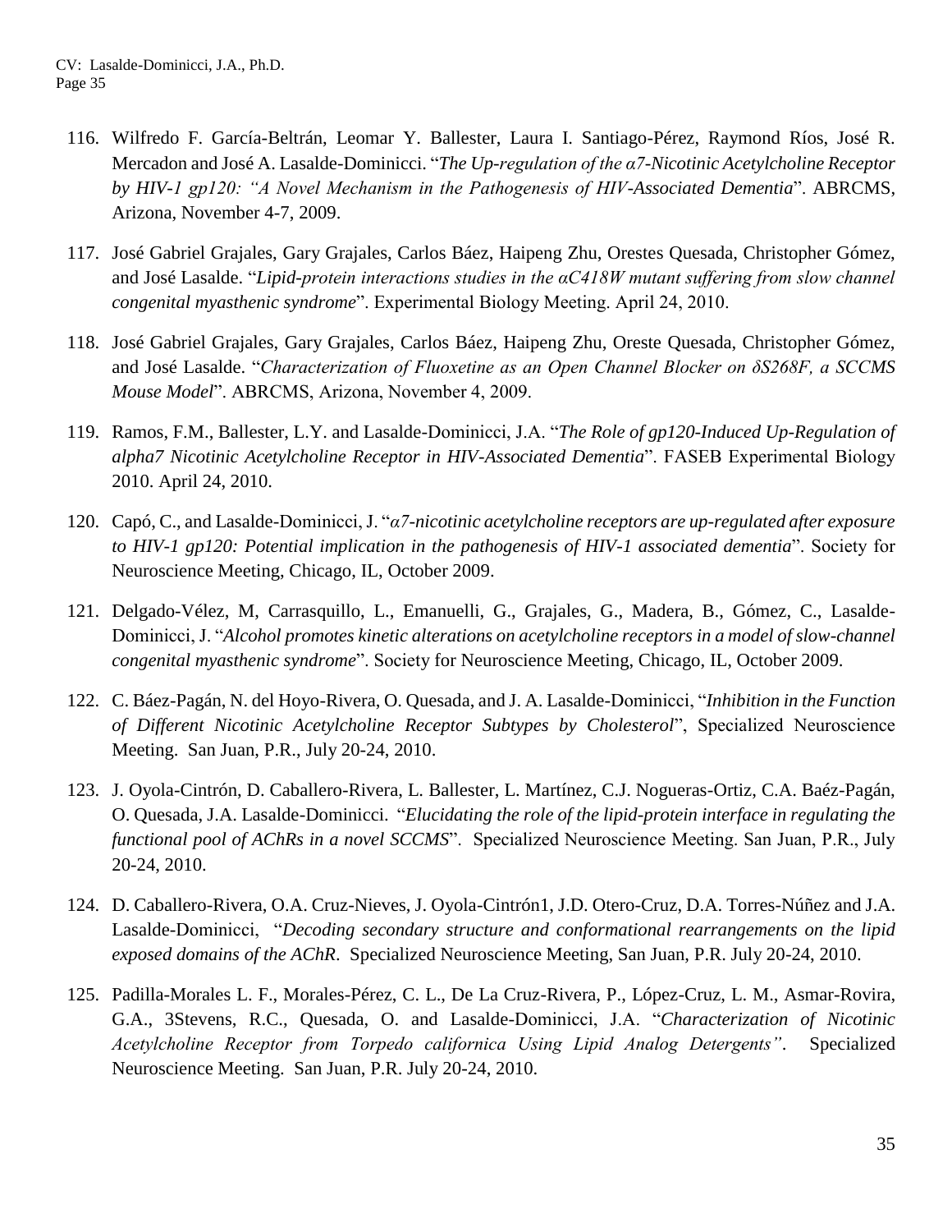116. Wilfredo F. García-Beltrán, Leomar Y. Ballester, Laura I. Santiago-Pérez, Raymond Ríos, José R. Mercadon and José A. Lasalde-Dominicci. "*The Up-regulation of the α7-Nicotinic Acetylcholine Receptor by HIV-1 gp120: "A Novel Mechanism in the Pathogenesis of HIV-Associated Dementia*". ABRCMS, Arizona, November 4-7, 2009.

117. José Gabriel Grajales, Gary Grajales, Carlos Báez, Haipeng Zhu, Orestes Quesada, Christopher Gómez, and José Lasalde. "*Lipid-protein interactions studies in the αC418W mutant suffering from slow channel congenital myasthenic syndrome*". Experimental Biology Meeting. April 24, 2010.

118. José Gabriel Grajales, Gary Grajales, Carlos Báez, Haipeng Zhu, Oreste Quesada, Christopher Gómez, and José Lasalde. "*Characterization of Fluoxetine as an Open Channel Blocker on δS268F, a SCCMS Mouse Model*". ABRCMS, Arizona, November 4, 2009.

119. Ramos, F.M., Ballester, L.Y. and Lasalde-Dominicci, J.A. "*The Role of gp120-Induced Up-Regulation of alpha7 Nicotinic Acetylcholine Receptor in HIV-Associated Dementia*". FASEB Experimental Biology 2010. April 24, 2010.

120. Capó, C., and Lasalde-Dominicci, J. "*α7-nicotinic acetylcholine receptors are up-regulated after exposure to HIV-1 gp120: Potential implication in the pathogenesis of HIV-1 associated dementia*". Society for Neuroscience Meeting, Chicago, IL, October 2009.

121. Delgado-Vélez, M, Carrasquillo, L., Emanuelli, G., Grajales, G., Madera, B., Gómez, C., Lasalde-Dominicci, J. "*Alcohol promotes kinetic alterations on acetylcholine receptors in a model of slow-channel congenital myasthenic syndrome*". Society for Neuroscience Meeting, Chicago, IL, October 2009.

122. C. Báez-Pagán, N. del Hoyo-Rivera, O. Quesada, and J. A. Lasalde-Dominicci, "*Inhibition in the Function of Different Nicotinic Acetylcholine Receptor Subtypes by Cholesterol*", Specialized Neuroscience Meeting. San Juan, P.R., July 20-24, 2010.

123. J. Oyola-Cintrón, D. Caballero-Rivera, L. Ballester, L. Martínez, C.J. Nogueras-Ortiz, C.A. Baéz-Pagán, O. Quesada, J.A. Lasalde-Dominicci. "*Elucidating the role of the lipid-protein interface in regulating the functional pool of AChRs in a novel SCCMS*". Specialized Neuroscience Meeting. San Juan, P.R., July 20-24, 2010.

124. D. Caballero-Rivera, O.A. Cruz-Nieves, J. Oyola-Cintrón1, J.D. Otero-Cruz, D.A. Torres-Núñez and J.A. Lasalde-Dominicci, "*Decoding secondary structure and conformational rearrangements on the lipid exposed domains of the AChR*. Specialized Neuroscience Meeting, San Juan, P.R. July 20-24, 2010.

125. Padilla-Morales L. F., Morales-Pérez, C. L., De La Cruz-Rivera, P., López-Cruz, L. M., Asmar-Rovira, G.A., 3Stevens, R.C., Quesada, O. and Lasalde-Dominicci, J.A. "*Characterization of Nicotinic Acetylcholine Receptor from Torpedo californica Using Lipid Analog Detergents"*. Specialized Neuroscience Meeting. San Juan, P.R. July 20-24, 2010.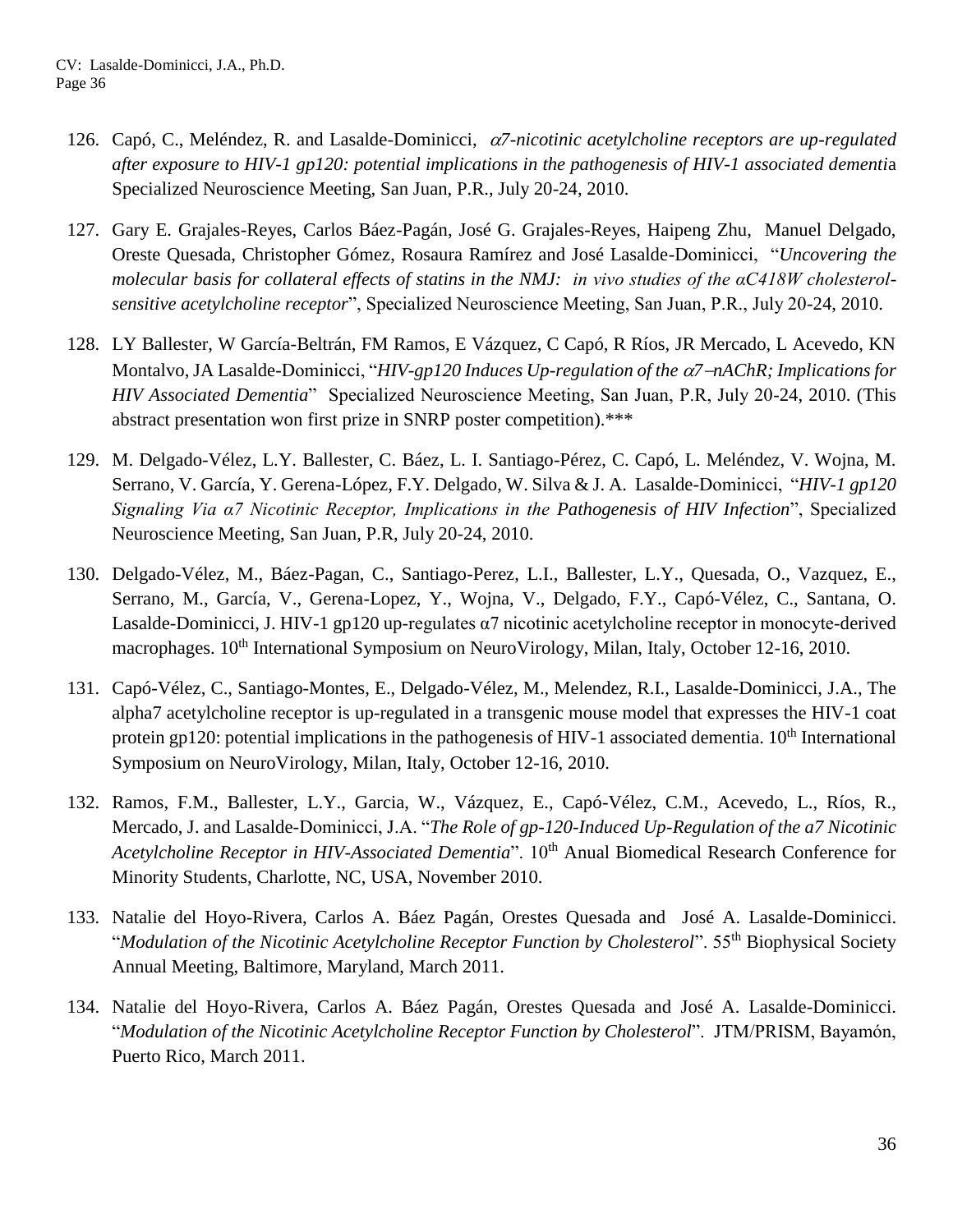126. Capó, C., Meléndez, R. and Lasalde-Dominicci, *α7-nicotinic acetylcholine receptors are up-regulated after exposure to HIV-1 gp120: potential implications in the pathogenesis of HIV-1 associated dementi*a Specialized Neuroscience Meeting, San Juan, P.R., July 20-24, 2010.

127. Gary E. Grajales-Reyes, Carlos Báez-Pagán, José G. Grajales-Reyes, Haipeng Zhu, Manuel Delgado, Oreste Quesada, Christopher Gómez, Rosaura Ramírez and José Lasalde-Dominicci, "*Uncovering the molecular basis for collateral effects of statins in the NMJ: in vivo studies of the αC418W cholesterol-sensitive acetylcholine receptor*", Specialized Neuroscience Meeting, San Juan, P.R., July 20-24, 2010.

128. LY Ballester, W García-Beltrán, FM Ramos, E Vázquez, C Capó, R Ríos, JR Mercado, L Acevedo, KN Montalvo, JA Lasalde-Dominicci, "*HIV-gp120 Induces Up-regulation of the α7–nAChR; Implications for HIV Associated Dementia*" Specialized Neuroscience Meeting, San Juan, P.R, July 20-24, 2010. (This abstract presentation won first prize in SNRP poster competition).***

129. M. Delgado-Vélez, L.Y. Ballester, C. Báez, L. I. Santiago-Pérez, C. Capó, L. Meléndez, V. Wojna, M. Serrano, V. García, Y. Gerena-López, F.Y. Delgado, W. Silva & J. A. Lasalde-Dominicci, "*HIV-1 gp120 Signaling Via α7 Nicotinic Receptor, Implications in the Pathogenesis of HIV Infection*", Specialized Neuroscience Meeting, San Juan, P.R, July 20-24, 2010.

130. Delgado-Vélez, M., Báez-Pagan, C., Santiago-Perez, L.I., Ballester, L.Y., Quesada, O., Vazquez, E., Serrano, M., García, V., Gerena-Lopez, Y., Wojna, V., Delgado, F.Y., Capó-Vélez, C., Santana, O. Lasalde-Dominicci, J. HIV-1 gp120 up-regulates α7 nicotinic acetylcholine receptor in monocyte-derived macrophages. 10th International Symposium on NeuroVirology, Milan, Italy, October 12-16, 2010.

131. Capó-Vélez, C., Santiago-Montes, E., Delgado-Vélez, M., Melendez, R.I., Lasalde-Dominicci, J.A., The alpha7 acetylcholine receptor is up-regulated in a transgenic mouse model that expresses the HIV-1 coat protein gp120: potential implications in the pathogenesis of HIV-1 associated dementia. 10th International Symposium on NeuroVirology, Milan, Italy, October 12-16, 2010.

132. Ramos, F.M., Ballester, L.Y., Garcia, W., Vázquez, E., Capó-Vélez, C.M., Acevedo, L., Ríos, R., Mercado, J. and Lasalde-Dominicci, J.A. "*The Role of gp-120-Induced Up-Regulation of the α7 Nicotinic Acetylcholine Receptor in HIV-Associated Dementia*". 10th Anual Biomedical Research Conference for Minority Students, Charlotte, NC, USA, November 2010.

133. Natalie del Hoyo-Rivera, Carlos A. Báez Pagán, Orestes Quesada and José A. Lasalde-Dominicci. "*Modulation of the Nicotinic Acetylcholine Receptor Function by Cholesterol*". 55th Biophysical Society Annual Meeting, Baltimore, Maryland, March 2011.

134. Natalie del Hoyo-Rivera, Carlos A. Báez Pagán, Orestes Quesada and José A. Lasalde-Dominicci. "*Modulation of the Nicotinic Acetylcholine Receptor Function by Cholesterol*". JTM/PRISM, Bayamón, Puerto Rico, March 2011.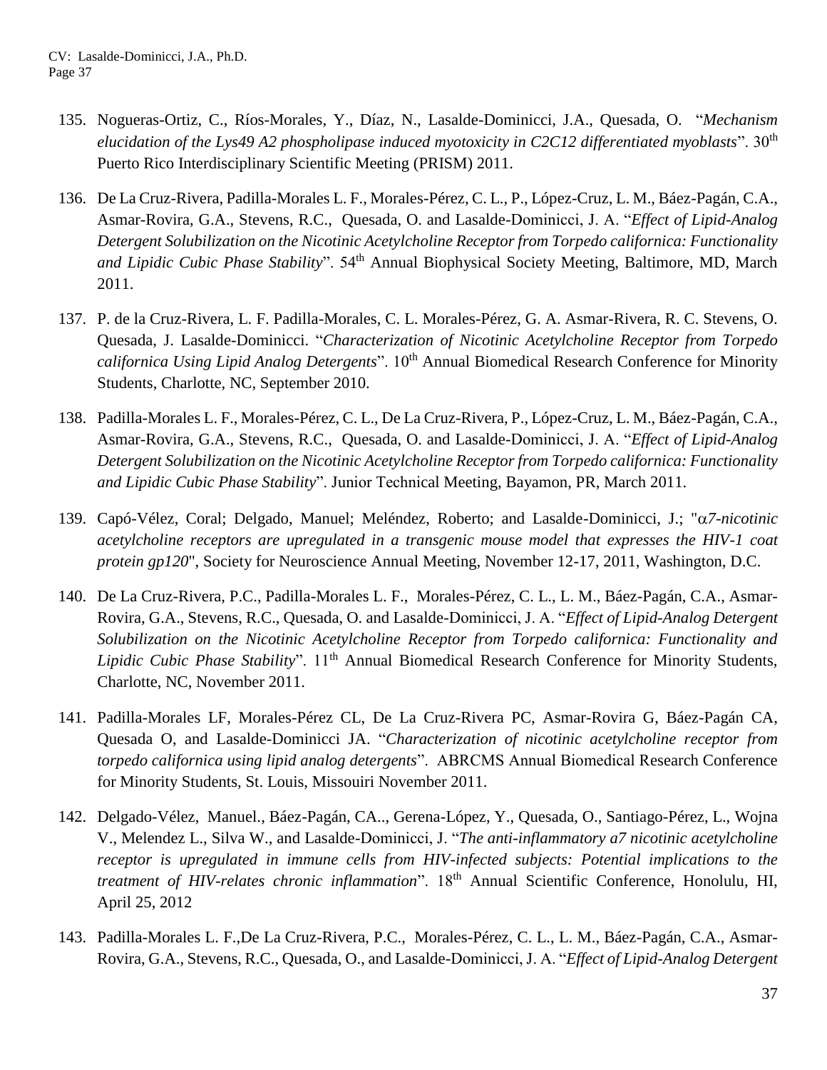135. Nogueras-Ortiz, C., Ríos-Morales, Y., Díaz, N., Lasalde-Dominicci, J.A., Quesada, O. "*Mechanism elucidation of the Lys49 A2 phospholipase induced myotoxicity in C2C12 differentiated myoblasts*". 30th Puerto Rico Interdisciplinary Scientific Meeting (PRISM) 2011.

136. De La Cruz-Rivera, Padilla-Morales L. F., Morales-Pérez, C. L., P., López-Cruz, L. M., Báez-Pagán, C.A., Asmar-Rovira, G.A., Stevens, R.C., Quesada, O. and Lasalde-Dominicci, J. A. "*Effect of Lipid-Analog Detergent Solubilization on the Nicotinic Acetylcholine Receptor from Torpedo californica: Functionality and Lipidic Cubic Phase Stability*". 54th Annual Biophysical Society Meeting, Baltimore, MD, March 2011.

137. P. de la Cruz-Rivera, L. F. Padilla-Morales, C. L. Morales-Pérez, G. A. Asmar-Rivera, R. C. Stevens, O. Quesada, J. Lasalde-Dominicci. "*Characterization of Nicotinic Acetylcholine Receptor from Torpedo californica Using Lipid Analog Detergents*". 10th Annual Biomedical Research Conference for Minority Students, Charlotte, NC, September 2010.

138. Padilla-Morales L. F., Morales-Pérez, C. L., De La Cruz-Rivera, P., López-Cruz, L. M., Báez-Pagán, C.A., Asmar-Rovira, G.A., Stevens, R.C., Quesada, O. and Lasalde-Dominicci, J. A. "*Effect of Lipid-Analog Detergent Solubilization on the Nicotinic Acetylcholine Receptor from Torpedo californica: Functionality and Lipidic Cubic Phase Stability*". Junior Technical Meeting, Bayamon, PR, March 2011.

139. Capó-Vélez, Coral; Delgado, Manuel; Meléndez, Roberto; and Lasalde-Dominicci, J.; "*α7-nicotinic acetylcholine receptors are upregulated in a transgenic mouse model that expresses the HIV-1 coat protein gp120*", Society for Neuroscience Annual Meeting, November 12-17, 2011, Washington, D.C.

140. De La Cruz-Rivera, P.C., Padilla-Morales L. F., Morales-Pérez, C. L., L. M., Báez-Pagán, C.A., Asmar-Rovira, G.A., Stevens, R.C., Quesada, O. and Lasalde-Dominicci, J. A. "*Effect of Lipid-Analog Detergent Solubilization on the Nicotinic Acetylcholine Receptor from Torpedo californica: Functionality and Lipidic Cubic Phase Stability*". 11th Annual Biomedical Research Conference for Minority Students, Charlotte, NC, November 2011.

141. Padilla-Morales LF, Morales-Pérez CL, De La Cruz-Rivera PC, Asmar-Rovira G, Báez-Pagán CA, Quesada O, and Lasalde-Dominicci JA. "*Characterization of nicotinic acetylcholine receptor from torpedo californica using lipid analog detergents*". ABRCMS Annual Biomedical Research Conference for Minority Students, St. Louis, Missouiri November 2011.

142. Delgado-Vélez, Manuel., Báez-Pagán, CA.., Gerena-López, Y., Quesada, O., Santiago-Pérez, L., Wojna V., Melendez L., Silva W., and Lasalde-Dominicci, J. "*The anti-inflammatory a7 nicotinic acetylcholine receptor is upregulated in immune cells from HIV-infected subjects: Potential implications to the treatment of HIV-relates chronic inflammation*". 18th Annual Scientific Conference, Honolulu, HI, April 25, 2012

143. Padilla-Morales L. F.,De La Cruz-Rivera, P.C., Morales-Pérez, C. L., L. M., Báez-Pagán, C.A., Asmar-Rovira, G.A., Stevens, R.C., Quesada, O., and Lasalde-Dominicci, J. A. "*Effect of Lipid-Analog Detergent*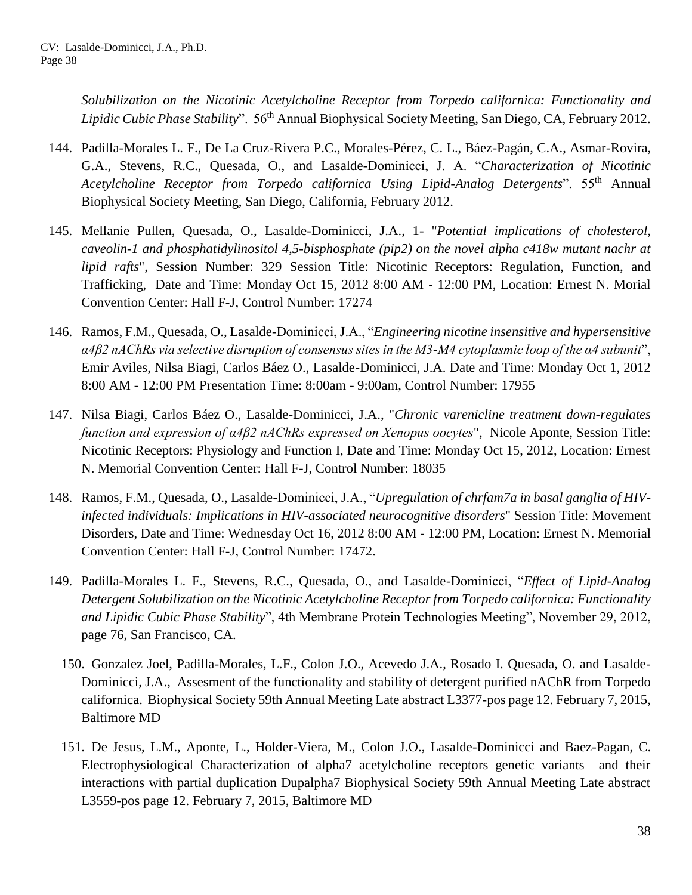*Solubilization on the Nicotinic Acetylcholine Receptor from Torpedo californica: Functionality and Lipidic Cubic Phase Stability*". 56th Annual Biophysical Society Meeting, San Diego, CA, February 2012.

144. Padilla-Morales L. F., De La Cruz-Rivera P.C., Morales-Pérez, C. L., Báez-Pagán, C.A., Asmar-Rovira, G.A., Stevens, R.C., Quesada, O., and Lasalde-Dominicci, J. A. "*Characterization of Nicotinic Acetylcholine Receptor from Torpedo californica Using Lipid-Analog Detergents*". 55th Annual Biophysical Society Meeting, San Diego, California, February 2012.

145. Mellanie Pullen, Quesada, O., Lasalde-Dominicci, J.A., 1- "*Potential implications of cholesterol, caveolin-1 and phosphatidylinositol 4,5-bisphosphate (pip2) on the novel alpha c418w mutant nachr at lipid rafts*", Session Number: 329 Session Title: Nicotinic Receptors: Regulation, Function, and Trafficking, Date and Time: Monday Oct 15, 2012 8:00 AM - 12:00 PM, Location: Ernest N. Morial Convention Center: Hall F-J, Control Number: 17274

146. Ramos, F.M., Quesada, O., Lasalde-Dominicci, J.A., "*Engineering nicotine insensitive and hypersensitive α4β2 nAChRs via selective disruption of consensus sites in the M3-M4 cytoplasmic loop of the α4 subunit*", Emir Aviles, Nilsa Biagi, Carlos Báez O., Lasalde-Dominicci, J.A. Date and Time: Monday Oct 1, 2012 8:00 AM - 12:00 PM Presentation Time: 8:00am - 9:00am, Control Number: 17955

147. Nilsa Biagi, Carlos Báez O., Lasalde-Dominicci, J.A., "*Chronic varenicline treatment down-regulates function and expression of α4β2 nAChRs expressed on Xenopus oocytes*", Nicole Aponte, Session Title: Nicotinic Receptors: Physiology and Function I, Date and Time: Monday Oct 15, 2012, Location: Ernest N. Memorial Convention Center: Hall F-J, Control Number: 18035

148. Ramos, F.M., Quesada, O., Lasalde-Dominicci, J.A., "*Upregulation of chrfam7a in basal ganglia of HIV-infected individuals: Implications in HIV-associated neurocognitive disorders*" Session Title: Movement Disorders, Date and Time: Wednesday Oct 16, 2012 8:00 AM - 12:00 PM, Location: Ernest N. Memorial Convention Center: Hall F-J, Control Number: 17472.

149. Padilla-Morales L. F., Stevens, R.C., Quesada, O., and Lasalde-Dominicci, "*Effect of Lipid-Analog Detergent Solubilization on the Nicotinic Acetylcholine Receptor from Torpedo californica: Functionality and Lipidic Cubic Phase Stability*", 4th Membrane Protein Technologies Meeting", November 29, 2012, page 76, San Francisco, CA.

150. Gonzalez Joel, Padilla-Morales, L.F., Colon J.O., Acevedo J.A., Rosado I. Quesada, O. and Lasalde-Dominicci, J.A., Assesment of the functionality and stability of detergent purified nAChR from Torpedo californica. Biophysical Society 59th Annual Meeting Late abstract L3377-pos page 12. February 7, 2015, Baltimore MD

151. De Jesus, L.M., Aponte, L., Holder-Viera, M., Colon J.O., Lasalde-Dominicci and Baez-Pagan, C. Electrophysiological Characterization of alpha7 acetylcholine receptors genetic variants and their interactions with partial duplication Dupalpha7 Biophysical Society 59th Annual Meeting Late abstract L3559-pos page 12. February 7, 2015, Baltimore MD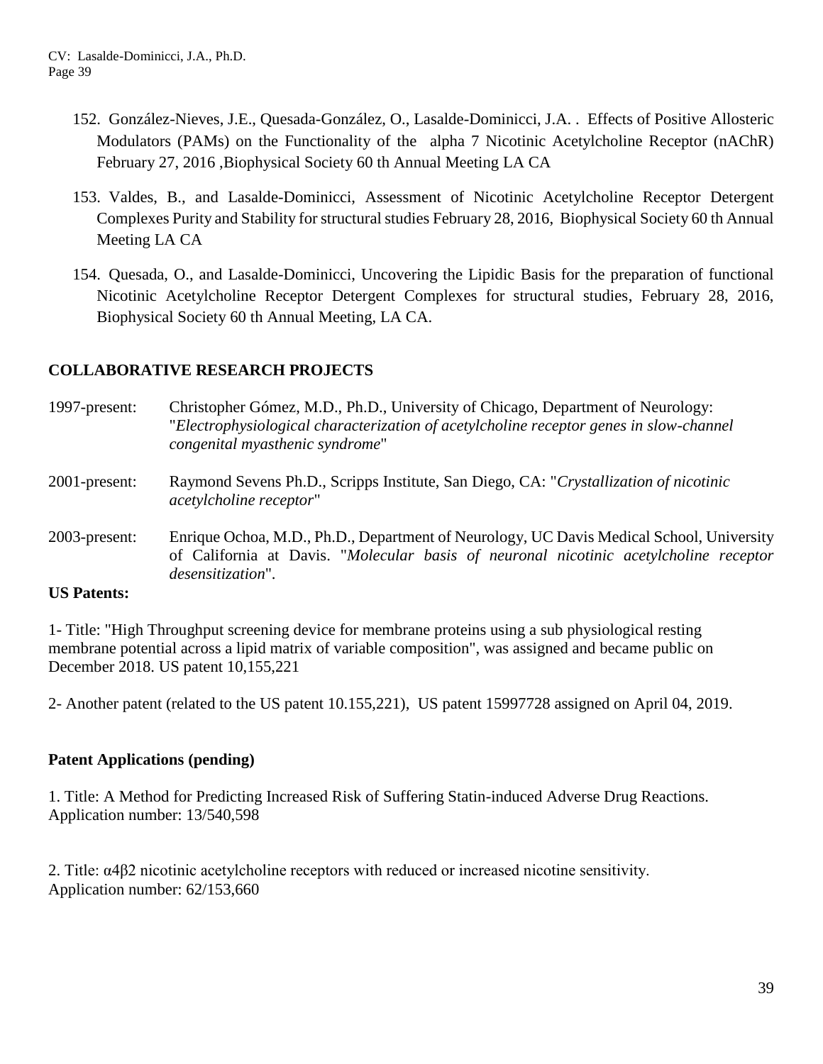152. González-Nieves, J.E., Quesada-González, O., Lasalde-Dominicci, J.A. . Effects of Positive Allosteric Modulators (PAMs) on the Functionality of the alpha 7 Nicotinic Acetylcholine Receptor (nAChR) February 27, 2016 ,Biophysical Society 60 th Annual Meeting LA CA

153. Valdes, B., and Lasalde-Dominicci, Assessment of Nicotinic Acetylcholine Receptor Detergent Complexes Purity and Stability for structural studies February 28, 2016, Biophysical Society 60 th Annual Meeting LA CA

154. Quesada, O., and Lasalde-Dominicci, Uncovering the Lipidic Basis for the preparation of functional Nicotinic Acetylcholine Receptor Detergent Complexes for structural studies, February 28, 2016, Biophysical Society 60 th Annual Meeting, LA CA.

## COLLABORATIVE RESEARCH PROJECTS

1997-present: Christopher Gómez, M.D., Ph.D., University of Chicago, Department of Neurology: "*Electrophysiological characterization of acetylcholine receptor genes in slow-channel congenital myasthenic syndrome*"

2001-present: Raymond Sevens Ph.D., Scripps Institute, San Diego, CA: "*Crystallization of nicotinic acetylcholine receptor*"

2003-present: Enrique Ochoa, M.D., Ph.D., Department of Neurology, UC Davis Medical School, University of California at Davis. "*Molecular basis of neuronal nicotinic acetylcholine receptor desensitization*".

**US Patents:**

1- Title: "High Throughput screening device for membrane proteins using a sub physiological resting membrane potential across a lipid matrix of variable composition", was assigned and became public on December 2018. US patent 10,155,221

2- Another patent (related to the US patent 10.155,221), US patent 15997728 assigned on April 04, 2019.

**Patent Applications (pending)**

1. Title: A Method for Predicting Increased Risk of Suffering Statin-induced Adverse Drug Reactions. Application number: 13/540,598

2. Title: α4β2 nicotinic acetylcholine receptors with reduced or increased nicotine sensitivity. Application number: 62/153,660